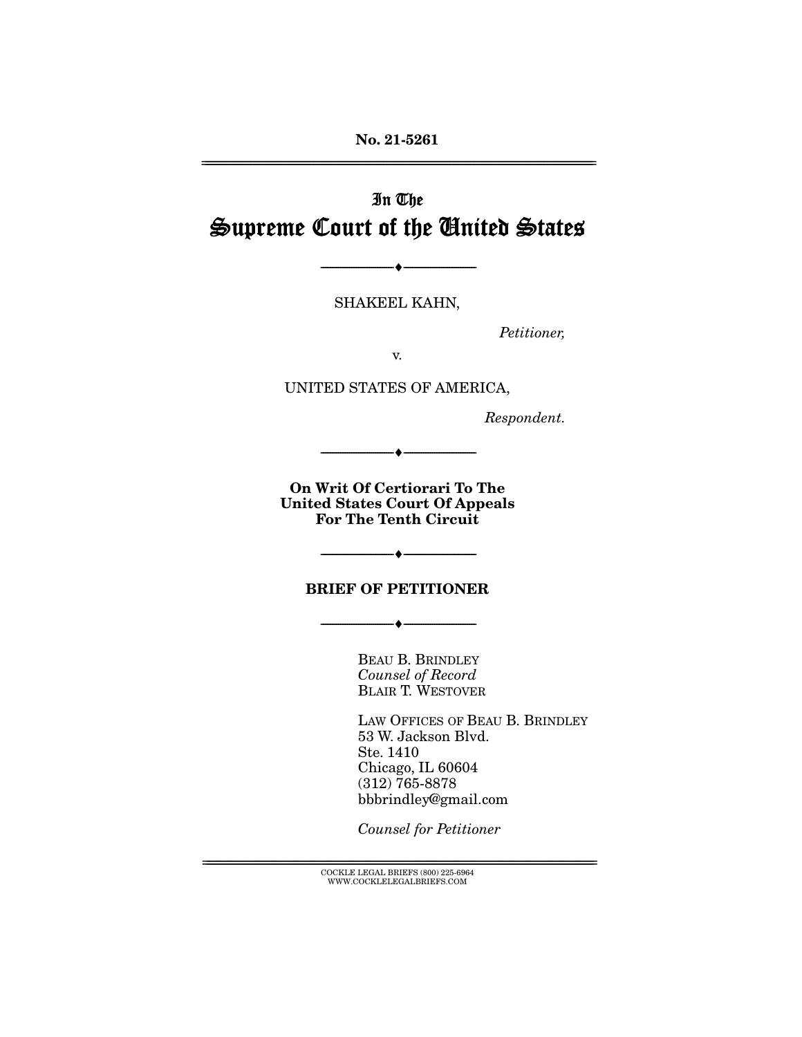No. 21-5261

# In The Supreme Court of the United States

SHAKEEL KAHN,

*Petitioner,*

v.

UNITED STATES OF AMERICA,

*Respondent.*

**On Writ Of Certiorari To The United States Court Of Appeals For The Tenth Circuit**

## BRIEF OF PETITIONER

BEAU B. BRINDLEY
*Counsel of Record*
BLAIR T. WESTOVER

LAW OFFICES OF BEAU B. BRINDLEY
53 W. Jackson Blvd.
Ste. 1410
Chicago, IL 60604
(312) 765-8878
bbbrindley@gmail.com

*Counsel for Petitioner*

COCKLE LEGAL BRIEFS (800) 225-6964
WWW.COCKLELEGALBRIEFS.COM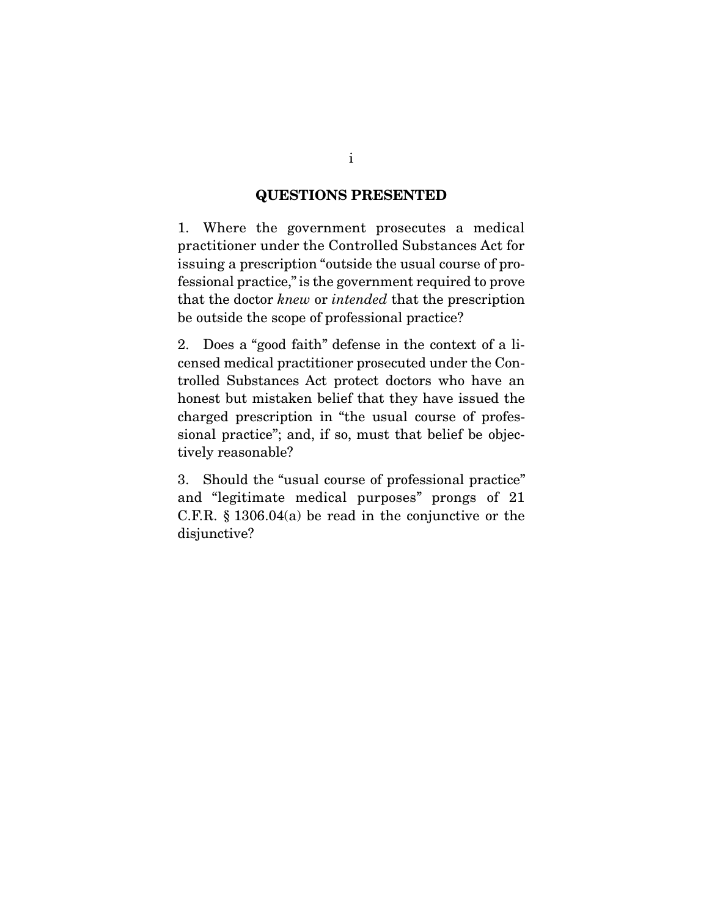## QUESTIONS PRESENTED

1. Where the government prosecutes a medical practitioner under the Controlled Substances Act for issuing a prescription "outside the usual course of professional practice," is the government required to prove that the doctor *knew* or *intended* that the prescription be outside the scope of professional practice?

2. Does a "good faith" defense in the context of a licensed medical practitioner prosecuted under the Controlled Substances Act protect doctors who have an honest but mistaken belief that they have issued the charged prescription in "the usual course of professional practice"; and, if so, must that belief be objectively reasonable?

3. Should the "usual course of professional practice" and "legitimate medical purposes" prongs of 21 C.F.R. § 1306.04(a) be read in the conjunctive or the disjunctive?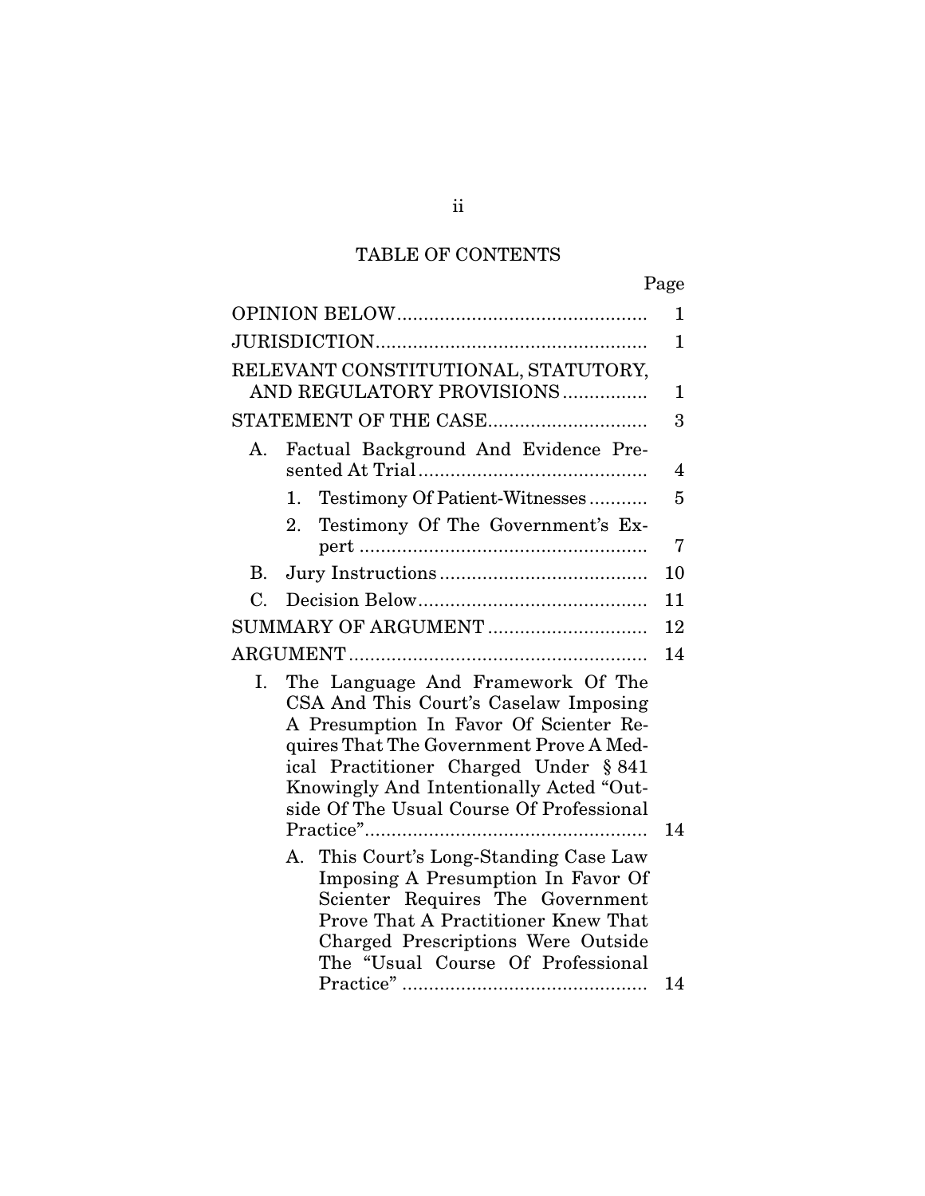# TABLE OF CONTENTS

| | Page |
|---|---|
| OPINION BELOW | 1 |
| JURISDICTION | 1 |
| RELEVANT CONSTITUTIONAL, STATUTORY, AND REGULATORY PROVISIONS | 1 |
| STATEMENT OF THE CASE | 3 |
| A. Factual Background And Evidence Presented At Trial | 4 |
| 1. Testimony Of Patient-Witnesses | 5 |
| 2. Testimony Of The Government's Expert | 7 |
| B. Jury Instructions | 10 |
| C. Decision Below | 11 |
| SUMMARY OF ARGUMENT | 12 |
| ARGUMENT | 14 |
| I. The Language And Framework Of The CSA And This Court's Caselaw Imposing A Presumption In Favor Of Scienter Requires That The Government Prove A Medical Practitioner Charged Under § 841 Knowingly And Intentionally Acted "Outside Of The Usual Course Of Professional Practice" | 14 |
| A. This Court's Long-Standing Case Law Imposing A Presumption In Favor Of Scienter Requires The Government Prove That A Practitioner Knew That Charged Prescriptions Were Outside The "Usual Course Of Professional Practice" | 14 |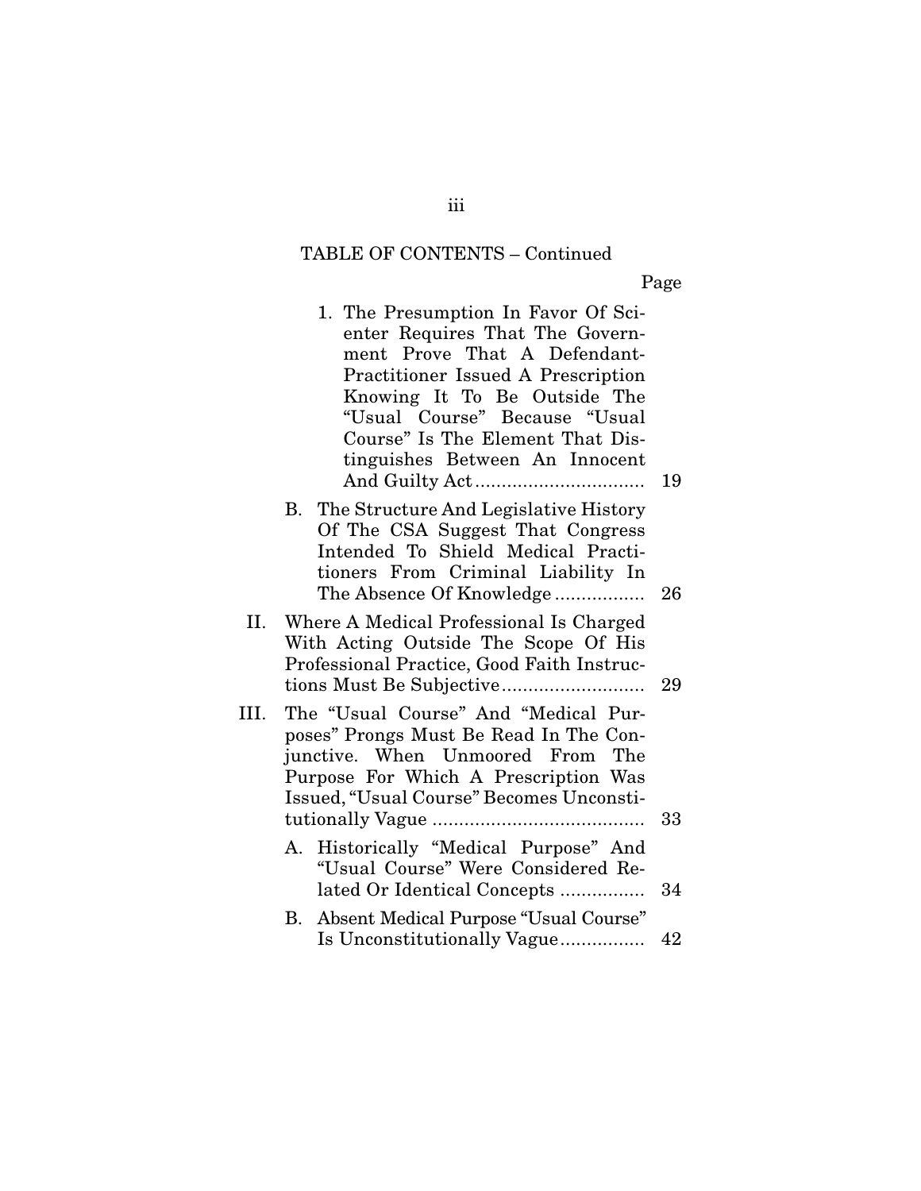TABLE OF CONTENTS – Continued

| | Page |
|---|---|
| 1. The Presumption In Favor Of Scienter Requires That The Government Prove That A Defendant-Practitioner Issued A Prescription Knowing It To Be Outside The "Usual Course" Because "Usual Course" Is The Element That Distinguishes Between An Innocent And Guilty Act | 19 |
| B. The Structure And Legislative History Of The CSA Suggest That Congress Intended To Shield Medical Practitioners From Criminal Liability In The Absence Of Knowledge | 26 |
| II. Where A Medical Professional Is Charged With Acting Outside The Scope Of His Professional Practice, Good Faith Instructions Must Be Subjective | 29 |
| III. The "Usual Course" And "Medical Purposes" Prongs Must Be Read In The Conjunctive. When Unmoored From The Purpose For Which A Prescription Was Issued, "Usual Course" Becomes Unconstitutionally Vague | 33 |
| A. Historically "Medical Purpose" And "Usual Course" Were Considered Related Or Identical Concepts | 34 |
| B. Absent Medical Purpose "Usual Course" Is Unconstitutionally Vague | 42 |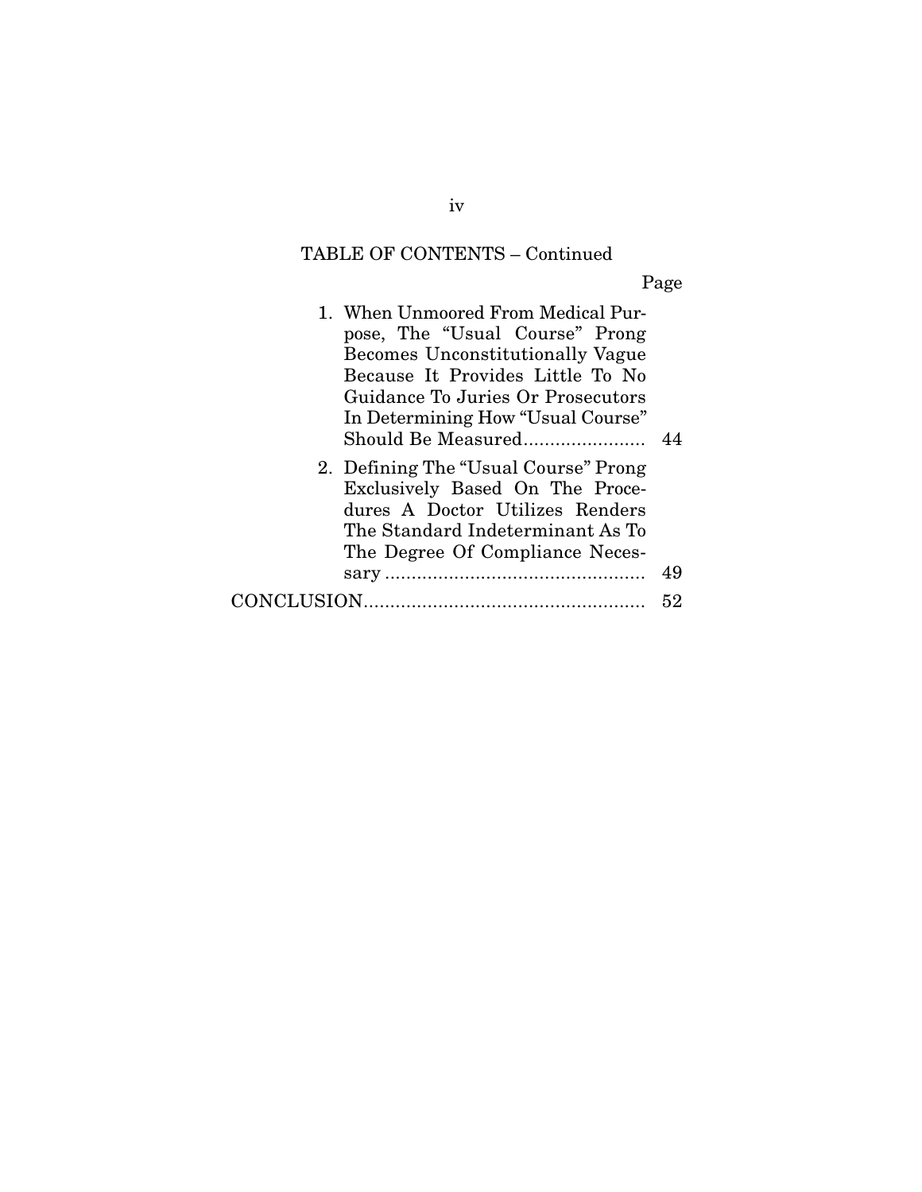TABLE OF CONTENTS – Continued

| | Page |
|---|---|
| 1. When Unmoored From Medical Purpose, The "Usual Course" Prong Becomes Unconstitutionally Vague Because It Provides Little To No Guidance To Juries Or Prosecutors In Determining How "Usual Course" Should Be Measured | 44 |
| 2. Defining The "Usual Course" Prong Exclusively Based On The Procedures A Doctor Utilizes Renders The Standard Indeterminant As To The Degree Of Compliance Necessary | 49 |
| CONCLUSION | 52 |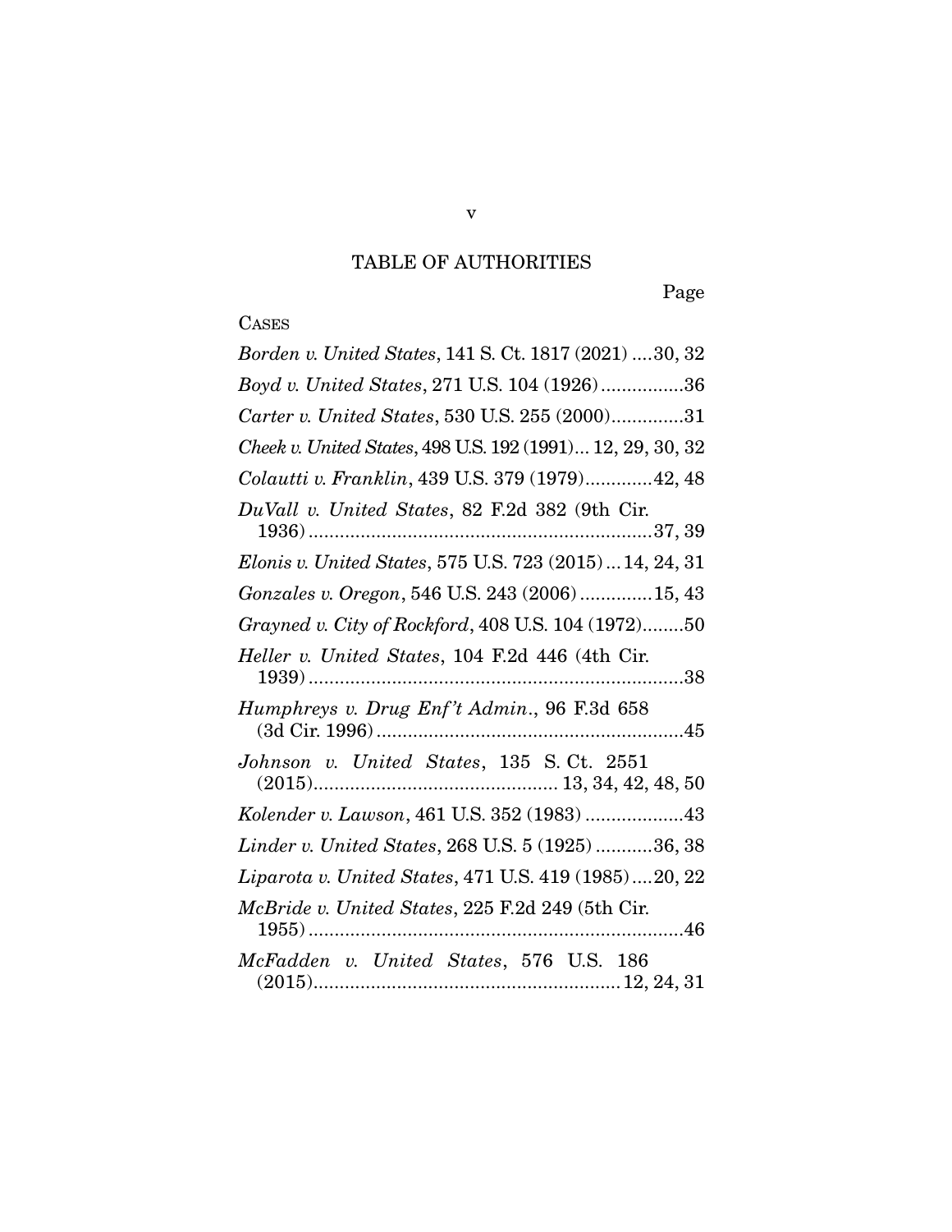# TABLE OF AUTHORITIES

Page

CASES

*Borden v. United States*, 141 S. Ct. 1817 (2021) ....30, 32

*Boyd v. United States*, 271 U.S. 104 (1926)................36

*Carter v. United States*, 530 U.S. 255 (2000)..............31

*Cheek v. United States*, 498 U.S. 192 (1991)... 12, 29, 30, 32

*Colautti v. Franklin*, 439 U.S. 379 (1979).............42, 48

*DuVall v. United States*, 82 F.2d 382 (9th Cir. 1936)..................................................................37, 39

*Elonis v. United States*, 575 U.S. 723 (2015)...14, 24, 31

*Gonzales v. Oregon*, 546 U.S. 243 (2006)..............15, 43

*Grayned v. City of Rockford*, 408 U.S. 104 (1972)........50

*Heller v. United States*, 104 F.2d 446 (4th Cir. 1939)........................................................................38

*Humphreys v. Drug Enf't Admin.*, 96 F.3d 658 (3d Cir. 1996)...........................................................45

*Johnson v. United States*, 135 S. Ct. 2551 (2015).............................................. 13, 34, 42, 48, 50

*Kolender v. Lawson*, 461 U.S. 352 (1983)...................43

*Linder v. United States*, 268 U.S. 5 (1925)...........36, 38

*Liparota v. United States*, 471 U.S. 419 (1985)....20, 22

*McBride v. United States*, 225 F.2d 249 (5th Cir. 1955)........................................................................46

*McFadden v. United States*, 576 U.S. 186 (2015).......................................................... 12, 24, 31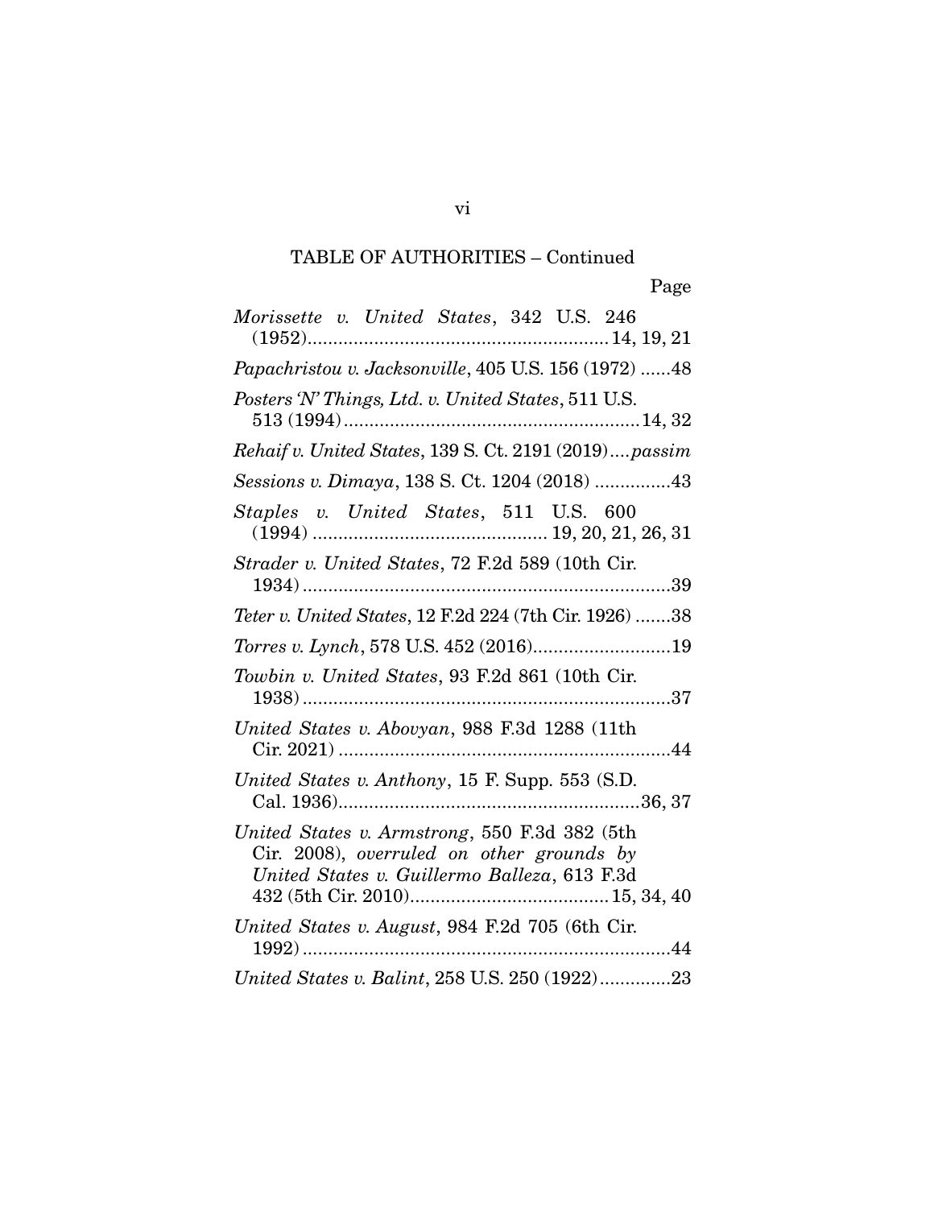TABLE OF AUTHORITIES – Continued

Page

*Morissette v. United States*, 342 U.S. 246 (1952)....................................................14, 19, 21

*Papachristou v. Jacksonville*, 405 U.S. 156 (1972) ......48

*Posters 'N' Things, Ltd. v. United States*, 511 U.S. 513 (1994)....................................................14, 32

*Rehaif v. United States*, 139 S. Ct. 2191 (2019)....*passim*

*Sessions v. Dimaya*, 138 S. Ct. 1204 (2018) ...............43

*Staples v. United States*, 511 U.S. 600 (1994) ............................................ 19, 20, 21, 26, 31

*Strader v. United States*, 72 F.2d 589 (10th Cir. 1934)........................................................................39

*Teter v. United States*, 12 F.2d 224 (7th Cir. 1926) .......38

*Torres v. Lynch*, 578 U.S. 452 (2016)...........................19

*Towbin v. United States*, 93 F.2d 861 (10th Cir. 1938)........................................................................37

*United States v. Abovyan*, 988 F.3d 1288 (11th Cir. 2021) ................................................................44

*United States v. Anthony*, 15 F. Supp. 553 (S.D. Cal. 1936)..........................................................36, 37

*United States v. Armstrong*, 550 F.3d 382 (5th Cir. 2008), *overruled on other grounds by United States v. Guillermo Balleza*, 613 F.3d 432 (5th Cir. 2010)......................................15, 34, 40

*United States v. August*, 984 F.2d 705 (6th Cir. 1992)........................................................................44

*United States v. Balint*, 258 U.S. 250 (1922)..............23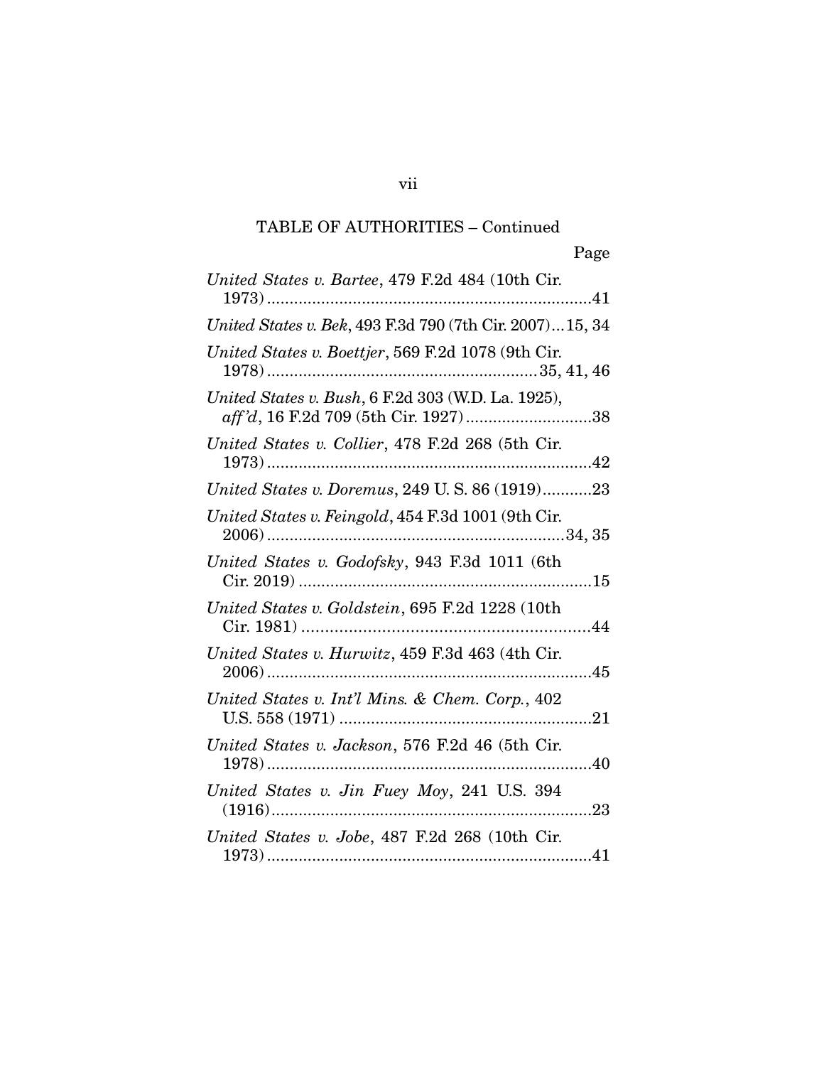TABLE OF AUTHORITIES – Continued

Page

*United States v. Bartee*, 479 F.2d 484 (10th Cir. 1973) ........................................................................41

*United States v. Bek*, 493 F.3d 790 (7th Cir. 2007)...15, 34

*United States v. Boettjer*, 569 F.2d 1078 (9th Cir. 1978) ...........................................................35, 41, 46

*United States v. Bush*, 6 F.2d 303 (W.D. La. 1925), *aff'd*, 16 F.2d 709 (5th Cir. 1927) ............................38

*United States v. Collier*, 478 F.2d 268 (5th Cir. 1973) ........................................................................42

*United States v. Doremus*, 249 U. S. 86 (1919)...........23

*United States v. Feingold*, 454 F.3d 1001 (9th Cir. 2006) .................................................................34, 35

*United States v. Godofsky*, 943 F.3d 1011 (6th Cir. 2019) .................................................................15

*United States v. Goldstein*, 695 F.2d 1228 (10th Cir. 1981) ..............................................................44

*United States v. Hurwitz*, 459 F.3d 463 (4th Cir. 2006) ........................................................................45

*United States v. Int'l Mins. & Chem. Corp.*, 402 U.S. 558 (1971) ........................................................21

*United States v. Jackson*, 576 F.2d 46 (5th Cir. 1978) ........................................................................40

*United States v. Jin Fuey Moy*, 241 U.S. 394 (1916)........................................................................23

*United States v. Jobe*, 487 F.2d 268 (10th Cir. 1973) ........................................................................41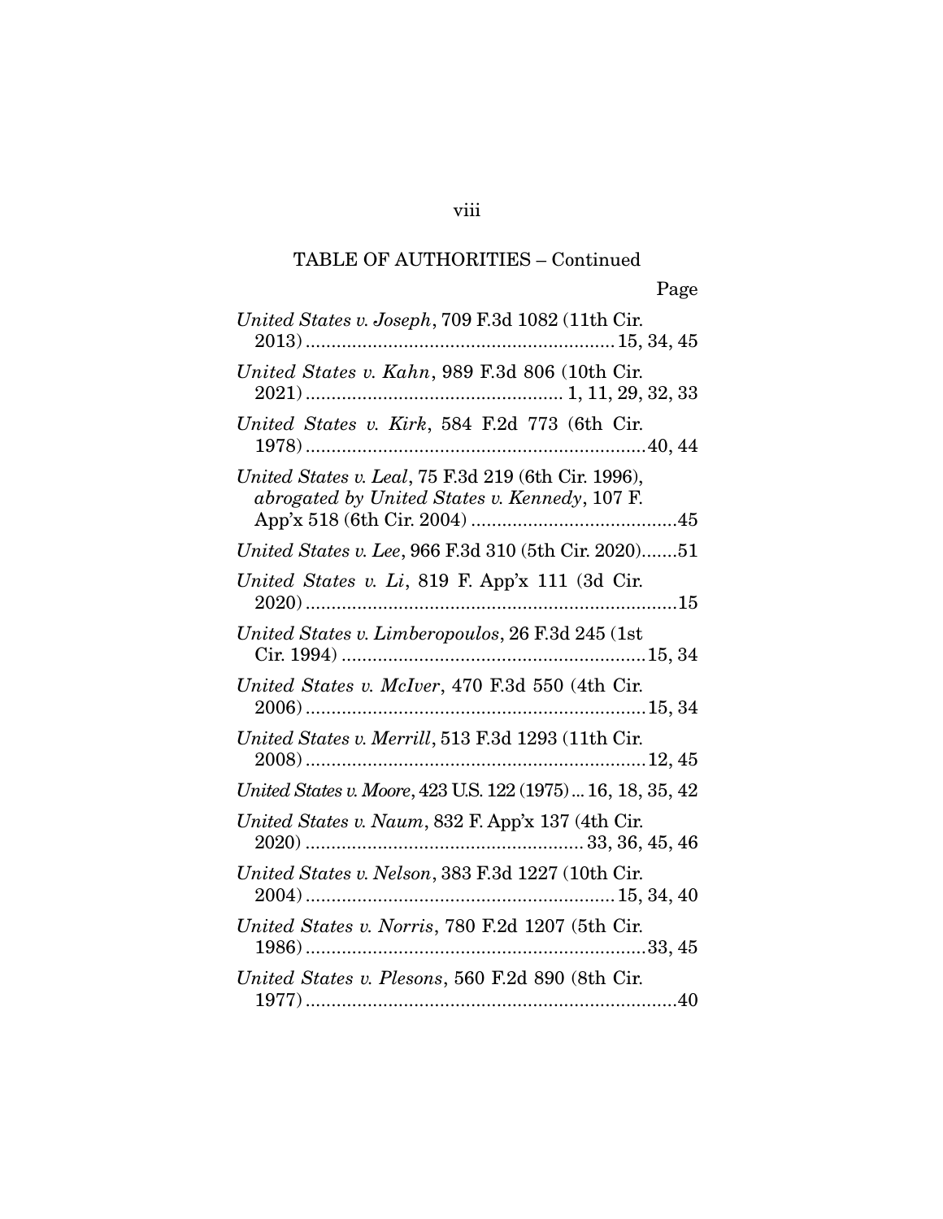TABLE OF AUTHORITIES – Continued

Page

*United States v. Joseph*, 709 F.3d 1082 (11th Cir. 2013) ............................................................ 15, 34, 45

*United States v. Kahn*, 989 F.3d 806 (10th Cir. 2021) ................................................. 1, 11, 29, 32, 33

*United States v. Kirk*, 584 F.2d 773 (6th Cir. 1978) ..................................................................40, 44

*United States v. Leal*, 75 F.3d 219 (6th Cir. 1996), *abrogated by United States v. Kennedy*, 107 F. App'x 518 (6th Cir. 2004) ........................................45

*United States v. Lee*, 966 F.3d 310 (5th Cir. 2020).......51

*United States v. Li*, 819 F. App'x 111 (3d Cir. 2020) ........................................................................15

*United States v. Limberopoulos*, 26 F.3d 245 (1st Cir. 1994) ...........................................................15, 34

*United States v. McIver*, 470 F.3d 550 (4th Cir. 2006) ..................................................................15, 34

*United States v. Merrill*, 513 F.3d 1293 (11th Cir. 2008) ..................................................................12, 45

*United States v. Moore*, 423 U.S. 122 (1975) ... 16, 18, 35, 42

*United States v. Naum*, 832 F. App'x 137 (4th Cir. 2020) ..................................................... 33, 36, 45, 46

*United States v. Nelson*, 383 F.3d 1227 (10th Cir. 2004) ............................................................15, 34, 40

*United States v. Norris*, 780 F.2d 1207 (5th Cir. 1986) ..................................................................33, 45

*United States v. Plesons*, 560 F.2d 890 (8th Cir. 1977) ........................................................................40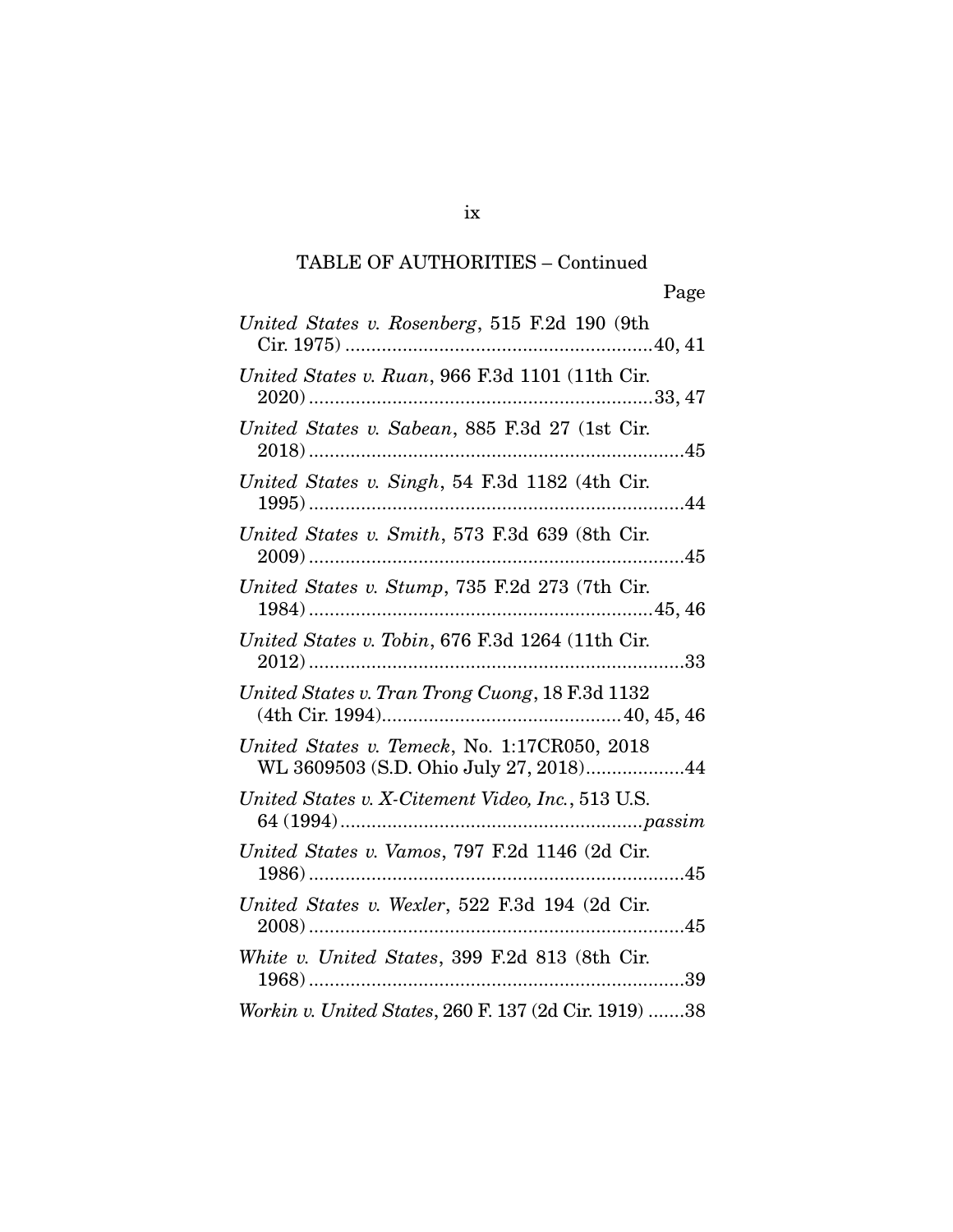TABLE OF AUTHORITIES – Continued

Page

*United States v. Rosenberg*, 515 F.2d 190 (9th Cir. 1975) ....................................................40, 41

*United States v. Ruan*, 966 F.3d 1101 (11th Cir. 2020) ....................................................33, 47

*United States v. Sabean*, 885 F.3d 27 (1st Cir. 2018) ....................................................45

*United States v. Singh*, 54 F.3d 1182 (4th Cir. 1995) ....................................................44

*United States v. Smith*, 573 F.3d 639 (8th Cir. 2009) ....................................................45

*United States v. Stump*, 735 F.2d 273 (7th Cir. 1984) ....................................................45, 46

*United States v. Tobin*, 676 F.3d 1264 (11th Cir. 2012) ....................................................33

*United States v. Tran Trong Cuong*, 18 F.3d 1132 (4th Cir. 1994)....................................................40, 45, 46

*United States v. Temeck*, No. 1:17CR050, 2018 WL 3609503 (S.D. Ohio July 27, 2018)..................44

*United States v. X-Citement Video, Inc.*, 513 U.S. 64 (1994) ....................................................*passim*

*United States v. Vamos*, 797 F.2d 1146 (2d Cir. 1986) ....................................................45

*United States v. Wexler*, 522 F.3d 194 (2d Cir. 2008) ....................................................45

*White v. United States*, 399 F.2d 813 (8th Cir. 1968) ....................................................39

*Workin v. United States*, 260 F. 137 (2d Cir. 1919) .......38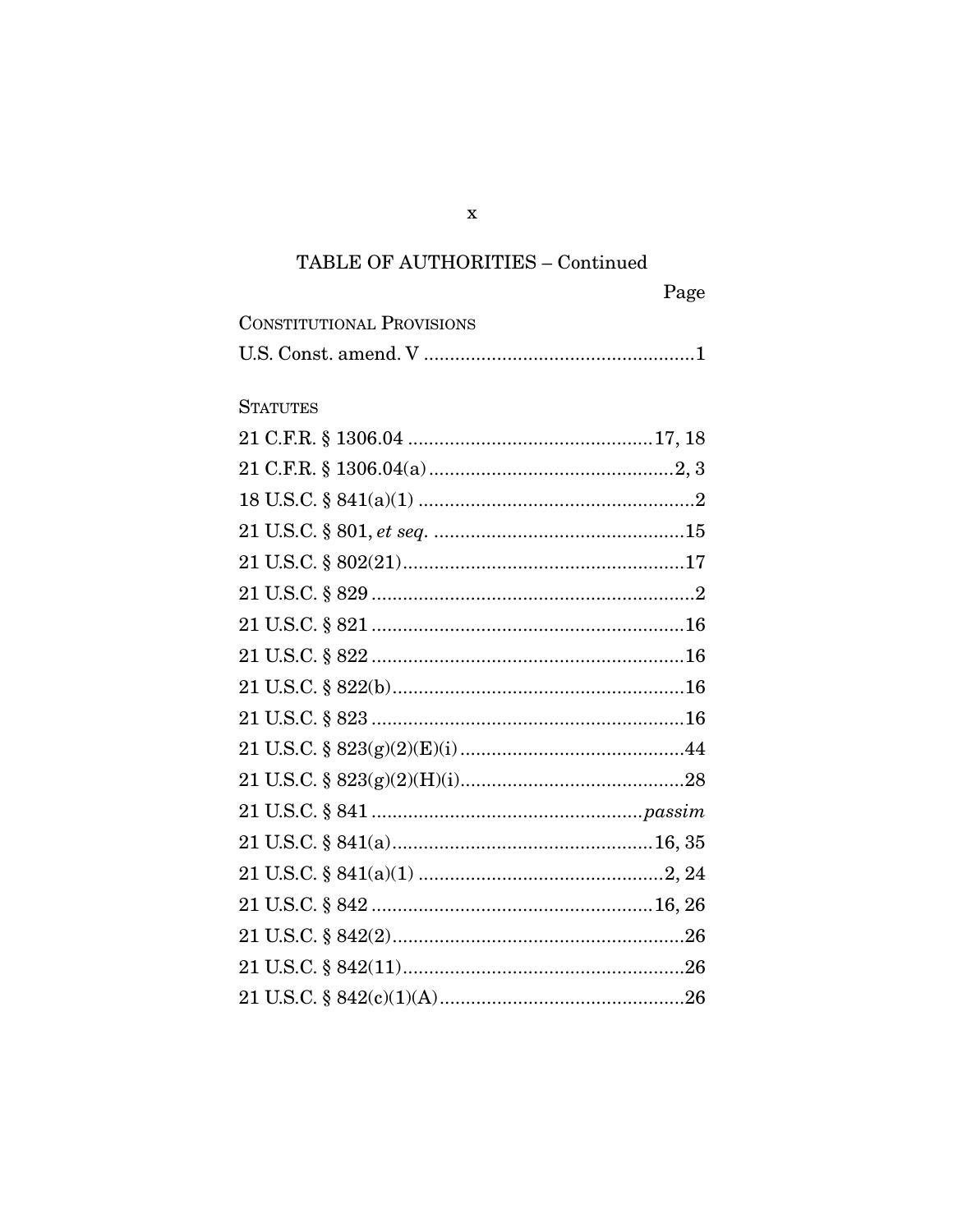TABLE OF AUTHORITIES – Continued

Page

CONSTITUTIONAL PROVISIONS

U.S. Const. amend. V ....................................................1

STATUTES

21 C.F.R. § 1306.04 ...............................................17, 18

21 C.F.R. § 1306.04(a)...............................................2, 3

18 U.S.C. § 841(a)(1) .....................................................2

21 U.S.C. § 801, *et seq.* ................................................15

21 U.S.C. § 802(21)......................................................17

21 U.S.C. § 829 ..............................................................2

21 U.S.C. § 821 ............................................................16

21 U.S.C. § 822 ............................................................16

21 U.S.C. § 822(b)........................................................16

21 U.S.C. § 823 ............................................................16

21 U.S.C. § 823(g)(2)(E)(i) ...........................................44

21 U.S.C. § 823(g)(2)(H)(i)...........................................28

21 U.S.C. § 841 ....................................................*passim*

21 U.S.C. § 841(a)..................................................16, 35

21 U.S.C. § 841(a)(1) ...............................................2, 24

21 U.S.C. § 842 ......................................................16, 26

21 U.S.C. § 842(2)........................................................26

21 U.S.C. § 842(11)......................................................26

21 U.S.C. § 842(c)(1)(A)...............................................26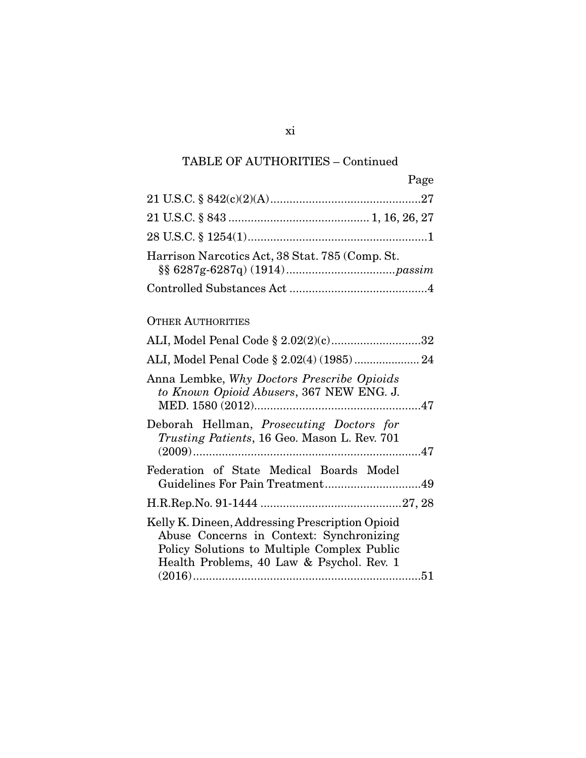TABLE OF AUTHORITIES – Continued

| | Page |
|---|---|
| 21 U.S.C. § 842(c)(2)(A) | 27 |
| 21 U.S.C. § 843 | 1, 16, 26, 27 |
| 28 U.S.C. § 1254(1) | 1 |
| Harrison Narcotics Act, 38 Stat. 785 (Comp. St. §§ 6287g-6287q) (1914) | *passim* |
| Controlled Substances Act | 4 |

OTHER AUTHORITIES

| | Page |
|---|---|
| ALI, Model Penal Code § 2.02(2)(c) | 32 |
| ALI, Model Penal Code § 2.02(4) (1985) | 24 |
| Anna Lembke, *Why Doctors Prescribe Opioids to Known Opioid Abusers*, 367 NEW ENG. J. MED. 1580 (2012) | 47 |
| Deborah Hellman, *Prosecuting Doctors for Trusting Patients*, 16 Geo. Mason L. Rev. 701 (2009) | 47 |
| Federation of State Medical Boards Model Guidelines For Pain Treatment | 49 |
| H.R.Rep.No. 91-1444 | 27, 28 |
| Kelly K. Dineen, Addressing Prescription Opioid Abuse Concerns in Context: Synchronizing Policy Solutions to Multiple Complex Public Health Problems, 40 Law & Psychol. Rev. 1 (2016) | 51 |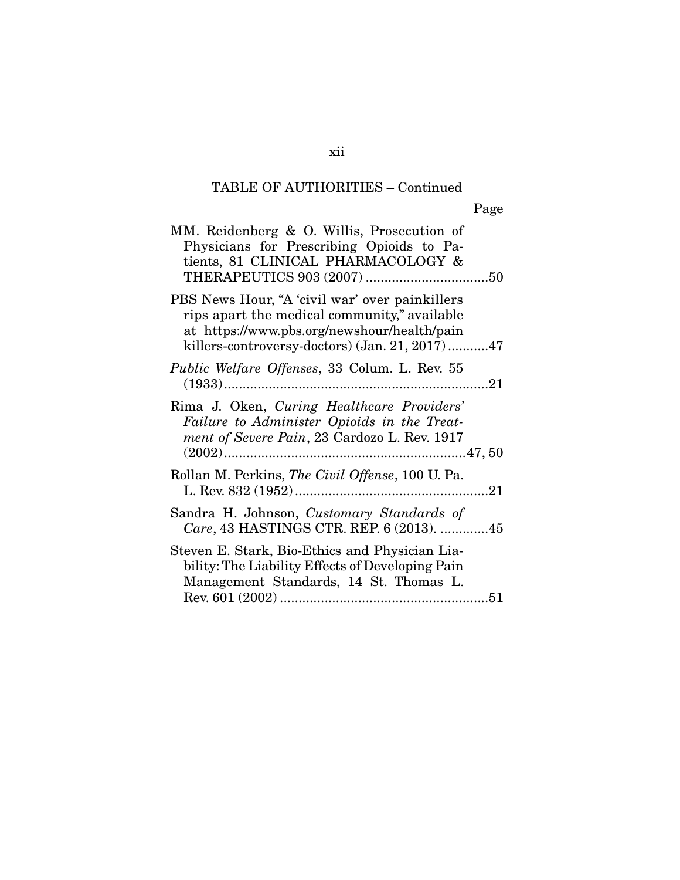TABLE OF AUTHORITIES – Continued

Page

MM. Reidenberg & O. Willis, Prosecution of Physicians for Prescribing Opioids to Patients, 81 CLINICAL PHARMACOLOGY & THERAPEUTICS 903 (2007) ................................50

PBS News Hour, "A 'civil war' over painkillers rips apart the medical community," available at https://www.pbs.org/newshour/health/painkillers-controversy-doctors) (Jan. 21, 2017) ...........47

*Public Welfare Offenses*, 33 Colum. L. Rev. 55 (1933) .......................................................................21

Rima J. Oken, *Curing Healthcare Providers' Failure to Administer Opioids in the Treatment of Severe Pain*, 23 Cardozo L. Rev. 1917 (2002) ................................................................47, 50

Rollan M. Perkins, *The Civil Offense*, 100 U. Pa. L. Rev. 832 (1952) ....................................................21

Sandra H. Johnson, *Customary Standards of Care*, 43 HASTINGS CTR. REP. 6 (2013). .............45

Steven E. Stark, Bio-Ethics and Physician Liability: The Liability Effects of Developing Pain Management Standards, 14 St. Thomas L. Rev. 601 (2002) ........................................................51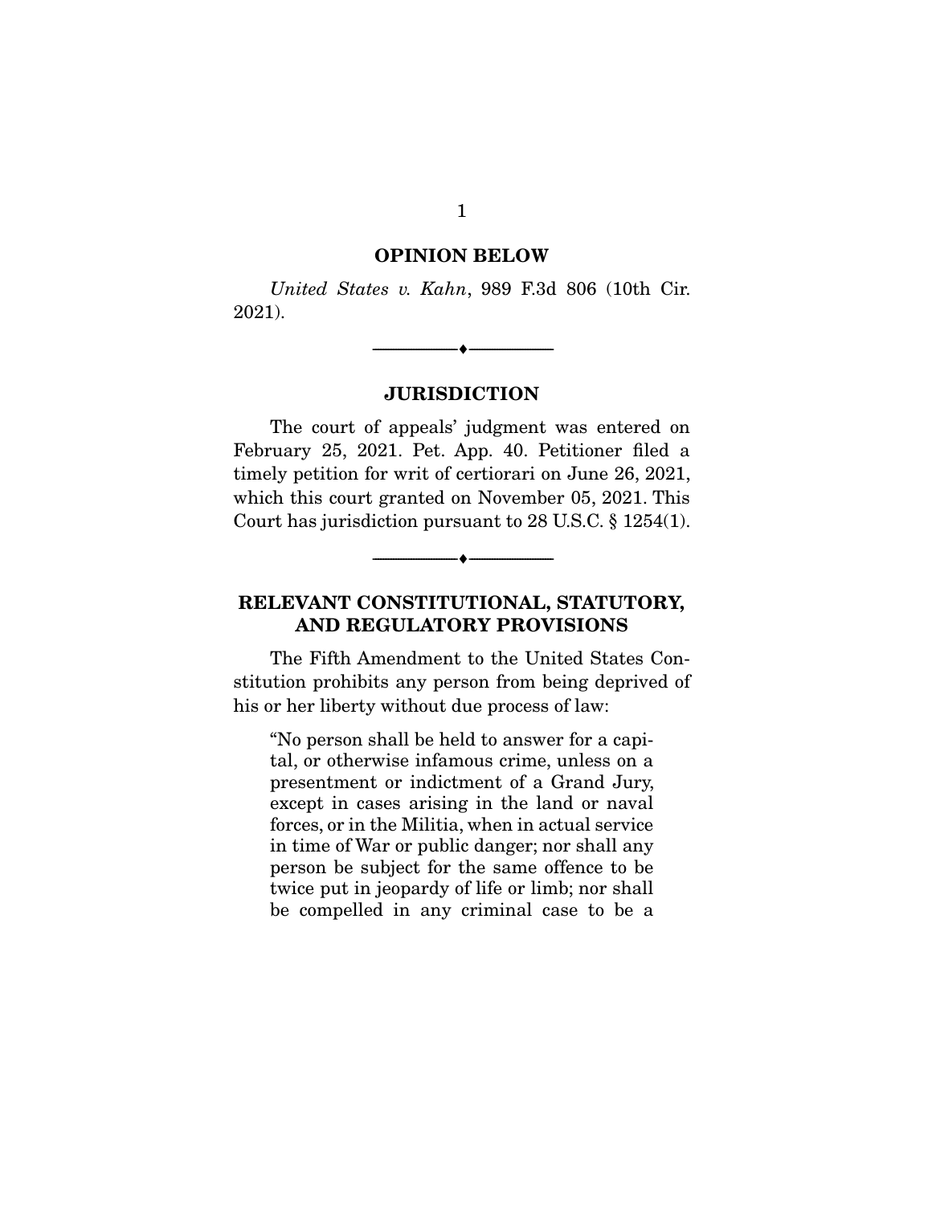## OPINION BELOW

*United States v. Kahn*, 989 F.3d 806 (10th Cir. 2021).

---

## JURISDICTION

The court of appeals' judgment was entered on February 25, 2021. Pet. App. 40. Petitioner filed a timely petition for writ of certiorari on June 26, 2021, which this court granted on November 05, 2021. This Court has jurisdiction pursuant to 28 U.S.C. § 1254(1).

---

## RELEVANT CONSTITUTIONAL, STATUTORY, AND REGULATORY PROVISIONS

The Fifth Amendment to the United States Constitution prohibits any person from being deprived of his or her liberty without due process of law:

> "No person shall be held to answer for a capital, or otherwise infamous crime, unless on a presentment or indictment of a Grand Jury, except in cases arising in the land or naval forces, or in the Militia, when in actual service in time of War or public danger; nor shall any person be subject for the same offence to be twice put in jeopardy of life or limb; nor shall be compelled in any criminal case to be a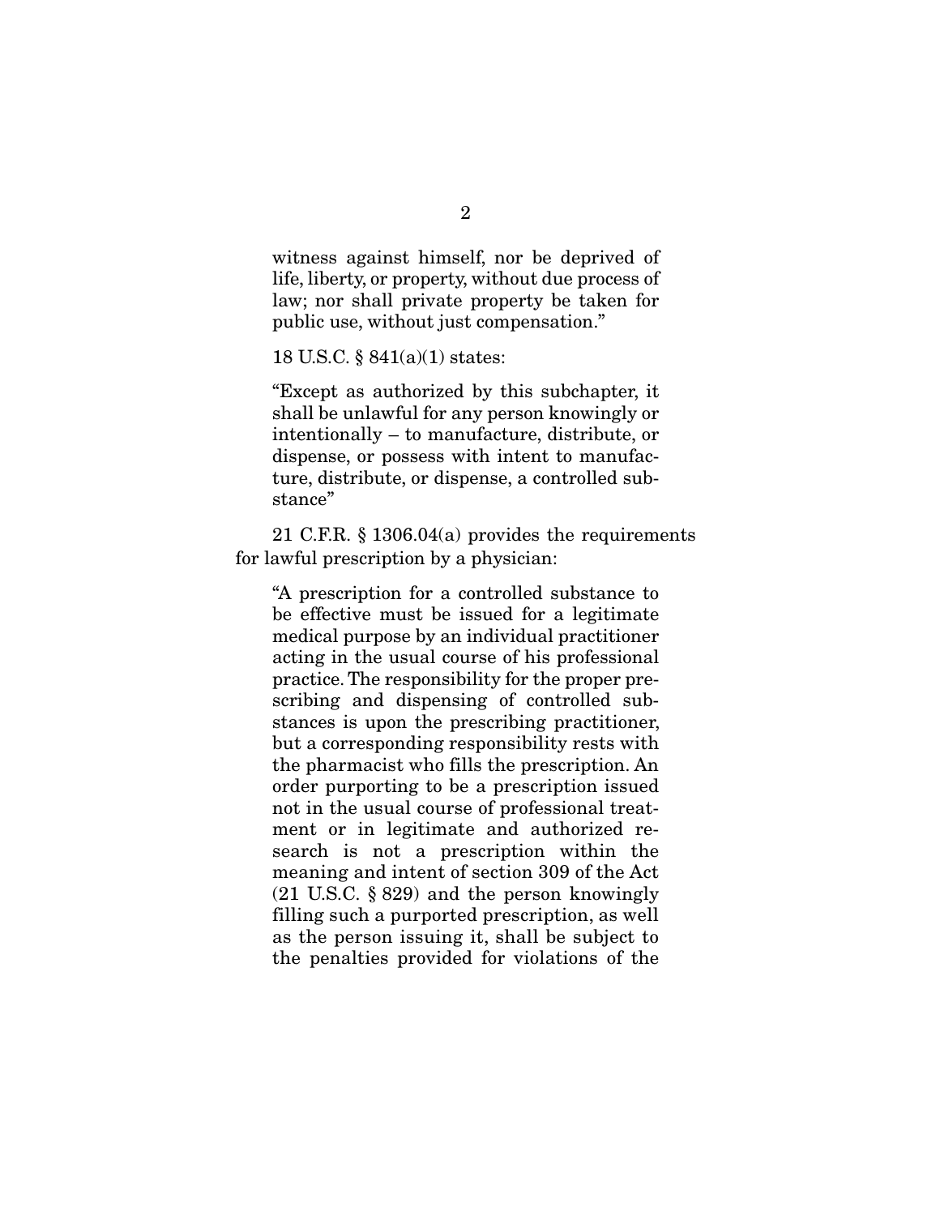> witness against himself, nor be deprived of life, liberty, or property, without due process of law; nor shall private property be taken for public use, without just compensation."

18 U.S.C. § 841(a)(1) states:

> "Except as authorized by this subchapter, it shall be unlawful for any person knowingly or intentionally – to manufacture, distribute, or dispense, or possess with intent to manufacture, distribute, or dispense, a controlled substance"

21 C.F.R. § 1306.04(a) provides the requirements for lawful prescription by a physician:

> "A prescription for a controlled substance to be effective must be issued for a legitimate medical purpose by an individual practitioner acting in the usual course of his professional practice. The responsibility for the proper prescribing and dispensing of controlled substances is upon the prescribing practitioner, but a corresponding responsibility rests with the pharmacist who fills the prescription. An order purporting to be a prescription issued not in the usual course of professional treatment or in legitimate and authorized research is not a prescription within the meaning and intent of section 309 of the Act (21 U.S.C. § 829) and the person knowingly filling such a purported prescription, as well as the person issuing it, shall be subject to the penalties provided for violations of the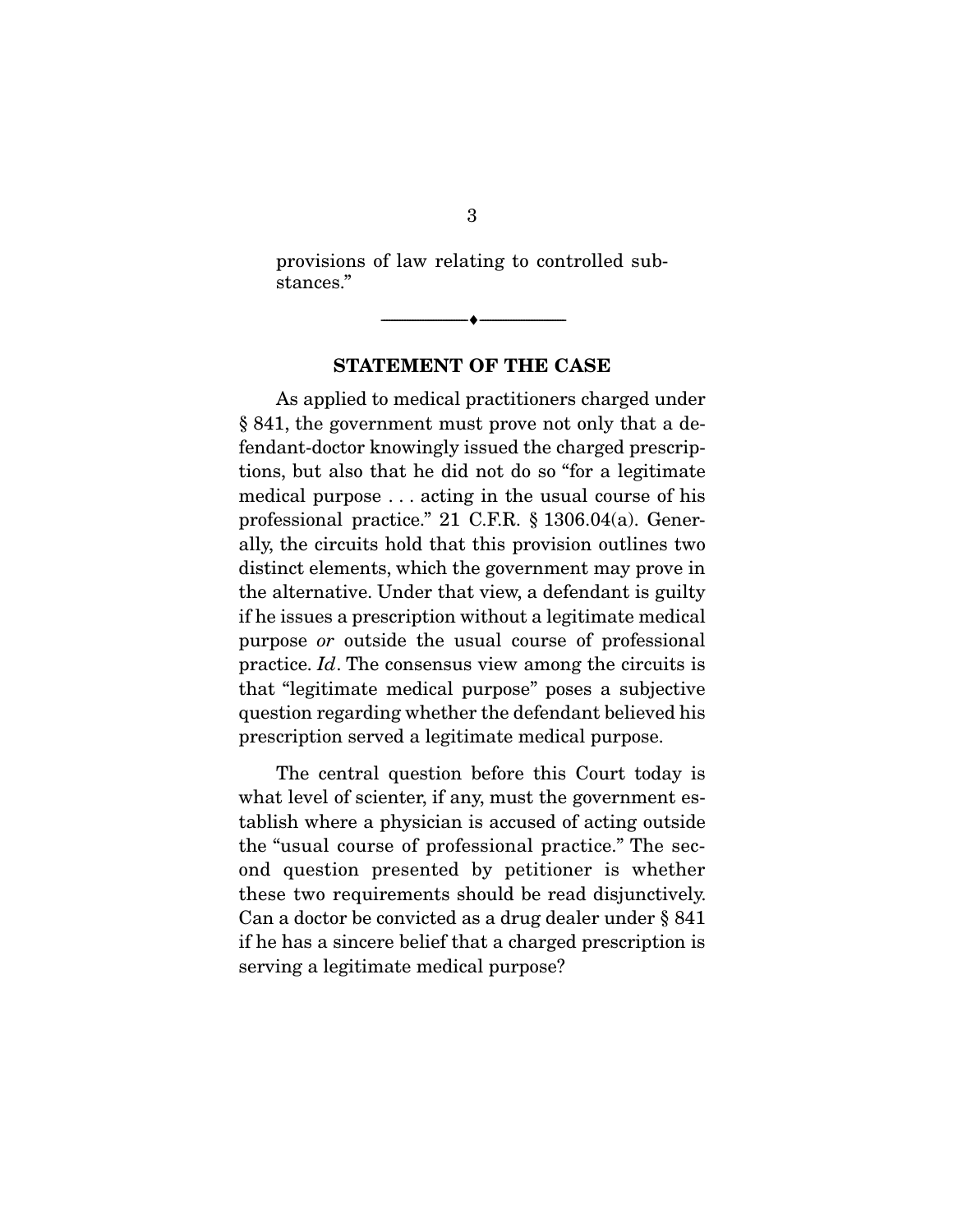provisions of law relating to controlled substances."

---

## STATEMENT OF THE CASE

As applied to medical practitioners charged under § 841, the government must prove not only that a defendant-doctor knowingly issued the charged prescriptions, but also that he did not do so "for a legitimate medical purpose . . . acting in the usual course of his professional practice." 21 C.F.R. § 1306.04(a). Generally, the circuits hold that this provision outlines two distinct elements, which the government may prove in the alternative. Under that view, a defendant is guilty if he issues a prescription without a legitimate medical purpose *or* outside the usual course of professional practice. *Id*. The consensus view among the circuits is that "legitimate medical purpose" poses a subjective question regarding whether the defendant believed his prescription served a legitimate medical purpose.

The central question before this Court today is what level of scienter, if any, must the government establish where a physician is accused of acting outside the "usual course of professional practice." The second question presented by petitioner is whether these two requirements should be read disjunctively. Can a doctor be convicted as a drug dealer under § 841 if he has a sincere belief that a charged prescription is serving a legitimate medical purpose?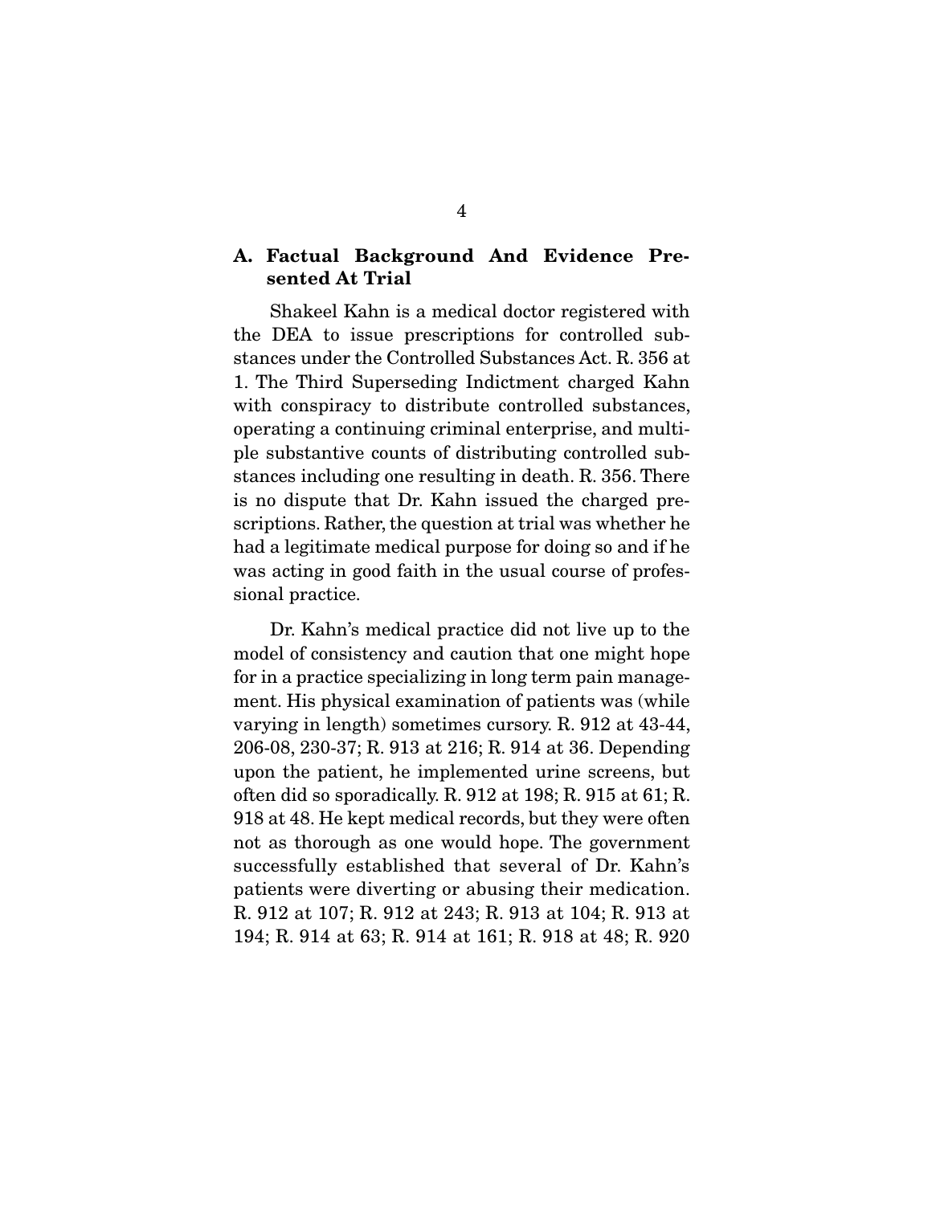### A. Factual Background And Evidence Presented At Trial

Shakeel Kahn is a medical doctor registered with the DEA to issue prescriptions for controlled substances under the Controlled Substances Act. R. 356 at 1. The Third Superseding Indictment charged Kahn with conspiracy to distribute controlled substances, operating a continuing criminal enterprise, and multiple substantive counts of distributing controlled substances including one resulting in death. R. 356. There is no dispute that Dr. Kahn issued the charged prescriptions. Rather, the question at trial was whether he had a legitimate medical purpose for doing so and if he was acting in good faith in the usual course of professional practice.

Dr. Kahn's medical practice did not live up to the model of consistency and caution that one might hope for in a practice specializing in long term pain management. His physical examination of patients was (while varying in length) sometimes cursory. R. 912 at 43-44, 206-08, 230-37; R. 913 at 216; R. 914 at 36. Depending upon the patient, he implemented urine screens, but often did so sporadically. R. 912 at 198; R. 915 at 61; R. 918 at 48. He kept medical records, but they were often not as thorough as one would hope. The government successfully established that several of Dr. Kahn's patients were diverting or abusing their medication. R. 912 at 107; R. 912 at 243; R. 913 at 104; R. 913 at 194; R. 914 at 63; R. 914 at 161; R. 918 at 48; R. 920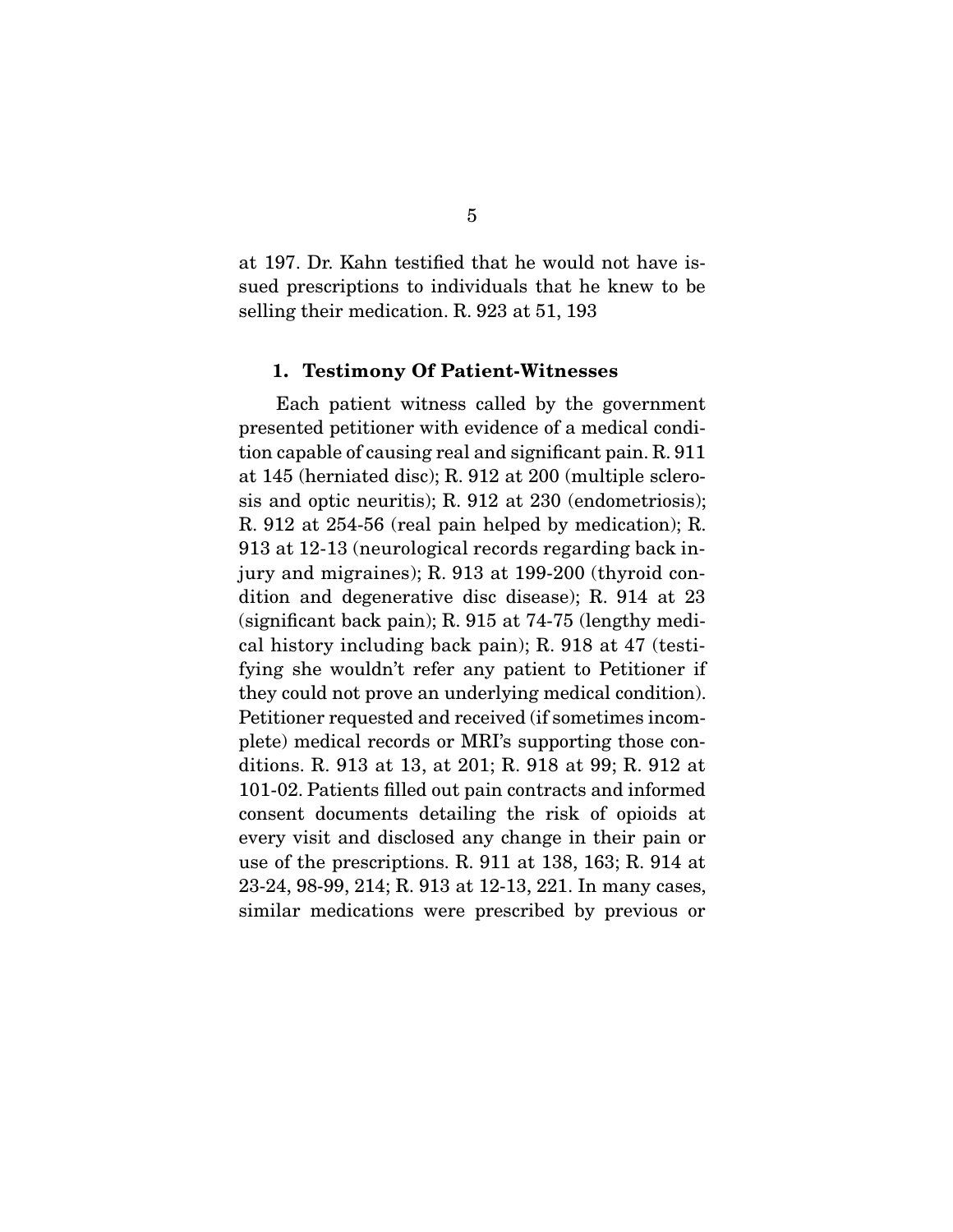at 197. Dr. Kahn testified that he would not have issued prescriptions to individuals that he knew to be selling their medication. R. 923 at 51, 193

### 1. Testimony Of Patient-Witnesses

Each patient witness called by the government presented petitioner with evidence of a medical condition capable of causing real and significant pain. R. 911 at 145 (herniated disc); R. 912 at 200 (multiple sclerosis and optic neuritis); R. 912 at 230 (endometriosis); R. 912 at 254-56 (real pain helped by medication); R. 913 at 12-13 (neurological records regarding back injury and migraines); R. 913 at 199-200 (thyroid condition and degenerative disc disease); R. 914 at 23 (significant back pain); R. 915 at 74-75 (lengthy medical history including back pain); R. 918 at 47 (testifying she wouldn't refer any patient to Petitioner if they could not prove an underlying medical condition). Petitioner requested and received (if sometimes incomplete) medical records or MRI's supporting those conditions. R. 913 at 13, at 201; R. 918 at 99; R. 912 at 101-02. Patients filled out pain contracts and informed consent documents detailing the risk of opioids at every visit and disclosed any change in their pain or use of the prescriptions. R. 911 at 138, 163; R. 914 at 23-24, 98-99, 214; R. 913 at 12-13, 221. In many cases, similar medications were prescribed by previous or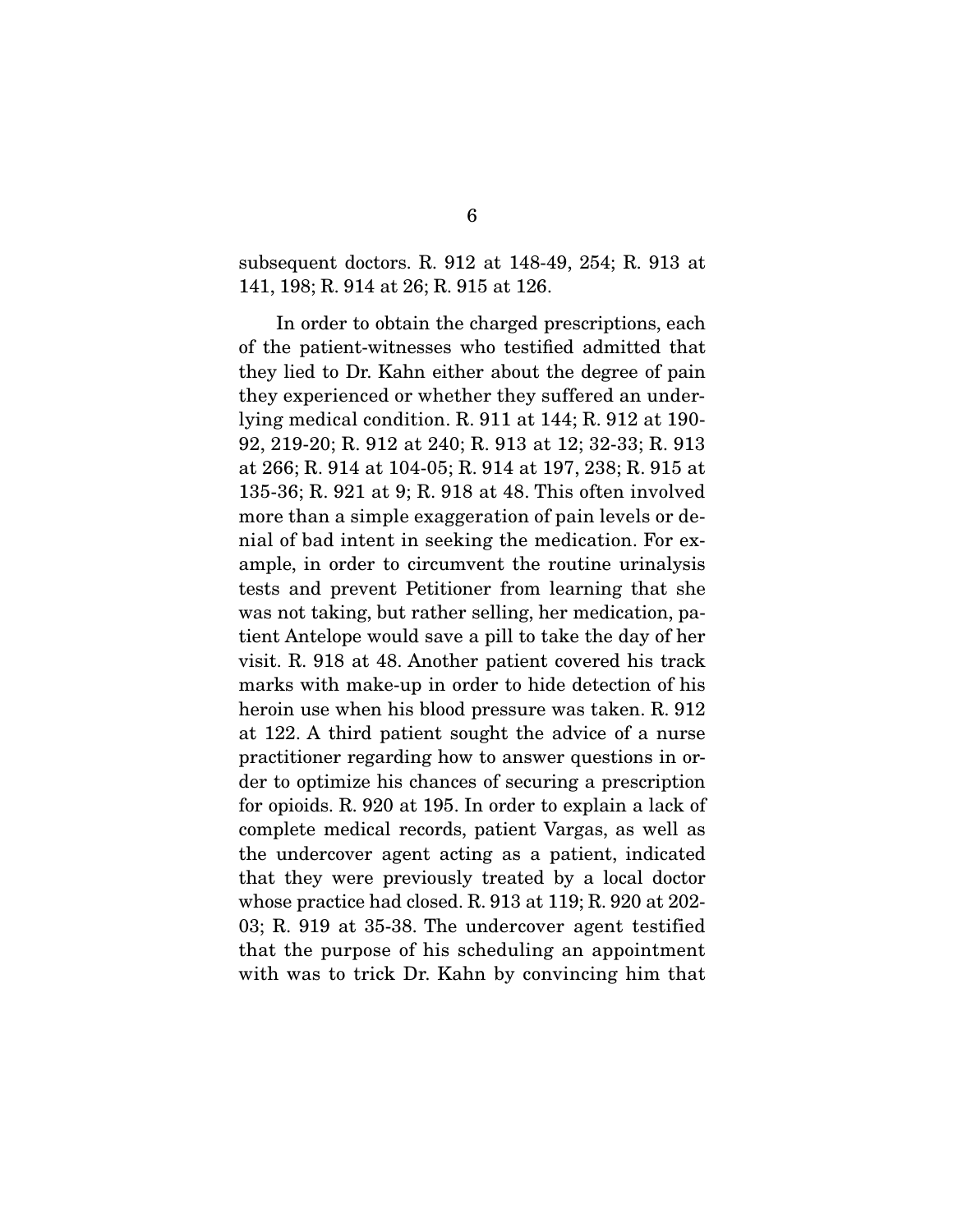subsequent doctors. R. 912 at 148-49, 254; R. 913 at 141, 198; R. 914 at 26; R. 915 at 126.

In order to obtain the charged prescriptions, each of the patient-witnesses who testified admitted that they lied to Dr. Kahn either about the degree of pain they experienced or whether they suffered an underlying medical condition. R. 911 at 144; R. 912 at 190-92, 219-20; R. 912 at 240; R. 913 at 12; 32-33; R. 913 at 266; R. 914 at 104-05; R. 914 at 197, 238; R. 915 at 135-36; R. 921 at 9; R. 918 at 48. This often involved more than a simple exaggeration of pain levels or denial of bad intent in seeking the medication. For example, in order to circumvent the routine urinalysis tests and prevent Petitioner from learning that she was not taking, but rather selling, her medication, patient Antelope would save a pill to take the day of her visit. R. 918 at 48. Another patient covered his track marks with make-up in order to hide detection of his heroin use when his blood pressure was taken. R. 912 at 122. A third patient sought the advice of a nurse practitioner regarding how to answer questions in order to optimize his chances of securing a prescription for opioids. R. 920 at 195. In order to explain a lack of complete medical records, patient Vargas, as well as the undercover agent acting as a patient, indicated that they were previously treated by a local doctor whose practice had closed. R. 913 at 119; R. 920 at 202-03; R. 919 at 35-38. The undercover agent testified that the purpose of his scheduling an appointment with was to trick Dr. Kahn by convincing him that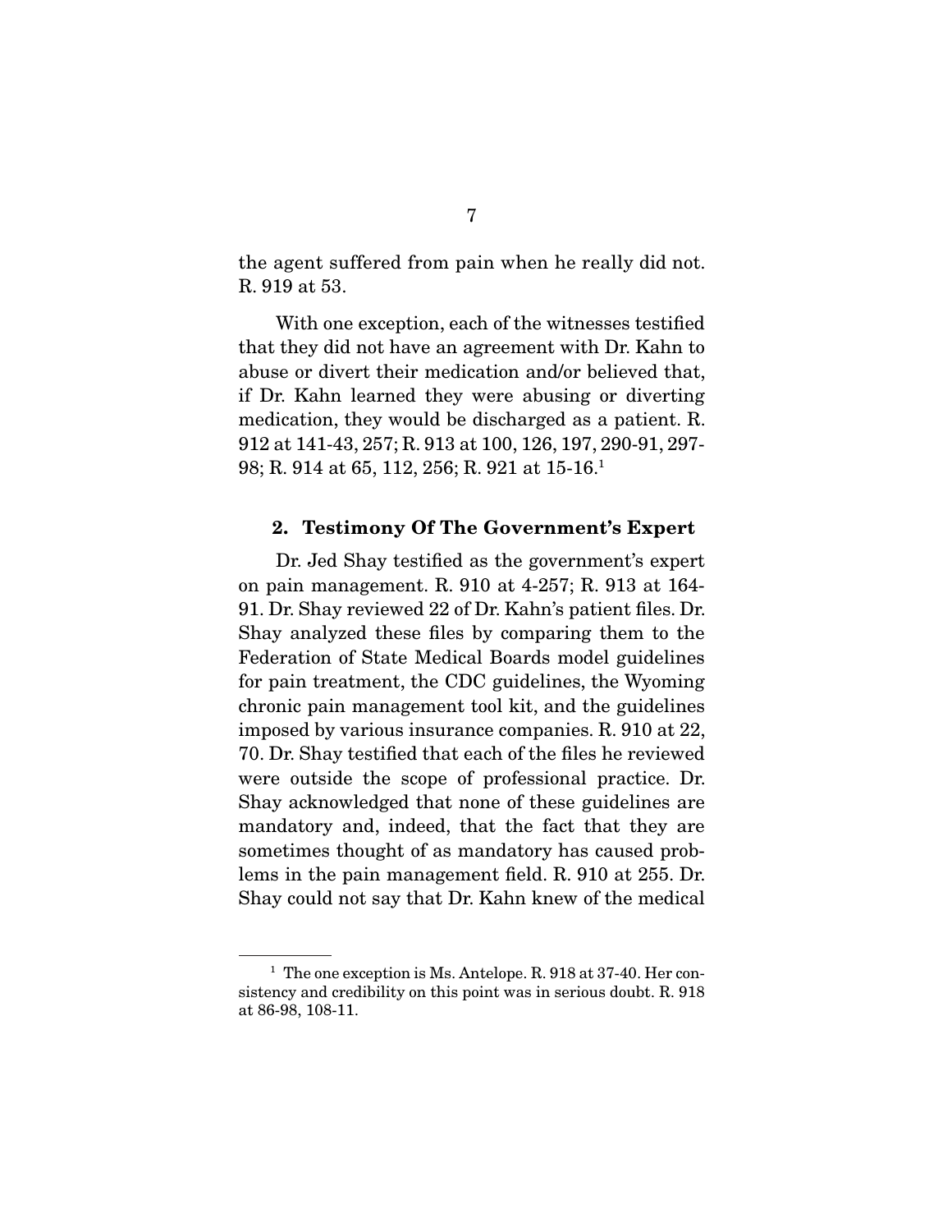the agent suffered from pain when he really did not. R. 919 at 53.

With one exception, each of the witnesses testified that they did not have an agreement with Dr. Kahn to abuse or divert their medication and/or believed that, if Dr. Kahn learned they were abusing or diverting medication, they would be discharged as a patient. R. 912 at 141-43, 257; R. 913 at 100, 126, 197, 290-91, 297-98; R. 914 at 65, 112, 256; R. 921 at 15-16.[1]

### 2. Testimony Of The Government's Expert

Dr. Jed Shay testified as the government's expert on pain management. R. 910 at 4-257; R. 913 at 164-91. Dr. Shay reviewed 22 of Dr. Kahn's patient files. Dr. Shay analyzed these files by comparing them to the Federation of State Medical Boards model guidelines for pain treatment, the CDC guidelines, the Wyoming chronic pain management tool kit, and the guidelines imposed by various insurance companies. R. 910 at 22, 70. Dr. Shay testified that each of the files he reviewed were outside the scope of professional practice. Dr. Shay acknowledged that none of these guidelines are mandatory and, indeed, that the fact that they are sometimes thought of as mandatory has caused problems in the pain management field. R. 910 at 255. Dr. Shay could not say that Dr. Kahn knew of the medical

[1] The one exception is Ms. Antelope. R. 918 at 37-40. Her consistency and credibility on this point was in serious doubt. R. 918 at 86-98, 108-11.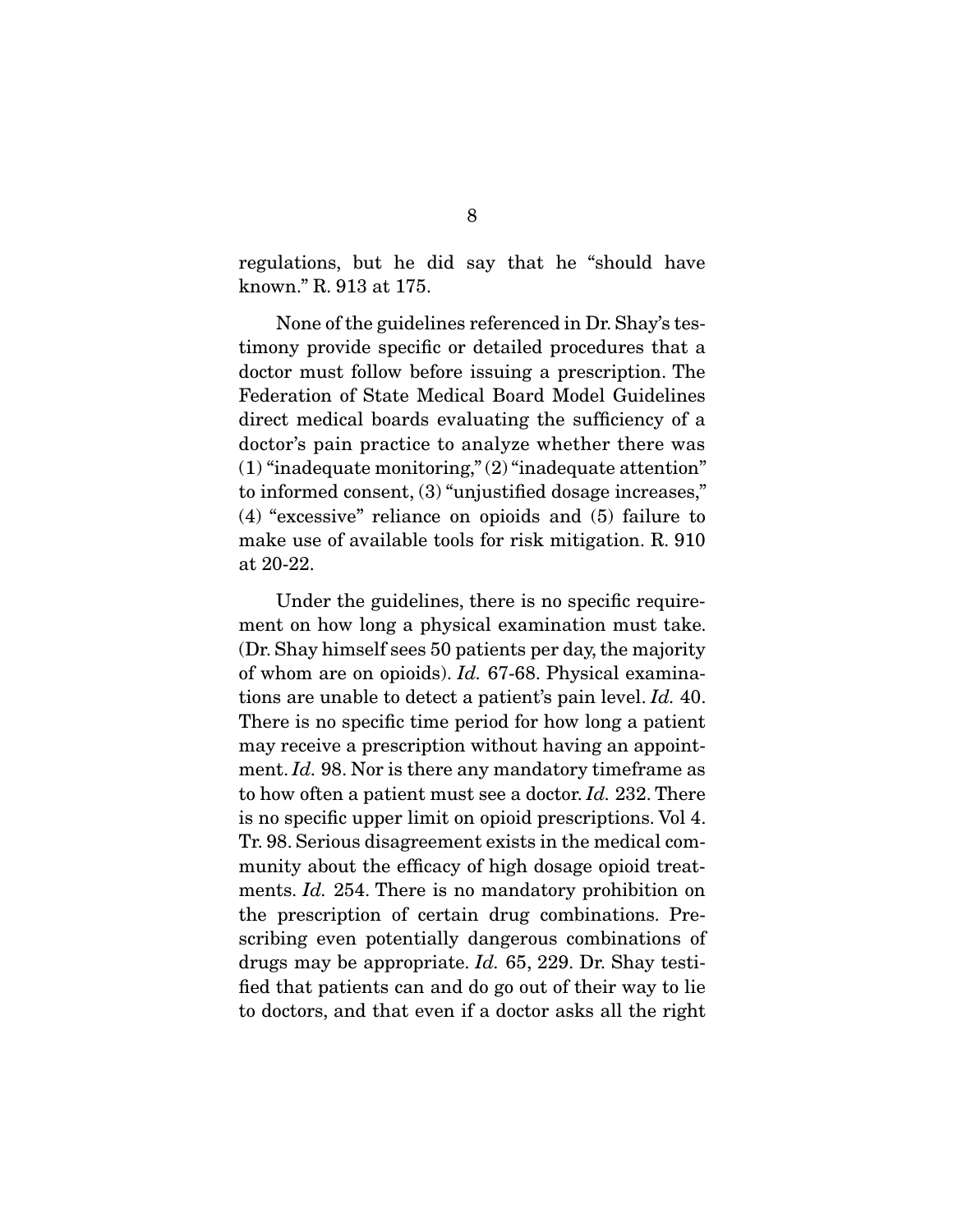regulations, but he did say that he "should have known." R. 913 at 175.

None of the guidelines referenced in Dr. Shay's testimony provide specific or detailed procedures that a doctor must follow before issuing a prescription. The Federation of State Medical Board Model Guidelines direct medical boards evaluating the sufficiency of a doctor's pain practice to analyze whether there was (1) "inadequate monitoring," (2) "inadequate attention" to informed consent, (3) "unjustified dosage increases," (4) "excessive" reliance on opioids and (5) failure to make use of available tools for risk mitigation. R. 910 at 20-22.

Under the guidelines, there is no specific requirement on how long a physical examination must take. (Dr. Shay himself sees 50 patients per day, the majority of whom are on opioids). *Id.* 67-68. Physical examinations are unable to detect a patient's pain level. *Id.* 40. There is no specific time period for how long a patient may receive a prescription without having an appointment. *Id.* 98. Nor is there any mandatory timeframe as to how often a patient must see a doctor. *Id.* 232. There is no specific upper limit on opioid prescriptions. Vol 4. Tr. 98. Serious disagreement exists in the medical community about the efficacy of high dosage opioid treatments. *Id.* 254. There is no mandatory prohibition on the prescription of certain drug combinations. Prescribing even potentially dangerous combinations of drugs may be appropriate. *Id.* 65, 229. Dr. Shay testified that patients can and do go out of their way to lie to doctors, and that even if a doctor asks all the right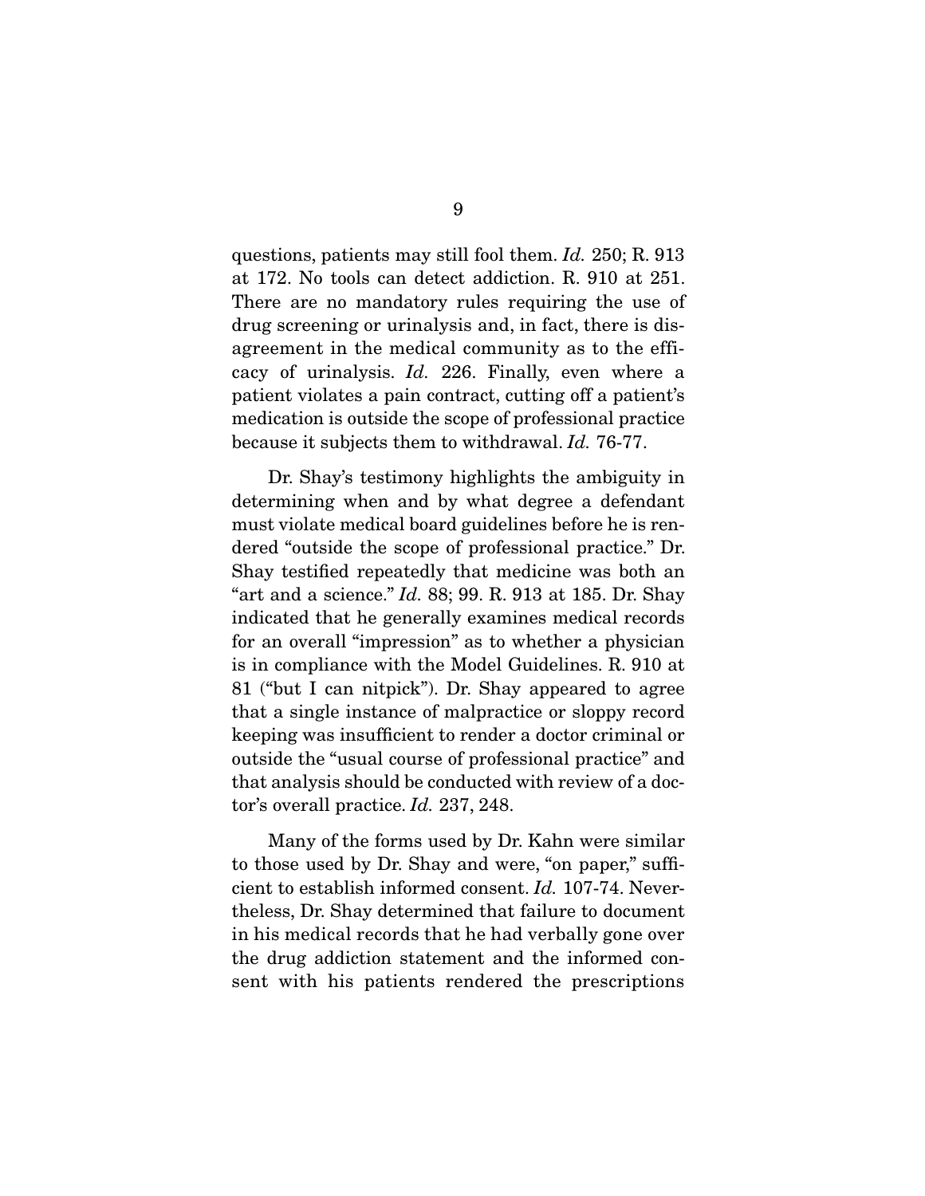questions, patients may still fool them. *Id.* 250; R. 913 at 172. No tools can detect addiction. R. 910 at 251. There are no mandatory rules requiring the use of drug screening or urinalysis and, in fact, there is disagreement in the medical community as to the efficacy of urinalysis. *Id.* 226. Finally, even where a patient violates a pain contract, cutting off a patient's medication is outside the scope of professional practice because it subjects them to withdrawal. *Id.* 76-77.

Dr. Shay's testimony highlights the ambiguity in determining when and by what degree a defendant must violate medical board guidelines before he is rendered "outside the scope of professional practice." Dr. Shay testified repeatedly that medicine was both an "art and a science." *Id.* 88; 99. R. 913 at 185. Dr. Shay indicated that he generally examines medical records for an overall "impression" as to whether a physician is in compliance with the Model Guidelines. R. 910 at 81 ("but I can nitpick"). Dr. Shay appeared to agree that a single instance of malpractice or sloppy record keeping was insufficient to render a doctor criminal or outside the "usual course of professional practice" and that analysis should be conducted with review of a doctor's overall practice. *Id.* 237, 248.

Many of the forms used by Dr. Kahn were similar to those used by Dr. Shay and were, "on paper," sufficient to establish informed consent. *Id.* 107-74. Nevertheless, Dr. Shay determined that failure to document in his medical records that he had verbally gone over the drug addiction statement and the informed consent with his patients rendered the prescriptions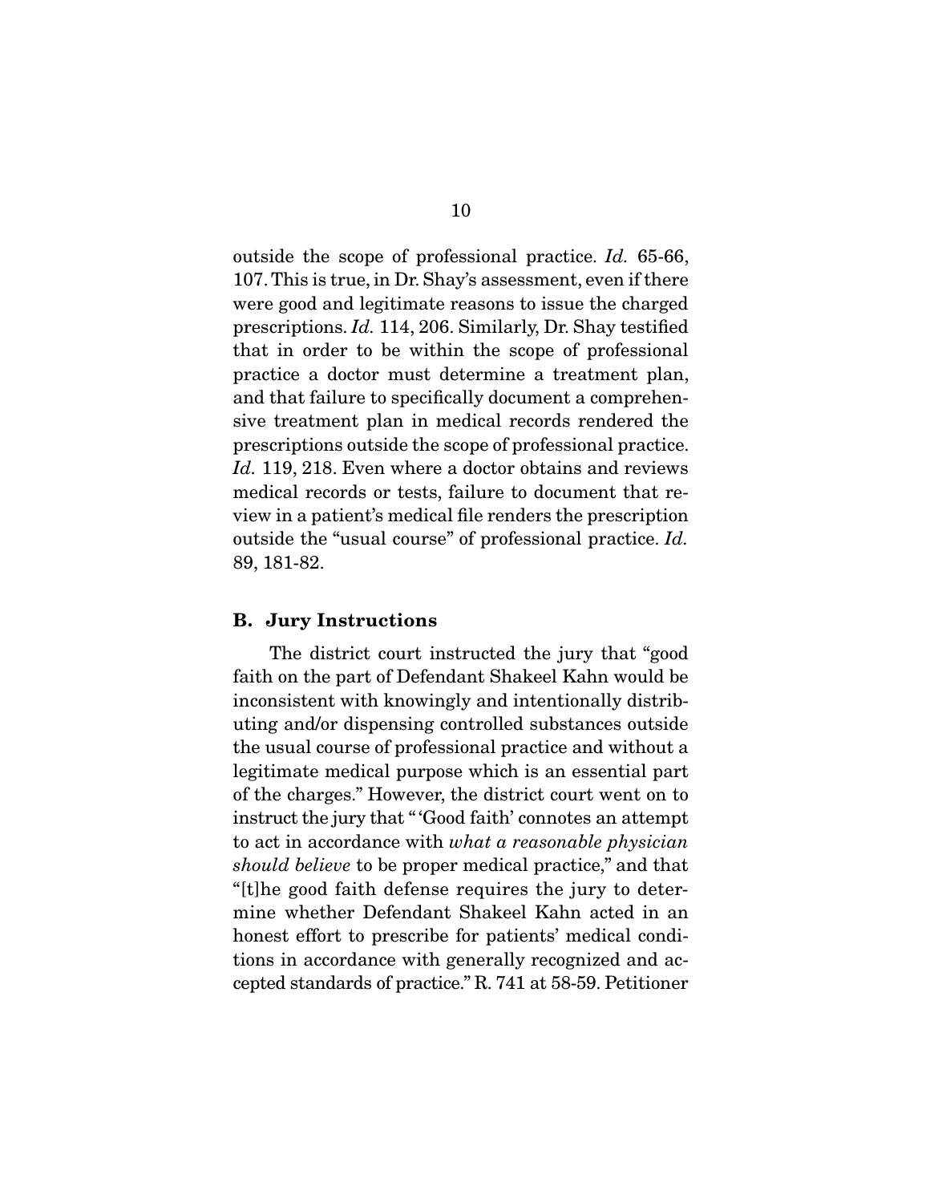outside the scope of professional practice. *Id.* 65-66, 107. This is true, in Dr. Shay's assessment, even if there were good and legitimate reasons to issue the charged prescriptions. *Id.* 114, 206. Similarly, Dr. Shay testified that in order to be within the scope of professional practice a doctor must determine a treatment plan, and that failure to specifically document a comprehensive treatment plan in medical records rendered the prescriptions outside the scope of professional practice. *Id.* 119, 218. Even where a doctor obtains and reviews medical records or tests, failure to document that review in a patient's medical file renders the prescription outside the "usual course" of professional practice. *Id.* 89, 181-82.

### B. Jury Instructions

The district court instructed the jury that "good faith on the part of Defendant Shakeel Kahn would be inconsistent with knowingly and intentionally distributing and/or dispensing controlled substances outside the usual course of professional practice and without a legitimate medical purpose which is an essential part of the charges." However, the district court went on to instruct the jury that "'Good faith' connotes an attempt to act in accordance with *what a reasonable physician should believe* to be proper medical practice," and that "[t]he good faith defense requires the jury to determine whether Defendant Shakeel Kahn acted in an honest effort to prescribe for patients' medical conditions in accordance with generally recognized and accepted standards of practice." R. 741 at 58-59. Petitioner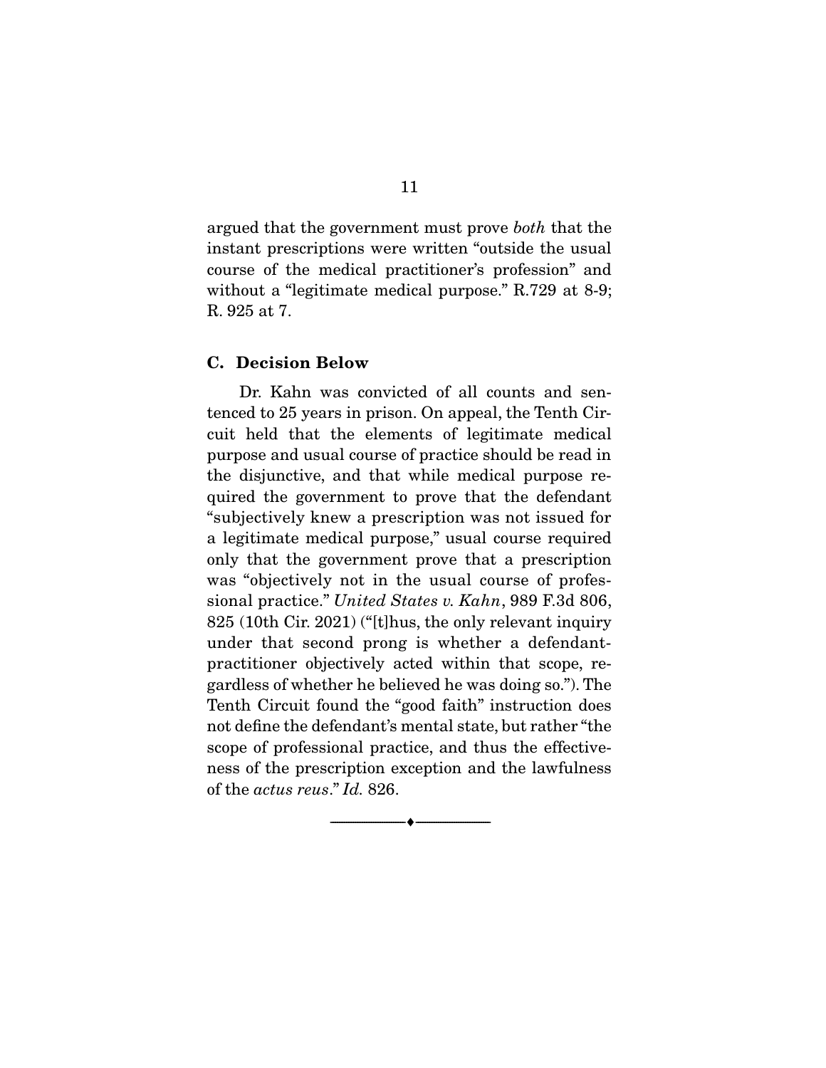argued that the government must prove *both* that the instant prescriptions were written "outside the usual course of the medical practitioner's profession" and without a "legitimate medical purpose." R.729 at 8-9; R. 925 at 7.

### C. Decision Below

Dr. Kahn was convicted of all counts and sentenced to 25 years in prison. On appeal, the Tenth Circuit held that the elements of legitimate medical purpose and usual course of practice should be read in the disjunctive, and that while medical purpose required the government to prove that the defendant "subjectively knew a prescription was not issued for a legitimate medical purpose," usual course required only that the government prove that a prescription was "objectively not in the usual course of professional practice." *United States v. Kahn*, 989 F.3d 806, 825 (10th Cir. 2021) ("[t]hus, the only relevant inquiry under that second prong is whether a defendant-practitioner objectively acted within that scope, regardless of whether he believed he was doing so."). The Tenth Circuit found the "good faith" instruction does not define the defendant's mental state, but rather "the scope of professional practice, and thus the effectiveness of the prescription exception and the lawfulness of the *actus reus*." *Id.* 826.

---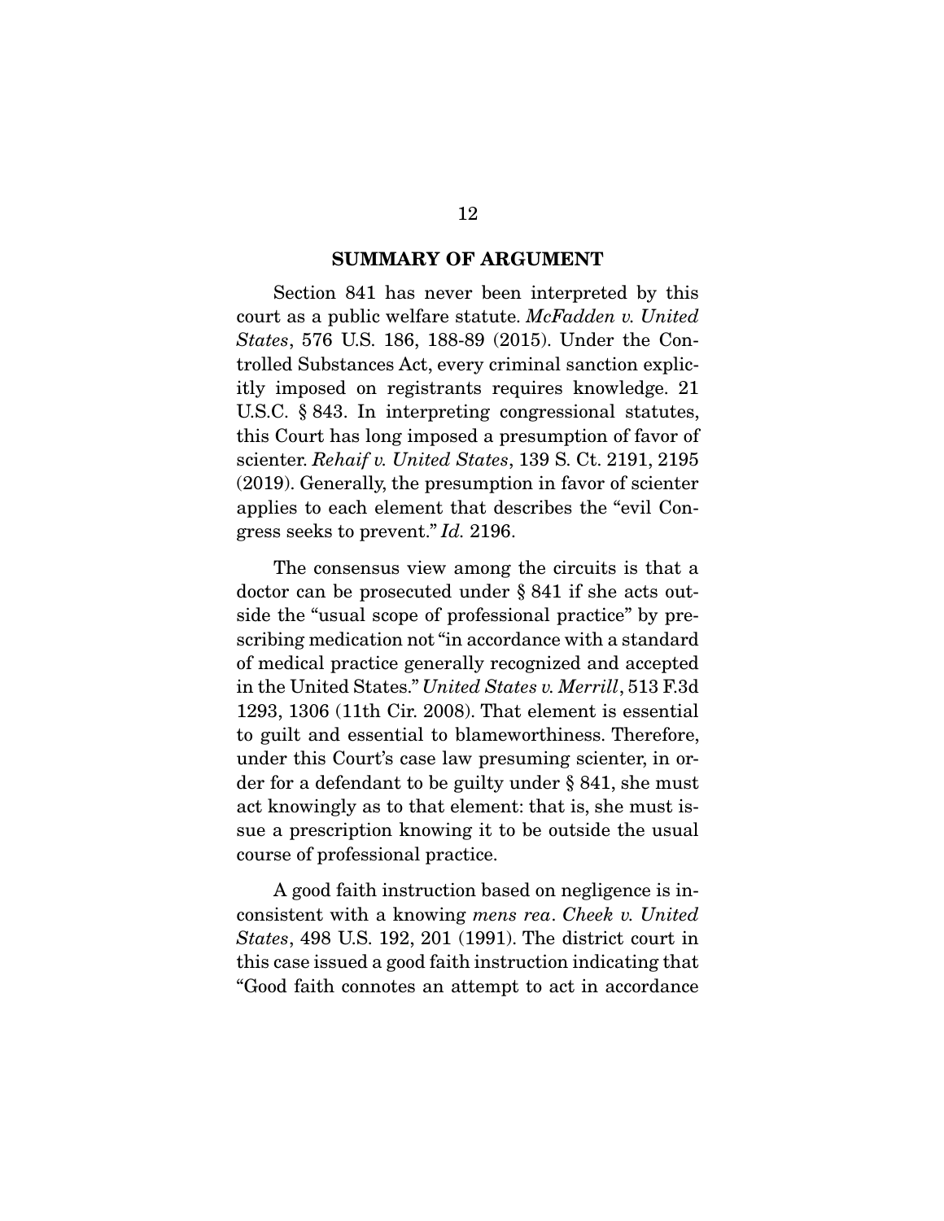## SUMMARY OF ARGUMENT

Section 841 has never been interpreted by this court as a public welfare statute. *McFadden v. United States*, 576 U.S. 186, 188-89 (2015). Under the Controlled Substances Act, every criminal sanction explicitly imposed on registrants requires knowledge. 21 U.S.C. § 843. In interpreting congressional statutes, this Court has long imposed a presumption of favor of scienter. *Rehaif v. United States*, 139 S. Ct. 2191, 2195 (2019). Generally, the presumption in favor of scienter applies to each element that describes the "evil Congress seeks to prevent." *Id.* 2196.

The consensus view among the circuits is that a doctor can be prosecuted under § 841 if she acts outside the "usual scope of professional practice" by prescribing medication not "in accordance with a standard of medical practice generally recognized and accepted in the United States." *United States v. Merrill*, 513 F.3d 1293, 1306 (11th Cir. 2008). That element is essential to guilt and essential to blameworthiness. Therefore, under this Court's case law presuming scienter, in order for a defendant to be guilty under § 841, she must act knowingly as to that element: that is, she must issue a prescription knowing it to be outside the usual course of professional practice.

A good faith instruction based on negligence is inconsistent with a knowing *mens rea*. *Cheek v. United States*, 498 U.S. 192, 201 (1991). The district court in this case issued a good faith instruction indicating that "Good faith connotes an attempt to act in accordance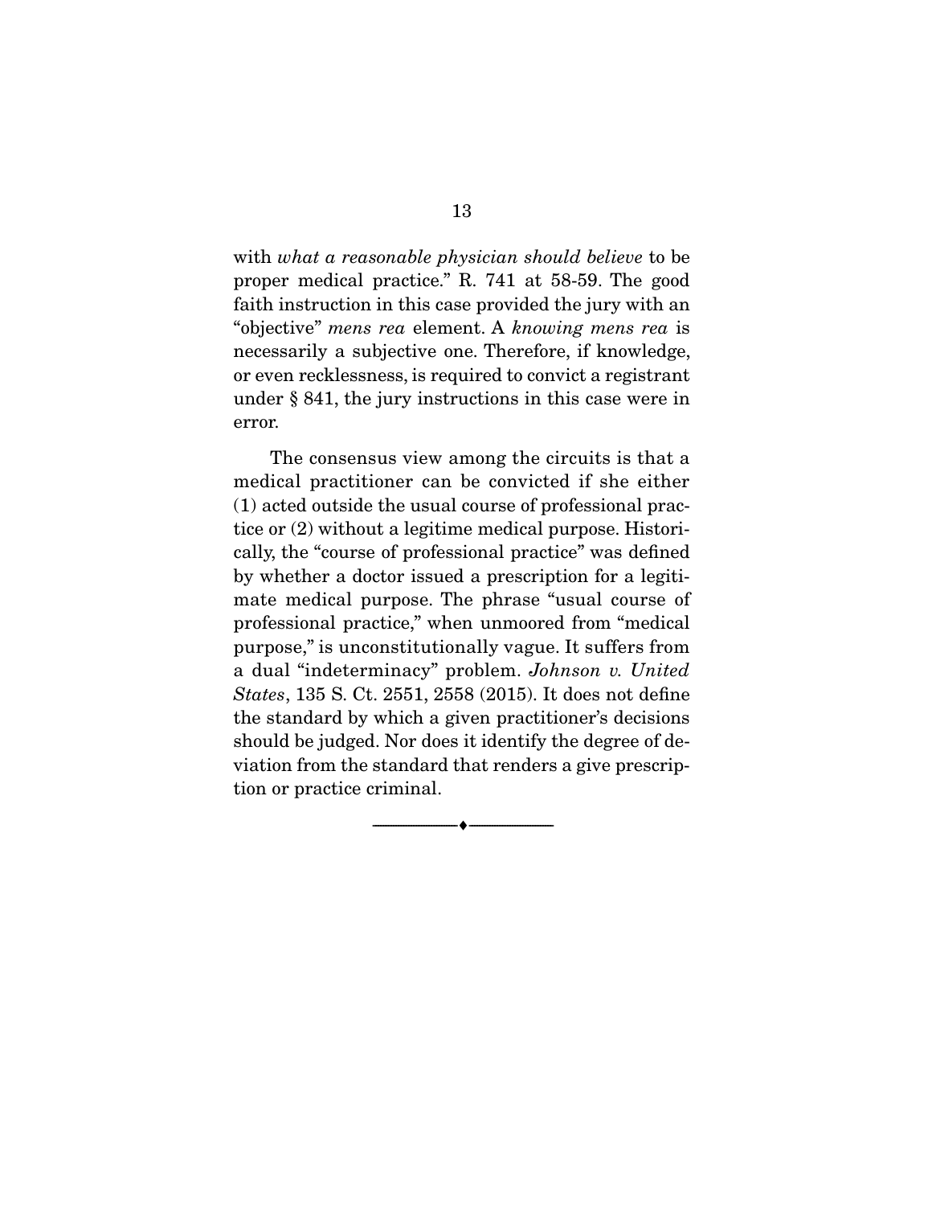with *what a reasonable physician should believe* to be proper medical practice." R. 741 at 58-59. The good faith instruction in this case provided the jury with an "objective" *mens rea* element. A *knowing mens rea* is necessarily a subjective one. Therefore, if knowledge, or even recklessness, is required to convict a registrant under § 841, the jury instructions in this case were in error.

The consensus view among the circuits is that a medical practitioner can be convicted if she either (1) acted outside the usual course of professional practice or (2) without a legitime medical purpose. Historically, the "course of professional practice" was defined by whether a doctor issued a prescription for a legitimate medical purpose. The phrase "usual course of professional practice," when unmoored from "medical purpose," is unconstitutionally vague. It suffers from a dual "indeterminacy" problem. *Johnson v. United States*, 135 S. Ct. 2551, 2558 (2015). It does not define the standard by which a given practitioner's decisions should be judged. Nor does it identify the degree of deviation from the standard that renders a give prescription or practice criminal.

---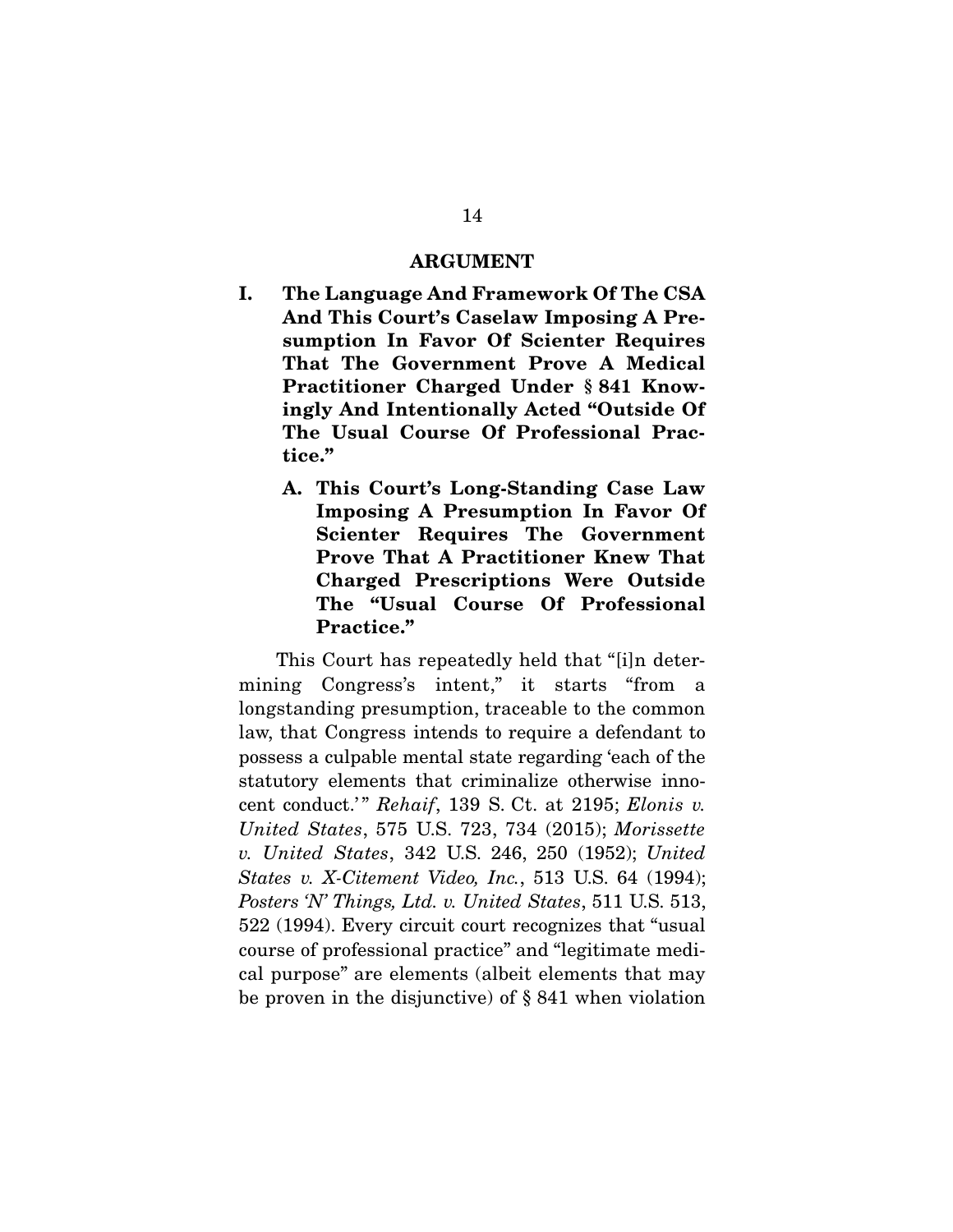## ARGUMENT

### I. The Language And Framework Of The CSA And This Court's Caselaw Imposing A Presumption In Favor Of Scienter Requires That The Government Prove A Medical Practitioner Charged Under § 841 Knowingly And Intentionally Acted "Outside Of The Usual Course Of Professional Practice."

#### A. This Court's Long-Standing Case Law Imposing A Presumption In Favor Of Scienter Requires The Government Prove That A Practitioner Knew That Charged Prescriptions Were Outside The "Usual Course Of Professional Practice."

This Court has repeatedly held that "[i]n determining Congress's intent," it starts "from a longstanding presumption, traceable to the common law, that Congress intends to require a defendant to possess a culpable mental state regarding 'each of the statutory elements that criminalize otherwise innocent conduct.'" *Rehaif*, 139 S. Ct. at 2195; *Elonis v. United States*, 575 U.S. 723, 734 (2015); *Morissette v. United States*, 342 U.S. 246, 250 (1952); *United States v. X-Citement Video, Inc.*, 513 U.S. 64 (1994); *Posters 'N' Things, Ltd. v. United States*, 511 U.S. 513, 522 (1994). Every circuit court recognizes that "usual course of professional practice" and "legitimate medical purpose" are elements (albeit elements that may be proven in the disjunctive) of § 841 when violation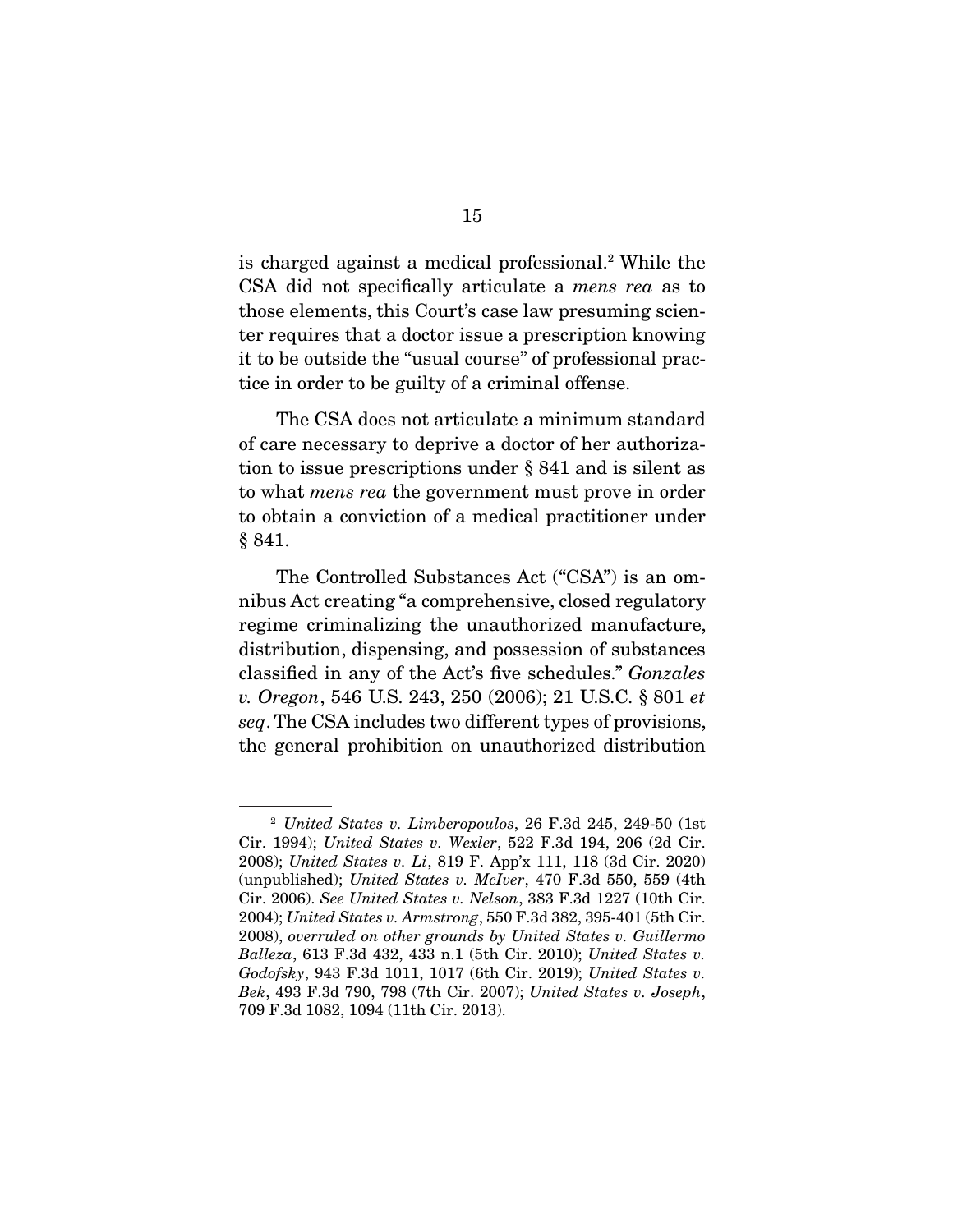is charged against a medical professional.[2] While the CSA did not specifically articulate a *mens rea* as to those elements, this Court's case law presuming scienter requires that a doctor issue a prescription knowing it to be outside the "usual course" of professional practice in order to be guilty of a criminal offense.

The CSA does not articulate a minimum standard of care necessary to deprive a doctor of her authorization to issue prescriptions under § 841 and is silent as to what *mens rea* the government must prove in order to obtain a conviction of a medical practitioner under § 841.

The Controlled Substances Act ("CSA") is an omnibus Act creating "a comprehensive, closed regulatory regime criminalizing the unauthorized manufacture, distribution, dispensing, and possession of substances classified in any of the Act's five schedules." *Gonzales v. Oregon*, 546 U.S. 243, 250 (2006); 21 U.S.C. § 801 *et seq*. The CSA includes two different types of provisions, the general prohibition on unauthorized distribution

---

[2] *United States v. Limberopoulos*, 26 F.3d 245, 249-50 (1st Cir. 1994); *United States v. Wexler*, 522 F.3d 194, 206 (2d Cir. 2008); *United States v. Li*, 819 F. App'x 111, 118 (3d Cir. 2020) (unpublished); *United States v. McIver*, 470 F.3d 550, 559 (4th Cir. 2006). *See United States v. Nelson*, 383 F.3d 1227 (10th Cir. 2004); *United States v. Armstrong*, 550 F.3d 382, 395-401 (5th Cir. 2008), *overruled on other grounds by United States v. Guillermo Balleza*, 613 F.3d 432, 433 n.1 (5th Cir. 2010); *United States v. Godofsky*, 943 F.3d 1011, 1017 (6th Cir. 2019); *United States v. Bek*, 493 F.3d 790, 798 (7th Cir. 2007); *United States v. Joseph*, 709 F.3d 1082, 1094 (11th Cir. 2013).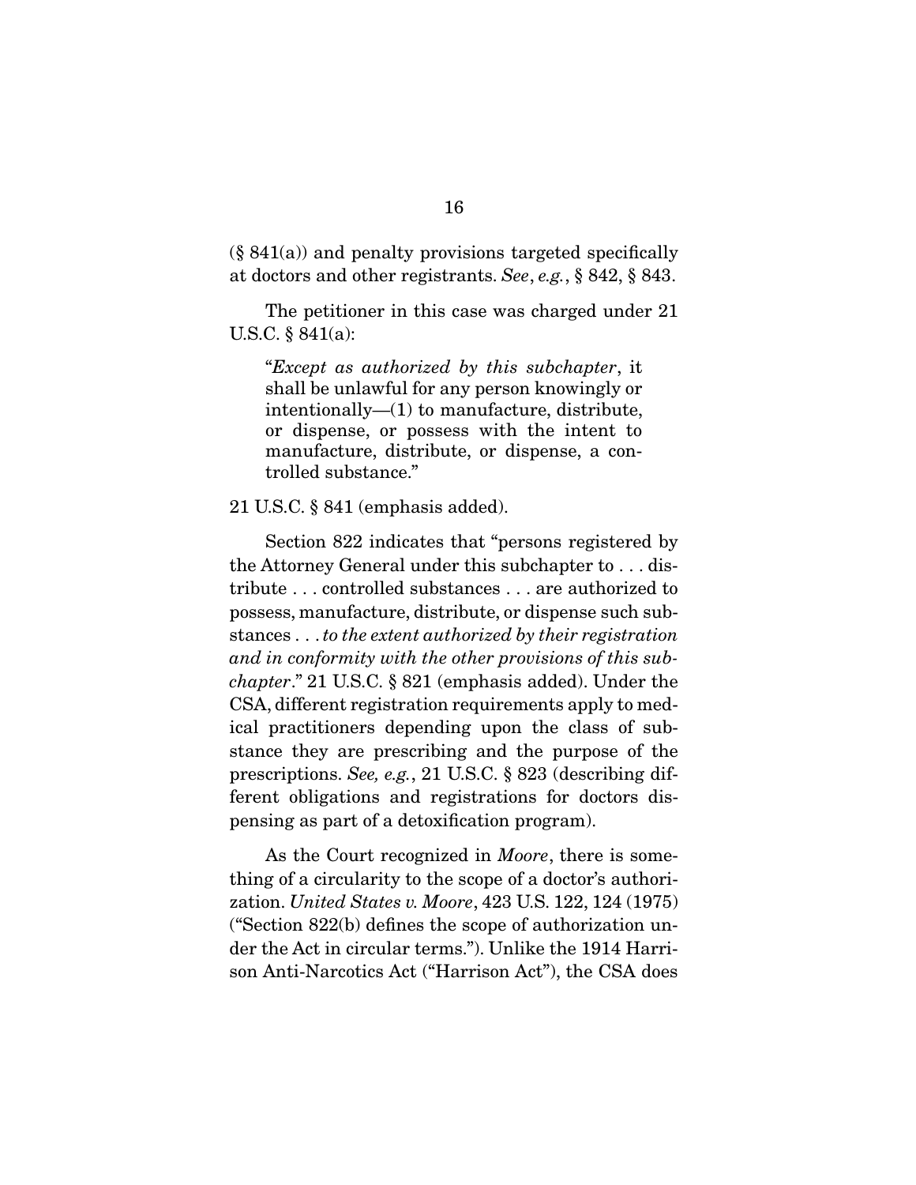(§ 841(a)) and penalty provisions targeted specifically at doctors and other registrants. *See*, *e.g.*, § 842, § 843.

The petitioner in this case was charged under 21 U.S.C. § 841(a):

> "*Except as authorized by this subchapter*, it shall be unlawful for any person knowingly or intentionally—(1) to manufacture, distribute, or dispense, or possess with the intent to manufacture, distribute, or dispense, a controlled substance."

21 U.S.C. § 841 (emphasis added).

Section 822 indicates that "persons registered by the Attorney General under this subchapter to . . . distribute . . . controlled substances . . . are authorized to possess, manufacture, distribute, or dispense such substances . . . *to the extent authorized by their registration and in conformity with the other provisions of this subchapter*." 21 U.S.C. § 821 (emphasis added). Under the CSA, different registration requirements apply to medical practitioners depending upon the class of substance they are prescribing and the purpose of the prescriptions. *See, e.g.*, 21 U.S.C. § 823 (describing different obligations and registrations for doctors dispensing as part of a detoxification program).

As the Court recognized in *Moore*, there is something of a circularity to the scope of a doctor's authorization. *United States v. Moore*, 423 U.S. 122, 124 (1975) ("Section 822(b) defines the scope of authorization under the Act in circular terms."). Unlike the 1914 Harrison Anti-Narcotics Act ("Harrison Act"), the CSA does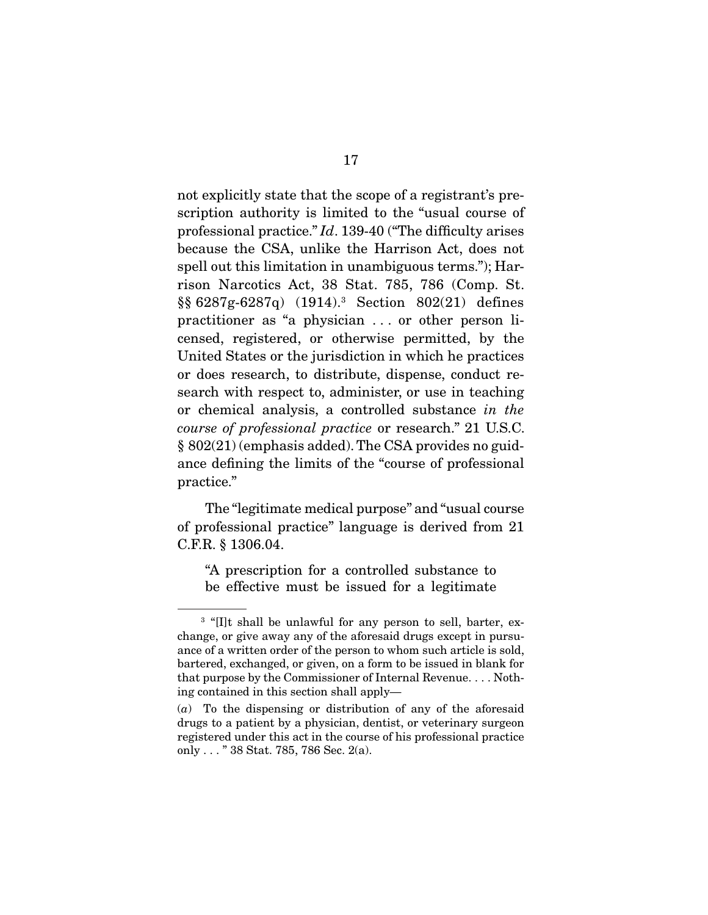not explicitly state that the scope of a registrant's prescription authority is limited to the "usual course of professional practice." *Id*. 139-40 ("The difficulty arises because the CSA, unlike the Harrison Act, does not spell out this limitation in unambiguous terms."); Harrison Narcotics Act, 38 Stat. 785, 786 (Comp. St. §§ 6287g-6287q) (1914).[3] Section 802(21) defines practitioner as "a physician . . . or other person licensed, registered, or otherwise permitted, by the United States or the jurisdiction in which he practices or does research, to distribute, dispense, conduct research with respect to, administer, or use in teaching or chemical analysis, a controlled substance *in the course of professional practice* or research." 21 U.S.C. § 802(21) (emphasis added). The CSA provides no guidance defining the limits of the "course of professional practice."

The "legitimate medical purpose" and "usual course of professional practice" language is derived from 21 C.F.R. § 1306.04.

> "A prescription for a controlled substance to be effective must be issued for a legitimate

---

[3] "[I]t shall be unlawful for any person to sell, barter, exchange, or give away any of the aforesaid drugs except in pursuance of a written order of the person to whom such article is sold, bartered, exchanged, or given, on a form to be issued in blank for that purpose by the Commissioner of Internal Revenue. . . . Nothing contained in this section shall apply—

(*a*) To the dispensing or distribution of any of the aforesaid drugs to a patient by a physician, dentist, or veterinary surgeon registered under this act in the course of his professional practice only . . . " 38 Stat. 785, 786 Sec. 2(a).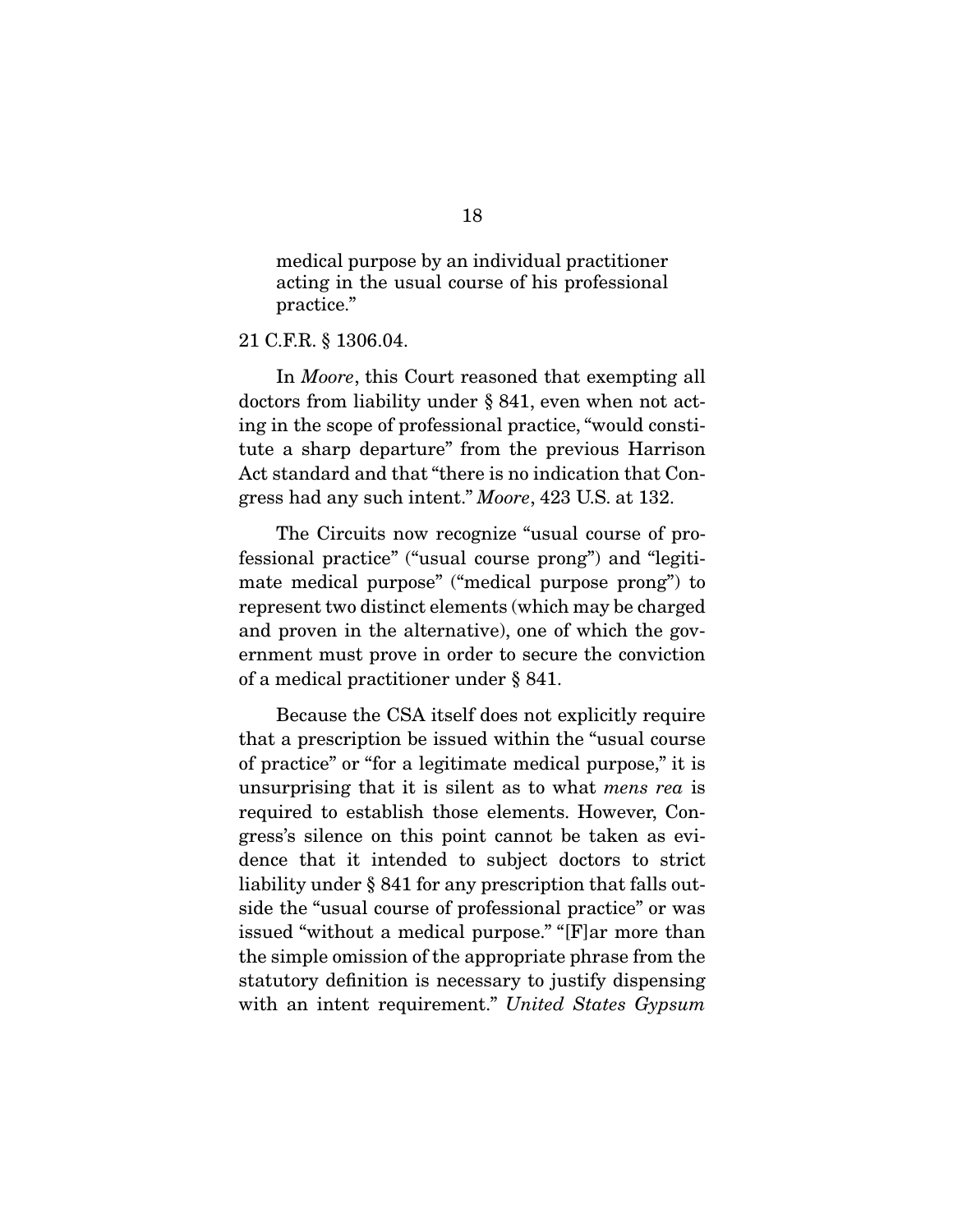> medical purpose by an individual practitioner acting in the usual course of his professional practice."

21 C.F.R. § 1306.04.

In *Moore*, this Court reasoned that exempting all doctors from liability under § 841, even when not acting in the scope of professional practice, "would constitute a sharp departure" from the previous Harrison Act standard and that "there is no indication that Congress had any such intent." *Moore*, 423 U.S. at 132.

The Circuits now recognize "usual course of professional practice" ("usual course prong") and "legitimate medical purpose" ("medical purpose prong") to represent two distinct elements (which may be charged and proven in the alternative), one of which the government must prove in order to secure the conviction of a medical practitioner under § 841.

Because the CSA itself does not explicitly require that a prescription be issued within the "usual course of practice" or "for a legitimate medical purpose," it is unsurprising that it is silent as to what *mens rea* is required to establish those elements. However, Congress's silence on this point cannot be taken as evidence that it intended to subject doctors to strict liability under § 841 for any prescription that falls outside the "usual course of professional practice" or was issued "without a medical purpose." "[F]ar more than the simple omission of the appropriate phrase from the statutory definition is necessary to justify dispensing with an intent requirement." *United States Gypsum*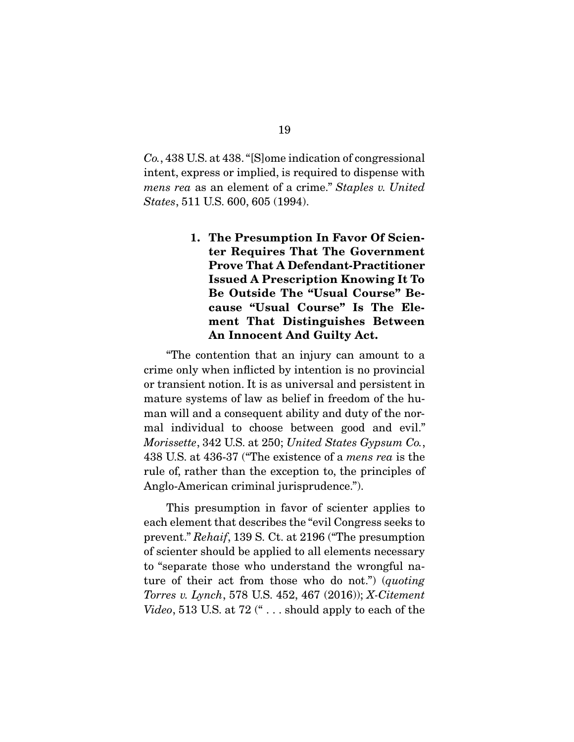*Co.*, 438 U.S. at 438. "[S]ome indication of congressional intent, express or implied, is required to dispense with *mens rea* as an element of a crime." *Staples v. United States*, 511 U.S. 600, 605 (1994).

#### 1. The Presumption In Favor Of Scienter Requires That The Government Prove That A Defendant-Practitioner Issued A Prescription Knowing It To Be Outside The "Usual Course" Because "Usual Course" Is The Element That Distinguishes Between An Innocent And Guilty Act.

"The contention that an injury can amount to a crime only when inflicted by intention is no provincial or transient notion. It is as universal and persistent in mature systems of law as belief in freedom of the human will and a consequent ability and duty of the normal individual to choose between good and evil." *Morissette*, 342 U.S. at 250; *United States Gypsum Co.*, 438 U.S. at 436-37 ("The existence of a *mens rea* is the rule of, rather than the exception to, the principles of Anglo-American criminal jurisprudence.").

This presumption in favor of scienter applies to each element that describes the "evil Congress seeks to prevent." *Rehaif*, 139 S. Ct. at 2196 ("The presumption of scienter should be applied to all elements necessary to "separate those who understand the wrongful nature of their act from those who do not.") (*quoting Torres v. Lynch*, 578 U.S. 452, 467 (2016)); *X-Citement Video*, 513 U.S. at 72 (" . . . should apply to each of the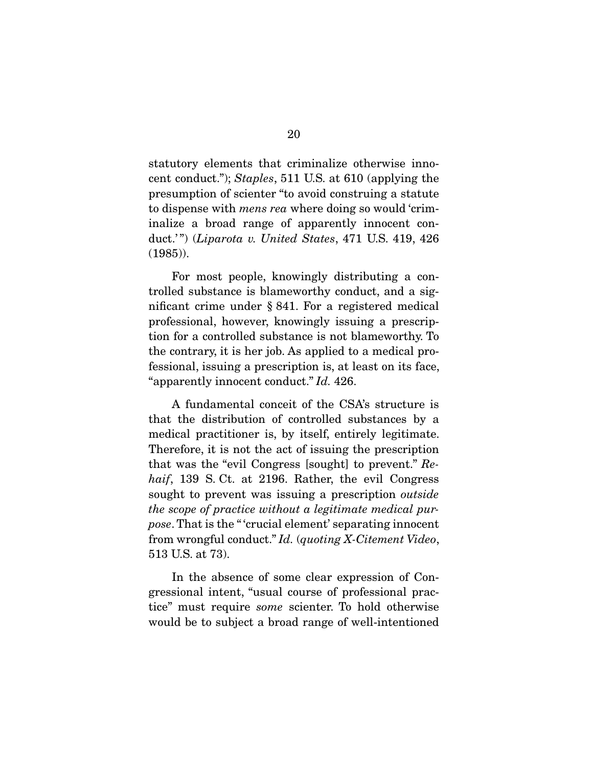statutory elements that criminalize otherwise innocent conduct."); *Staples*, 511 U.S. at 610 (applying the presumption of scienter "to avoid construing a statute to dispense with *mens rea* where doing so would 'criminalize a broad range of apparently innocent conduct.'") (*Liparota v. United States*, 471 U.S. 419, 426 (1985)).

For most people, knowingly distributing a controlled substance is blameworthy conduct, and a significant crime under § 841. For a registered medical professional, however, knowingly issuing a prescription for a controlled substance is not blameworthy. To the contrary, it is her job. As applied to a medical professional, issuing a prescription is, at least on its face, "apparently innocent conduct." *Id.* 426.

A fundamental conceit of the CSA's structure is that the distribution of controlled substances by a medical practitioner is, by itself, entirely legitimate. Therefore, it is not the act of issuing the prescription that was the "evil Congress [sought] to prevent." *Rehaif*, 139 S. Ct. at 2196. Rather, the evil Congress sought to prevent was issuing a prescription *outside the scope of practice without a legitimate medical purpose*. That is the "'crucial element' separating innocent from wrongful conduct." *Id.* (*quoting X-Citement Video*, 513 U.S. at 73).

In the absence of some clear expression of Congressional intent, "usual course of professional practice" must require *some* scienter. To hold otherwise would be to subject a broad range of well-intentioned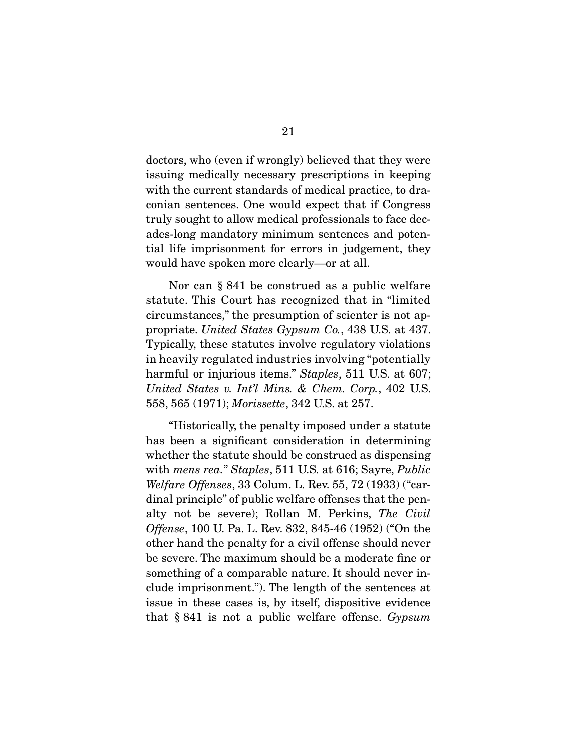doctors, who (even if wrongly) believed that they were issuing medically necessary prescriptions in keeping with the current standards of medical practice, to draconian sentences. One would expect that if Congress truly sought to allow medical professionals to face decades-long mandatory minimum sentences and potential life imprisonment for errors in judgement, they would have spoken more clearly—or at all.

Nor can § 841 be construed as a public welfare statute. This Court has recognized that in "limited circumstances," the presumption of scienter is not appropriate. *United States Gypsum Co.*, 438 U.S. at 437. Typically, these statutes involve regulatory violations in heavily regulated industries involving "potentially harmful or injurious items." *Staples*, 511 U.S. at 607; *United States v. Int'l Mins. & Chem. Corp.*, 402 U.S. 558, 565 (1971); *Morissette*, 342 U.S. at 257.

"Historically, the penalty imposed under a statute has been a significant consideration in determining whether the statute should be construed as dispensing with *mens rea.*" *Staples*, 511 U.S. at 616; Sayre, *Public Welfare Offenses*, 33 Colum. L. Rev. 55, 72 (1933) ("cardinal principle" of public welfare offenses that the penalty not be severe); Rollan M. Perkins, *The Civil Offense*, 100 U. Pa. L. Rev. 832, 845-46 (1952) ("On the other hand the penalty for a civil offense should never be severe. The maximum should be a moderate fine or something of a comparable nature. It should never include imprisonment."). The length of the sentences at issue in these cases is, by itself, dispositive evidence that § 841 is not a public welfare offense. *Gypsum*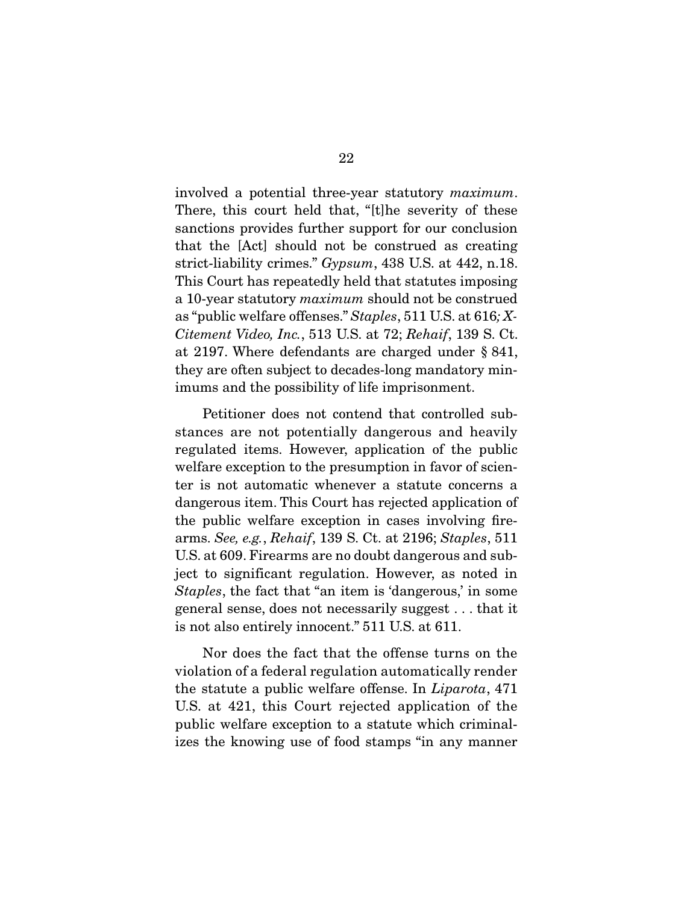involved a potential three-year statutory *maximum*. There, this court held that, "[t]he severity of these sanctions provides further support for our conclusion that the [Act] should not be construed as creating strict-liability crimes." *Gypsum*, 438 U.S. at 442, n.18. This Court has repeatedly held that statutes imposing a 10-year statutory *maximum* should not be construed as "public welfare offenses." *Staples*, 511 U.S. at 616*; X-Citement Video, Inc.*, 513 U.S. at 72; *Rehaif*, 139 S. Ct. at 2197. Where defendants are charged under § 841, they are often subject to decades-long mandatory minimums and the possibility of life imprisonment.

Petitioner does not contend that controlled substances are not potentially dangerous and heavily regulated items. However, application of the public welfare exception to the presumption in favor of scienter is not automatic whenever a statute concerns a dangerous item. This Court has rejected application of the public welfare exception in cases involving firearms. *See, e.g.*, *Rehaif*, 139 S. Ct. at 2196; *Staples*, 511 U.S. at 609. Firearms are no doubt dangerous and subject to significant regulation. However, as noted in *Staples*, the fact that "an item is 'dangerous,' in some general sense, does not necessarily suggest . . . that it is not also entirely innocent." 511 U.S. at 611.

Nor does the fact that the offense turns on the violation of a federal regulation automatically render the statute a public welfare offense. In *Liparota*, 471 U.S. at 421, this Court rejected application of the public welfare exception to a statute which criminalizes the knowing use of food stamps "in any manner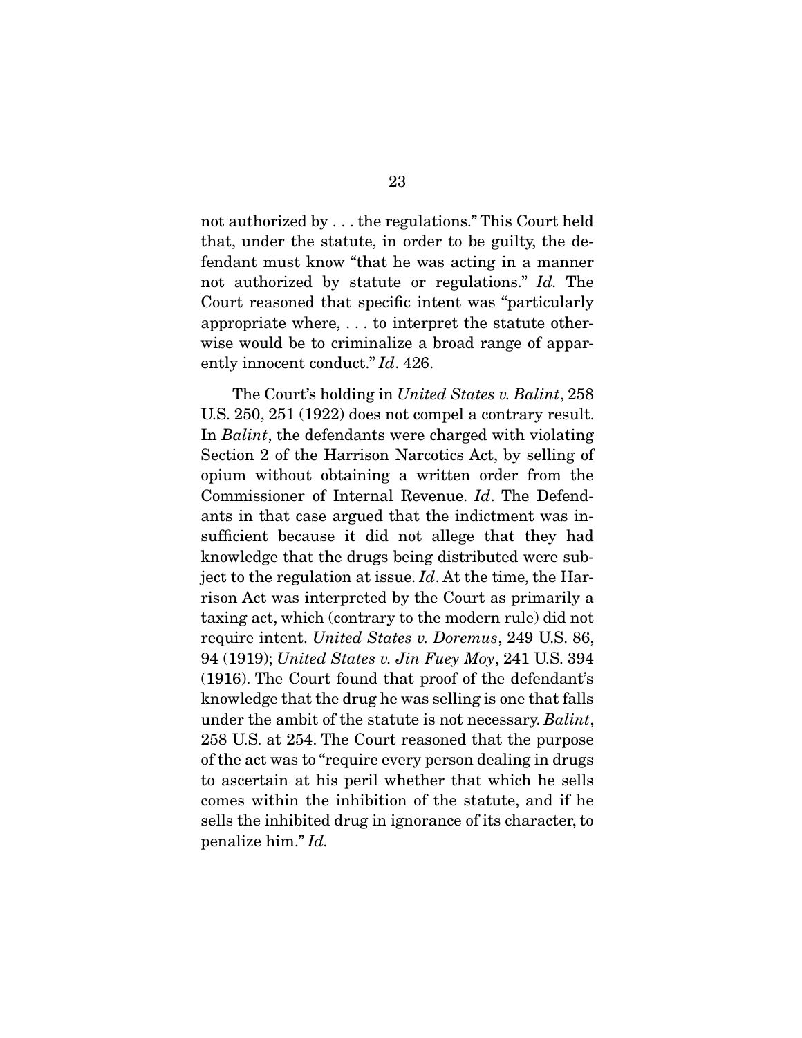not authorized by . . . the regulations." This Court held that, under the statute, in order to be guilty, the defendant must know "that he was acting in a manner not authorized by statute or regulations." *Id.* The Court reasoned that specific intent was "particularly appropriate where, . . . to interpret the statute otherwise would be to criminalize a broad range of apparently innocent conduct." *Id*. 426.

The Court's holding in *United States v. Balint*, 258 U.S. 250, 251 (1922) does not compel a contrary result. In *Balint*, the defendants were charged with violating Section 2 of the Harrison Narcotics Act, by selling of opium without obtaining a written order from the Commissioner of Internal Revenue. *Id*. The Defendants in that case argued that the indictment was insufficient because it did not allege that they had knowledge that the drugs being distributed were subject to the regulation at issue. *Id*. At the time, the Harrison Act was interpreted by the Court as primarily a taxing act, which (contrary to the modern rule) did not require intent. *United States v. Doremus*, 249 U.S. 86, 94 (1919); *United States v. Jin Fuey Moy*, 241 U.S. 394 (1916). The Court found that proof of the defendant's knowledge that the drug he was selling is one that falls under the ambit of the statute is not necessary. *Balint*, 258 U.S. at 254. The Court reasoned that the purpose of the act was to "require every person dealing in drugs to ascertain at his peril whether that which he sells comes within the inhibition of the statute, and if he sells the inhibited drug in ignorance of its character, to penalize him." *Id.*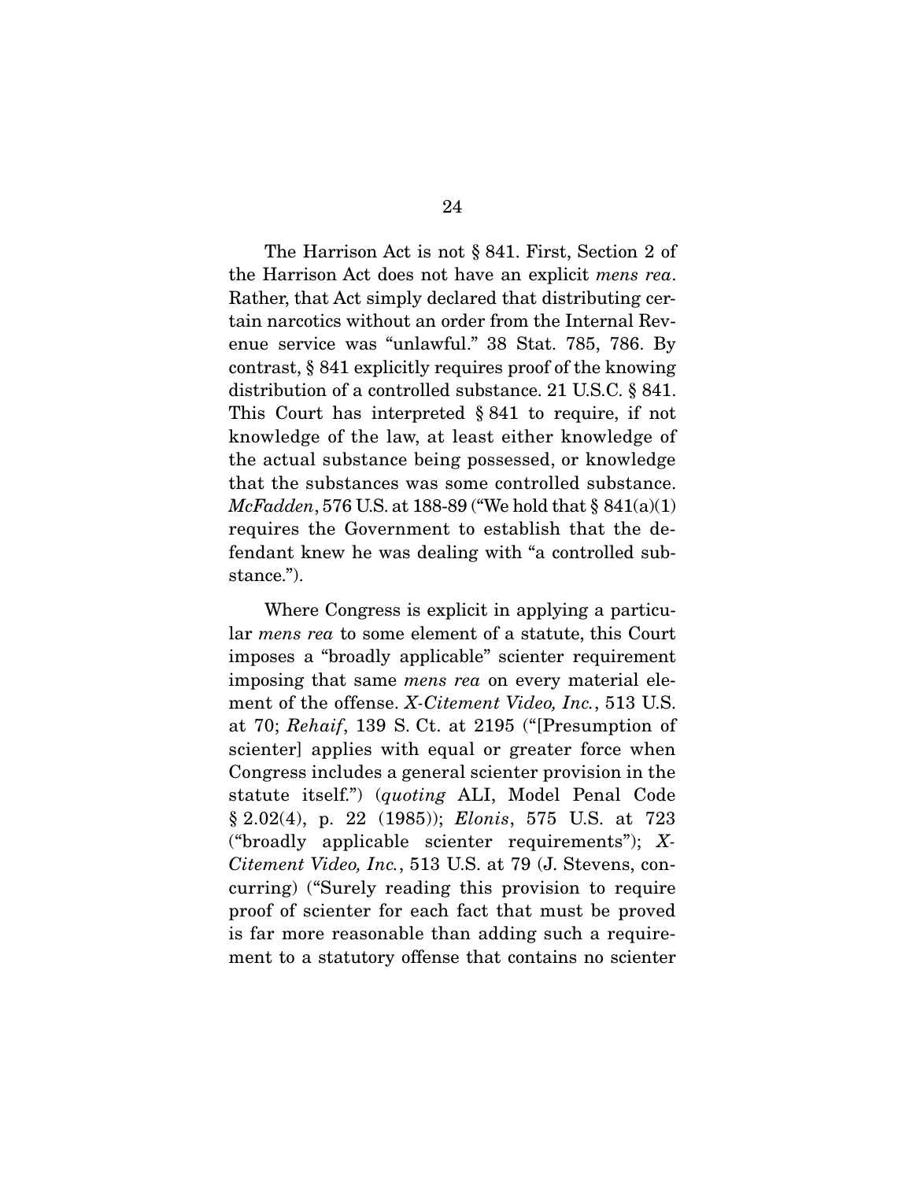The Harrison Act is not § 841. First, Section 2 of the Harrison Act does not have an explicit *mens rea*. Rather, that Act simply declared that distributing certain narcotics without an order from the Internal Revenue service was "unlawful." 38 Stat. 785, 786. By contrast, § 841 explicitly requires proof of the knowing distribution of a controlled substance. 21 U.S.C. § 841. This Court has interpreted § 841 to require, if not knowledge of the law, at least either knowledge of the actual substance being possessed, or knowledge that the substances was some controlled substance. *McFadden*, 576 U.S. at 188-89 ("We hold that § 841(a)(1) requires the Government to establish that the defendant knew he was dealing with "a controlled substance.").

Where Congress is explicit in applying a particular *mens rea* to some element of a statute, this Court imposes a "broadly applicable" scienter requirement imposing that same *mens rea* on every material element of the offense. *X-Citement Video, Inc.*, 513 U.S. at 70; *Rehaif*, 139 S. Ct. at 2195 ("[Presumption of scienter] applies with equal or greater force when Congress includes a general scienter provision in the statute itself.") (*quoting* ALI, Model Penal Code § 2.02(4), p. 22 (1985)); *Elonis*, 575 U.S. at 723 ("broadly applicable scienter requirements"); *X-Citement Video, Inc.*, 513 U.S. at 79 (J. Stevens, concurring) ("Surely reading this provision to require proof of scienter for each fact that must be proved is far more reasonable than adding such a requirement to a statutory offense that contains no scienter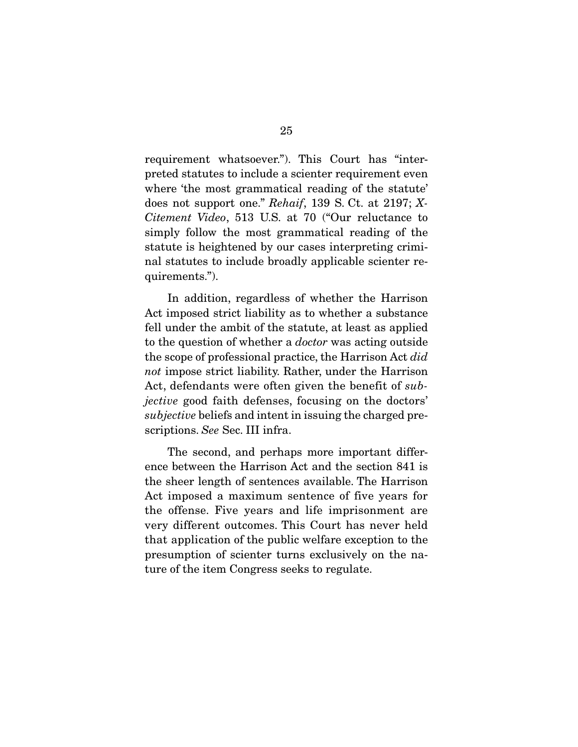requirement whatsoever."). This Court has "interpreted statutes to include a scienter requirement even where 'the most grammatical reading of the statute' does not support one." *Rehaif*, 139 S. Ct. at 2197; *X-Citement Video*, 513 U.S. at 70 ("Our reluctance to simply follow the most grammatical reading of the statute is heightened by our cases interpreting criminal statutes to include broadly applicable scienter requirements.").

In addition, regardless of whether the Harrison Act imposed strict liability as to whether a substance fell under the ambit of the statute, at least as applied to the question of whether a *doctor* was acting outside the scope of professional practice, the Harrison Act *did not* impose strict liability. Rather, under the Harrison Act, defendants were often given the benefit of *subjective* good faith defenses, focusing on the doctors' *subjective* beliefs and intent in issuing the charged prescriptions. *See* Sec. III infra.

The second, and perhaps more important difference between the Harrison Act and the section 841 is the sheer length of sentences available. The Harrison Act imposed a maximum sentence of five years for the offense. Five years and life imprisonment are very different outcomes. This Court has never held that application of the public welfare exception to the presumption of scienter turns exclusively on the nature of the item Congress seeks to regulate.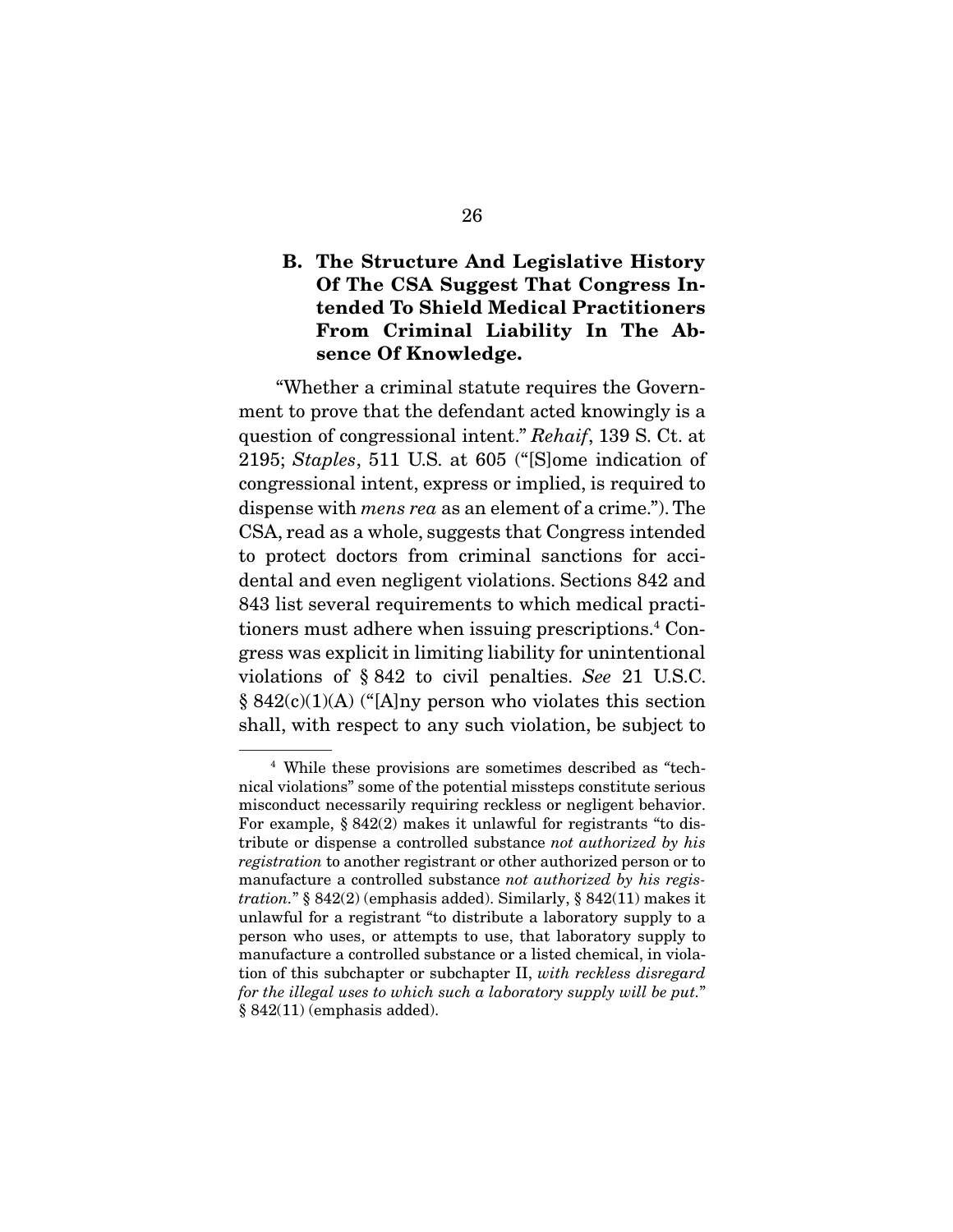### B. The Structure And Legislative History Of The CSA Suggest That Congress Intended To Shield Medical Practitioners From Criminal Liability In The Absence Of Knowledge.

"Whether a criminal statute requires the Government to prove that the defendant acted knowingly is a question of congressional intent." *Rehaif*, 139 S. Ct. at 2195; *Staples*, 511 U.S. at 605 ("[S]ome indication of congressional intent, express or implied, is required to dispense with *mens rea* as an element of a crime."). The CSA, read as a whole, suggests that Congress intended to protect doctors from criminal sanctions for accidental and even negligent violations. Sections 842 and 843 list several requirements to which medical practitioners must adhere when issuing prescriptions.[4] Congress was explicit in limiting liability for unintentional violations of § 842 to civil penalties. *See* 21 U.S.C. § 842(c)(1)(A) ("[A]ny person who violates this section shall, with respect to any such violation, be subject to

---

[4] While these provisions are sometimes described as "technical violations" some of the potential missteps constitute serious misconduct necessarily requiring reckless or negligent behavior. For example, § 842(2) makes it unlawful for registrants "to distribute or dispense a controlled substance *not authorized by his registration* to another registrant or other authorized person or to manufacture a controlled substance *not authorized by his registration*." § 842(2) (emphasis added). Similarly, § 842(11) makes it unlawful for a registrant "to distribute a laboratory supply to a person who uses, or attempts to use, that laboratory supply to manufacture a controlled substance or a listed chemical, in violation of this subchapter or subchapter II, *with reckless disregard for the illegal uses to which such a laboratory supply will be put*." § 842(11) (emphasis added).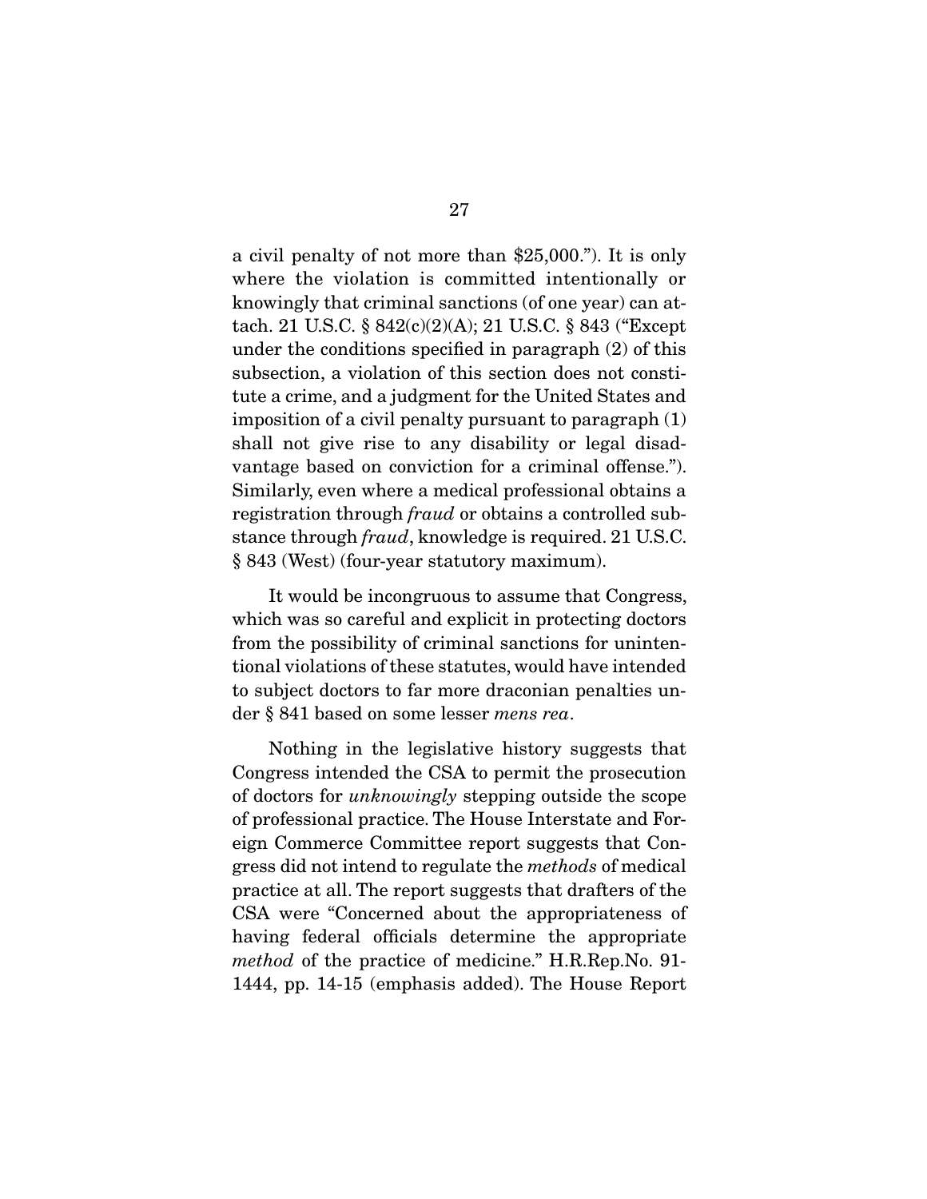a civil penalty of not more than $25,000."). It is only where the violation is committed intentionally or knowingly that criminal sanctions (of one year) can attach. 21 U.S.C. § 842(c)(2)(A); 21 U.S.C. § 843 ("Except under the conditions specified in paragraph (2) of this subsection, a violation of this section does not constitute a crime, and a judgment for the United States and imposition of a civil penalty pursuant to paragraph (1) shall not give rise to any disability or legal disadvantage based on conviction for a criminal offense."). Similarly, even where a medical professional obtains a registration through *fraud* or obtains a controlled substance through *fraud*, knowledge is required. 21 U.S.C. § 843 (West) (four-year statutory maximum).

It would be incongruous to assume that Congress, which was so careful and explicit in protecting doctors from the possibility of criminal sanctions for unintentional violations of these statutes, would have intended to subject doctors to far more draconian penalties under § 841 based on some lesser *mens rea*.

Nothing in the legislative history suggests that Congress intended the CSA to permit the prosecution of doctors for *unknowingly* stepping outside the scope of professional practice. The House Interstate and Foreign Commerce Committee report suggests that Congress did not intend to regulate the *methods* of medical practice at all. The report suggests that drafters of the CSA were "Concerned about the appropriateness of having federal officials determine the appropriate *method* of the practice of medicine." H.R.Rep.No. 91-1444, pp. 14-15 (emphasis added). The House Report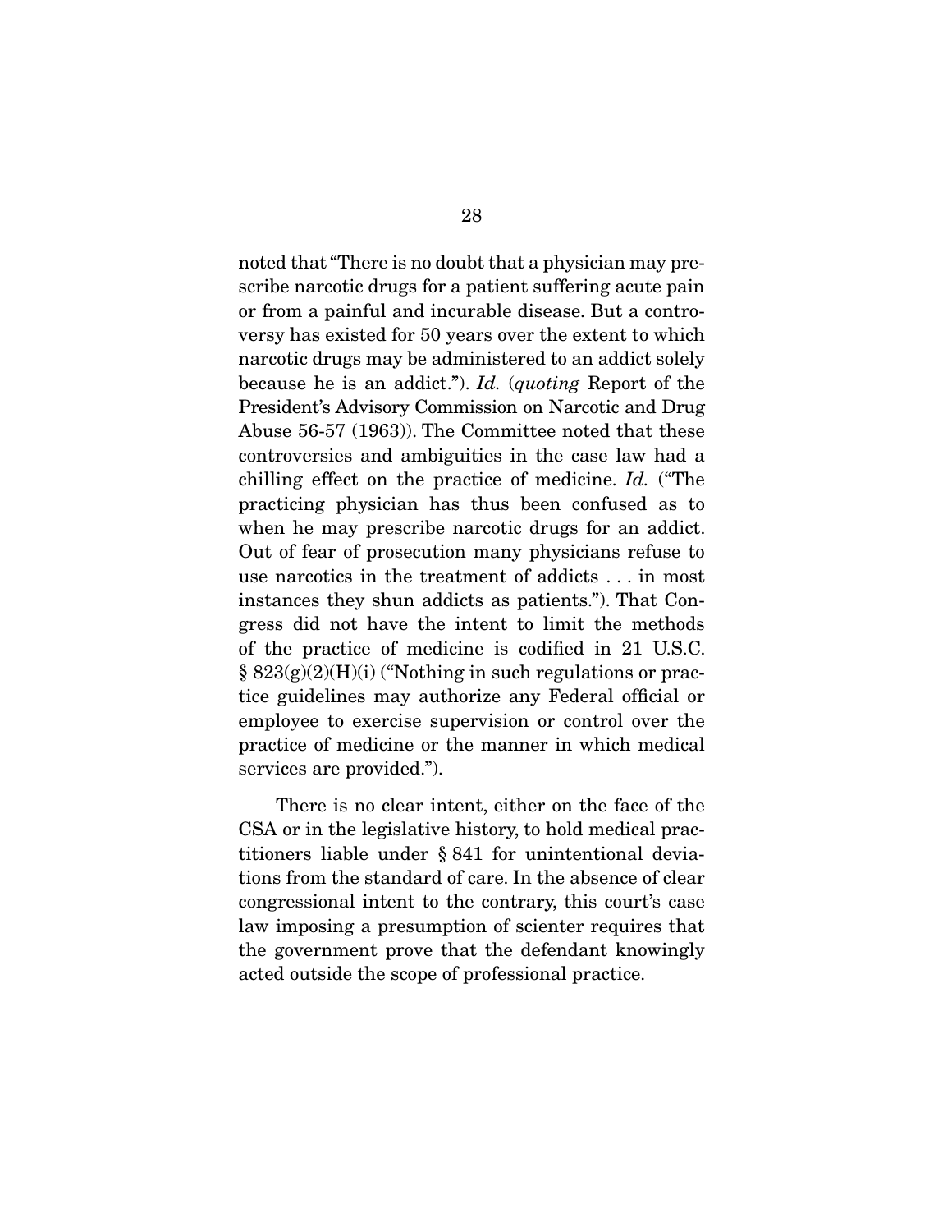noted that "There is no doubt that a physician may prescribe narcotic drugs for a patient suffering acute pain or from a painful and incurable disease. But a controversy has existed for 50 years over the extent to which narcotic drugs may be administered to an addict solely because he is an addict."). *Id.* (*quoting* Report of the President's Advisory Commission on Narcotic and Drug Abuse 56-57 (1963)). The Committee noted that these controversies and ambiguities in the case law had a chilling effect on the practice of medicine. *Id.* ("The practicing physician has thus been confused as to when he may prescribe narcotic drugs for an addict. Out of fear of prosecution many physicians refuse to use narcotics in the treatment of addicts . . . in most instances they shun addicts as patients."). That Congress did not have the intent to limit the methods of the practice of medicine is codified in 21 U.S.C. § 823(g)(2)(H)(i) ("Nothing in such regulations or practice guidelines may authorize any Federal official or employee to exercise supervision or control over the practice of medicine or the manner in which medical services are provided.").

There is no clear intent, either on the face of the CSA or in the legislative history, to hold medical practitioners liable under § 841 for unintentional deviations from the standard of care. In the absence of clear congressional intent to the contrary, this court's case law imposing a presumption of scienter requires that the government prove that the defendant knowingly acted outside the scope of professional practice.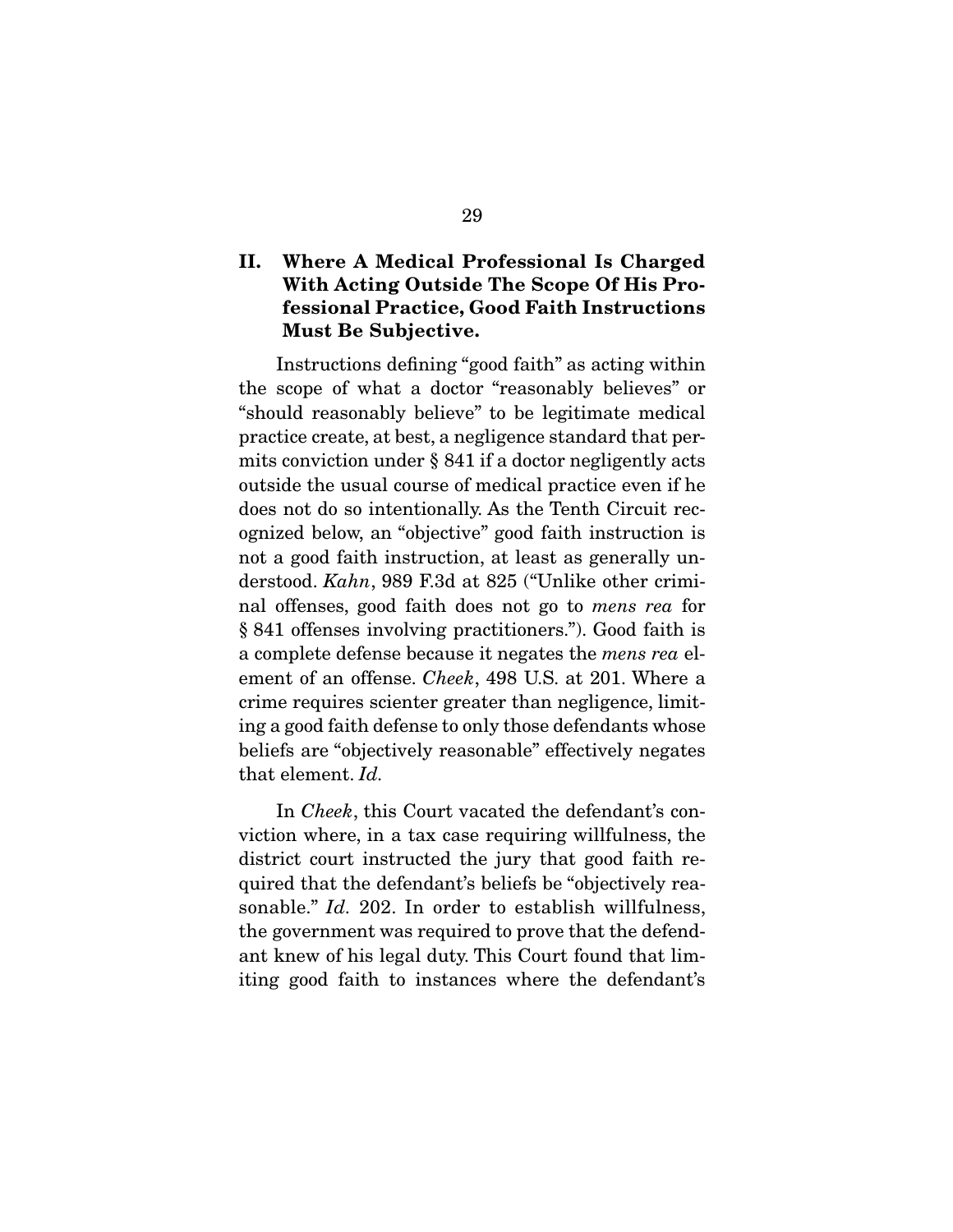## II. Where A Medical Professional Is Charged With Acting Outside The Scope Of His Professional Practice, Good Faith Instructions Must Be Subjective.

Instructions defining "good faith" as acting within the scope of what a doctor "reasonably believes" or "should reasonably believe" to be legitimate medical practice create, at best, a negligence standard that permits conviction under § 841 if a doctor negligently acts outside the usual course of medical practice even if he does not do so intentionally. As the Tenth Circuit recognized below, an "objective" good faith instruction is not a good faith instruction, at least as generally understood. *Kahn*, 989 F.3d at 825 ("Unlike other criminal offenses, good faith does not go to *mens rea* for § 841 offenses involving practitioners."). Good faith is a complete defense because it negates the *mens rea* element of an offense. *Cheek*, 498 U.S. at 201. Where a crime requires scienter greater than negligence, limiting a good faith defense to only those defendants whose beliefs are "objectively reasonable" effectively negates that element. *Id.*

In *Cheek*, this Court vacated the defendant's conviction where, in a tax case requiring willfulness, the district court instructed the jury that good faith required that the defendant's beliefs be "objectively reasonable." *Id.* 202. In order to establish willfulness, the government was required to prove that the defendant knew of his legal duty. This Court found that limiting good faith to instances where the defendant's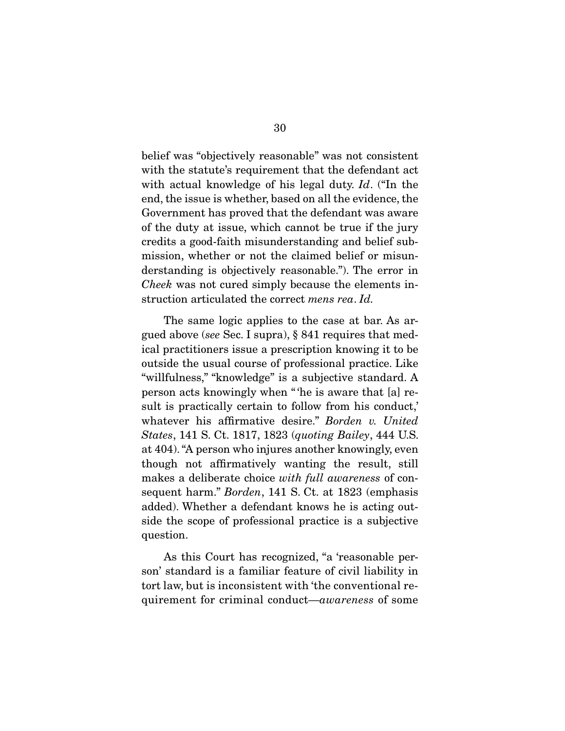belief was "objectively reasonable" was not consistent with the statute's requirement that the defendant act with actual knowledge of his legal duty. *Id*. ("In the end, the issue is whether, based on all the evidence, the Government has proved that the defendant was aware of the duty at issue, which cannot be true if the jury credits a good-faith misunderstanding and belief submission, whether or not the claimed belief or misunderstanding is objectively reasonable."). The error in *Cheek* was not cured simply because the elements instruction articulated the correct *mens rea*. *Id.*

The same logic applies to the case at bar. As argued above (*see* Sec. I supra), § 841 requires that medical practitioners issue a prescription knowing it to be outside the usual course of professional practice. Like "willfulness," "knowledge" is a subjective standard. A person acts knowingly when " 'he is aware that [a] result is practically certain to follow from his conduct,' whatever his affirmative desire." *Borden v. United States*, 141 S. Ct. 1817, 1823 (*quoting Bailey*, 444 U.S. at 404). "A person who injures another knowingly, even though not affirmatively wanting the result, still makes a deliberate choice *with full awareness* of consequent harm." *Borden*, 141 S. Ct. at 1823 (emphasis added). Whether a defendant knows he is acting outside the scope of professional practice is a subjective question.

As this Court has recognized, "a 'reasonable person' standard is a familiar feature of civil liability in tort law, but is inconsistent with 'the conventional requirement for criminal conduct—*awareness* of some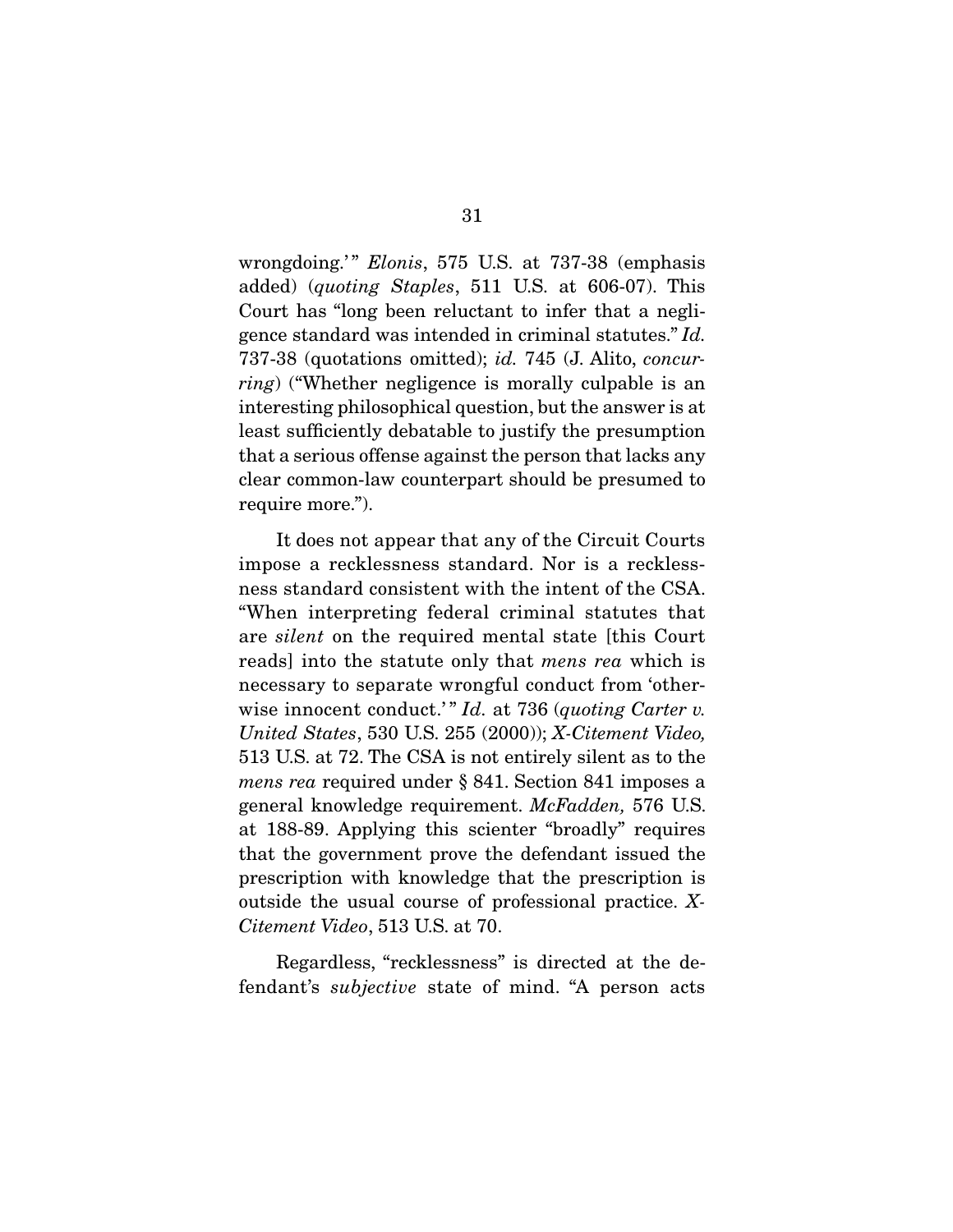wrongdoing.'" *Elonis*, 575 U.S. at 737-38 (emphasis added) (*quoting Staples*, 511 U.S. at 606-07). This Court has "long been reluctant to infer that a negligence standard was intended in criminal statutes." *Id.* 737-38 (quotations omitted); *id.* 745 (J. Alito, *concurring*) ("Whether negligence is morally culpable is an interesting philosophical question, but the answer is at least sufficiently debatable to justify the presumption that a serious offense against the person that lacks any clear common-law counterpart should be presumed to require more.").

It does not appear that any of the Circuit Courts impose a recklessness standard. Nor is a recklessness standard consistent with the intent of the CSA. "When interpreting federal criminal statutes that are *silent* on the required mental state [this Court reads] into the statute only that *mens rea* which is necessary to separate wrongful conduct from 'otherwise innocent conduct.'" *Id.* at 736 (*quoting Carter v. United States*, 530 U.S. 255 (2000)); *X-Citement Video,* 513 U.S. at 72. The CSA is not entirely silent as to the *mens rea* required under § 841. Section 841 imposes a general knowledge requirement. *McFadden,* 576 U.S. at 188-89. Applying this scienter "broadly" requires that the government prove the defendant issued the prescription with knowledge that the prescription is outside the usual course of professional practice. *X-Citement Video*, 513 U.S. at 70.

Regardless, "recklessness" is directed at the defendant's *subjective* state of mind. "A person acts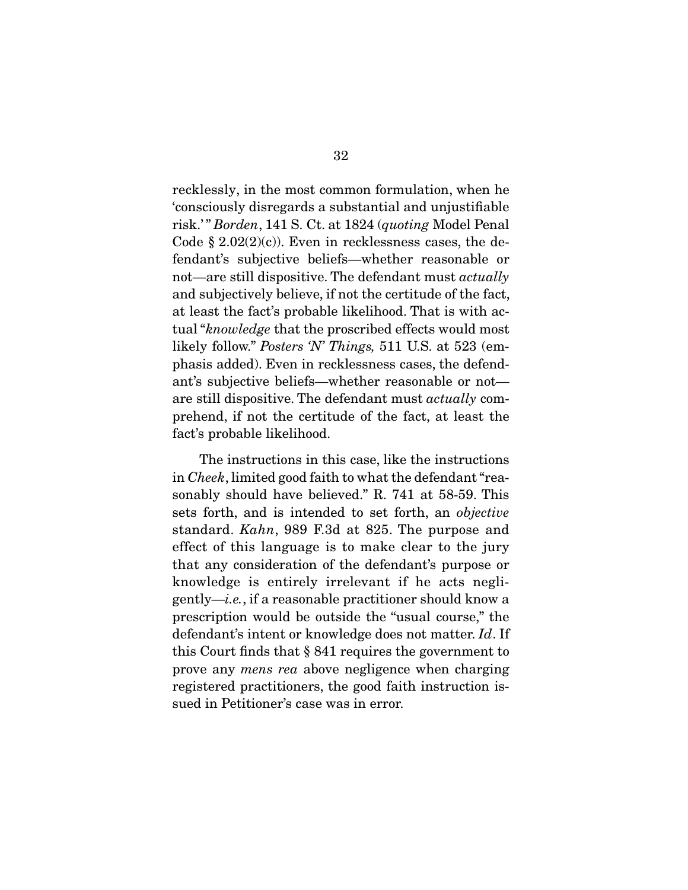recklessly, in the most common formulation, when he 'consciously disregards a substantial and unjustifiable risk.'" *Borden*, 141 S. Ct. at 1824 (*quoting* Model Penal Code § 2.02(2)(c)). Even in recklessness cases, the defendant's subjective beliefs—whether reasonable or not—are still dispositive. The defendant must *actually* and subjectively believe, if not the certitude of the fact, at least the fact's probable likelihood. That is with actual "*knowledge* that the proscribed effects would most likely follow." *Posters 'N' Things,* 511 U.S. at 523 (emphasis added). Even in recklessness cases, the defendant's subjective beliefs—whether reasonable or not—are still dispositive. The defendant must *actually* comprehend, if not the certitude of the fact, at least the fact's probable likelihood.

The instructions in this case, like the instructions in *Cheek*, limited good faith to what the defendant "reasonably should have believed." R. 741 at 58-59. This sets forth, and is intended to set forth, an *objective* standard. *Kahn*, 989 F.3d at 825. The purpose and effect of this language is to make clear to the jury that any consideration of the defendant's purpose or knowledge is entirely irrelevant if he acts negligently—*i.e.*, if a reasonable practitioner should know a prescription would be outside the "usual course," the defendant's intent or knowledge does not matter. *Id*. If this Court finds that § 841 requires the government to prove any *mens rea* above negligence when charging registered practitioners, the good faith instruction issued in Petitioner's case was in error.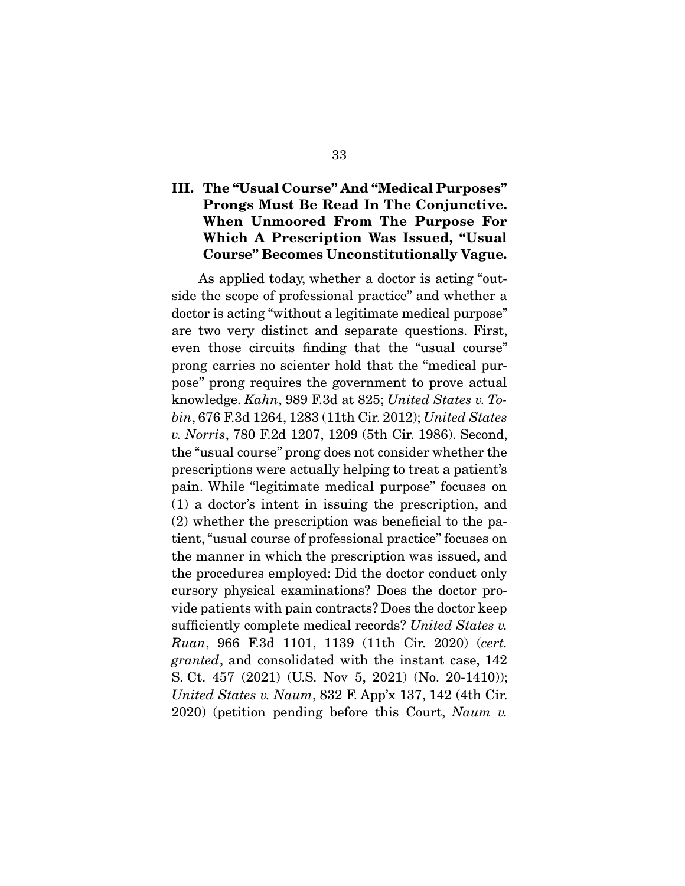## III. The "Usual Course" And "Medical Purposes" Prongs Must Be Read In The Conjunctive. When Unmoored From The Purpose For Which A Prescription Was Issued, "Usual Course" Becomes Unconstitutionally Vague.

As applied today, whether a doctor is acting "outside the scope of professional practice" and whether a doctor is acting "without a legitimate medical purpose" are two very distinct and separate questions. First, even those circuits finding that the "usual course" prong carries no scienter hold that the "medical purpose" prong requires the government to prove actual knowledge. *Kahn*, 989 F.3d at 825; *United States v. Tobin*, 676 F.3d 1264, 1283 (11th Cir. 2012); *United States v. Norris*, 780 F.2d 1207, 1209 (5th Cir. 1986). Second, the "usual course" prong does not consider whether the prescriptions were actually helping to treat a patient's pain. While "legitimate medical purpose" focuses on (1) a doctor's intent in issuing the prescription, and (2) whether the prescription was beneficial to the patient, "usual course of professional practice" focuses on the manner in which the prescription was issued, and the procedures employed: Did the doctor conduct only cursory physical examinations? Does the doctor provide patients with pain contracts? Does the doctor keep sufficiently complete medical records? *United States v. Ruan*, 966 F.3d 1101, 1139 (11th Cir. 2020) (*cert. granted*, and consolidated with the instant case, 142 S. Ct. 457 (2021) (U.S. Nov 5, 2021) (No. 20-1410)); *United States v. Naum*, 832 F. App'x 137, 142 (4th Cir. 2020) (petition pending before this Court, *Naum v.*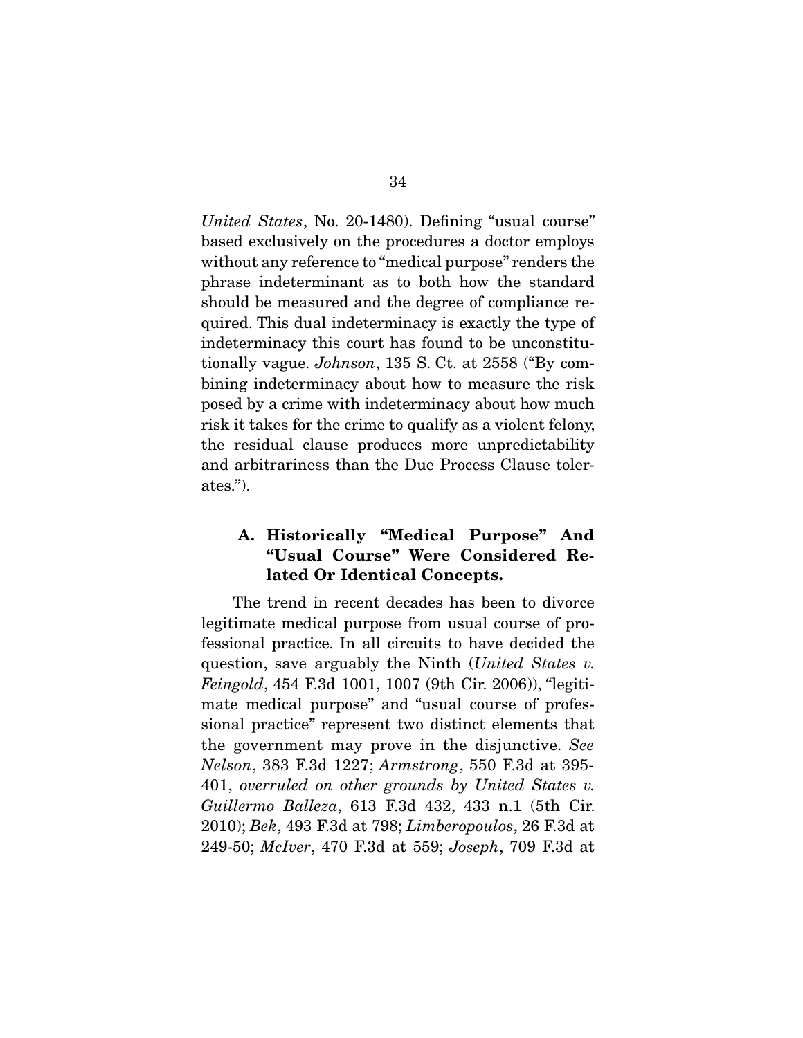*United States*, No. 20-1480). Defining "usual course" based exclusively on the procedures a doctor employs without any reference to "medical purpose" renders the phrase indeterminant as to both how the standard should be measured and the degree of compliance required. This dual indeterminacy is exactly the type of indeterminacy this court has found to be unconstitutionally vague. *Johnson*, 135 S. Ct. at 2558 ("By combining indeterminacy about how to measure the risk posed by a crime with indeterminacy about how much risk it takes for the crime to qualify as a violent felony, the residual clause produces more unpredictability and arbitrariness than the Due Process Clause tolerates.").

### A. Historically "Medical Purpose" And "Usual Course" Were Considered Related Or Identical Concepts.

The trend in recent decades has been to divorce legitimate medical purpose from usual course of professional practice. In all circuits to have decided the question, save arguably the Ninth (*United States v. Feingold*, 454 F.3d 1001, 1007 (9th Cir. 2006)), "legitimate medical purpose" and "usual course of professional practice" represent two distinct elements that the government may prove in the disjunctive. *See Nelson*, 383 F.3d 1227; *Armstrong*, 550 F.3d at 395-401, *overruled on other grounds by United States v. Guillermo Balleza*, 613 F.3d 432, 433 n.1 (5th Cir. 2010); *Bek*, 493 F.3d at 798; *Limberopoulos*, 26 F.3d at 249-50; *McIver*, 470 F.3d at 559; *Joseph*, 709 F.3d at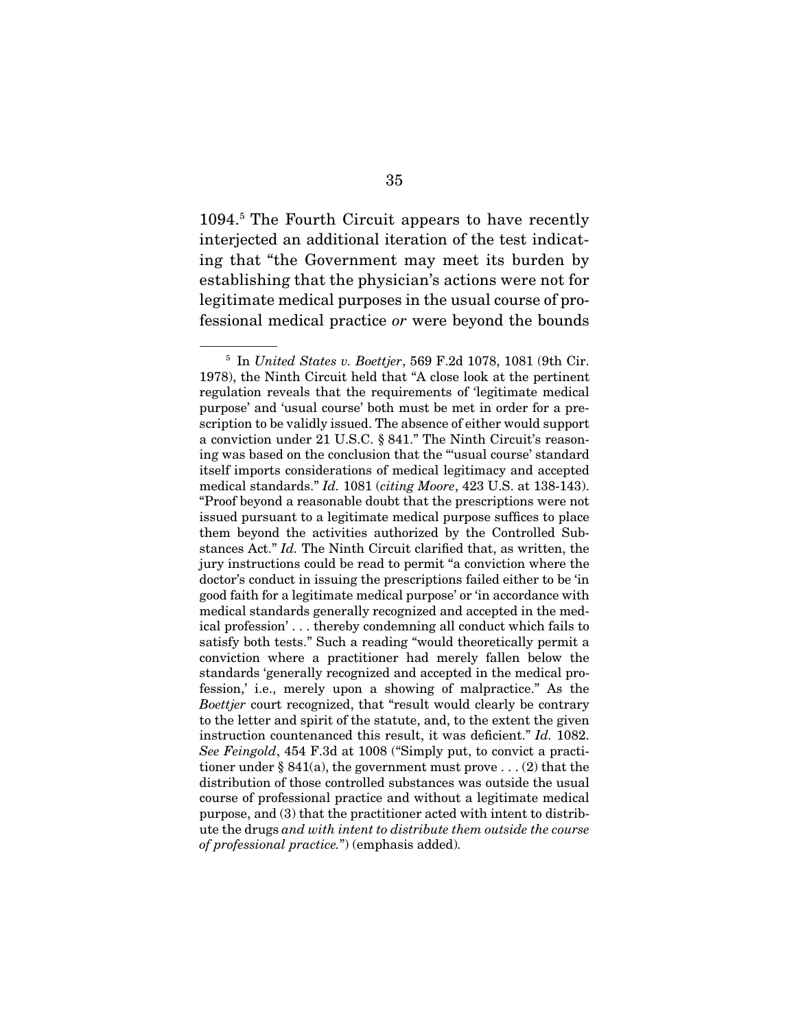1094.[5] The Fourth Circuit appears to have recently interjected an additional iteration of the test indicating that "the Government may meet its burden by establishing that the physician's actions were not for legitimate medical purposes in the usual course of professional medical practice *or* were beyond the bounds

---

[5] In *United States v. Boettjer*, 569 F.2d 1078, 1081 (9th Cir. 1978), the Ninth Circuit held that "A close look at the pertinent regulation reveals that the requirements of 'legitimate medical purpose' and 'usual course' both must be met in order for a prescription to be validly issued. The absence of either would support a conviction under 21 U.S.C. § 841." The Ninth Circuit's reasoning was based on the conclusion that the "'usual course' standard itself imports considerations of medical legitimacy and accepted medical standards." *Id.* 1081 (*citing Moore*, 423 U.S. at 138-143). "Proof beyond a reasonable doubt that the prescriptions were not issued pursuant to a legitimate medical purpose suffices to place them beyond the activities authorized by the Controlled Substances Act." *Id.* The Ninth Circuit clarified that, as written, the jury instructions could be read to permit "a conviction where the doctor's conduct in issuing the prescriptions failed either to be 'in good faith for a legitimate medical purpose' or 'in accordance with medical standards generally recognized and accepted in the medical profession' . . . thereby condemning all conduct which fails to satisfy both tests." Such a reading "would theoretically permit a conviction where a practitioner had merely fallen below the standards 'generally recognized and accepted in the medical profession,' i.e., merely upon a showing of malpractice." As the *Boettjer* court recognized, that "result would clearly be contrary to the letter and spirit of the statute, and, to the extent the given instruction countenanced this result, it was deficient." *Id.* 1082. *See Feingold*, 454 F.3d at 1008 ("Simply put, to convict a practitioner under § 841(a), the government must prove . . . (2) that the distribution of those controlled substances was outside the usual course of professional practice and without a legitimate medical purpose, and (3) that the practitioner acted with intent to distribute the drugs *and with intent to distribute them outside the course of professional practice.*") (emphasis added).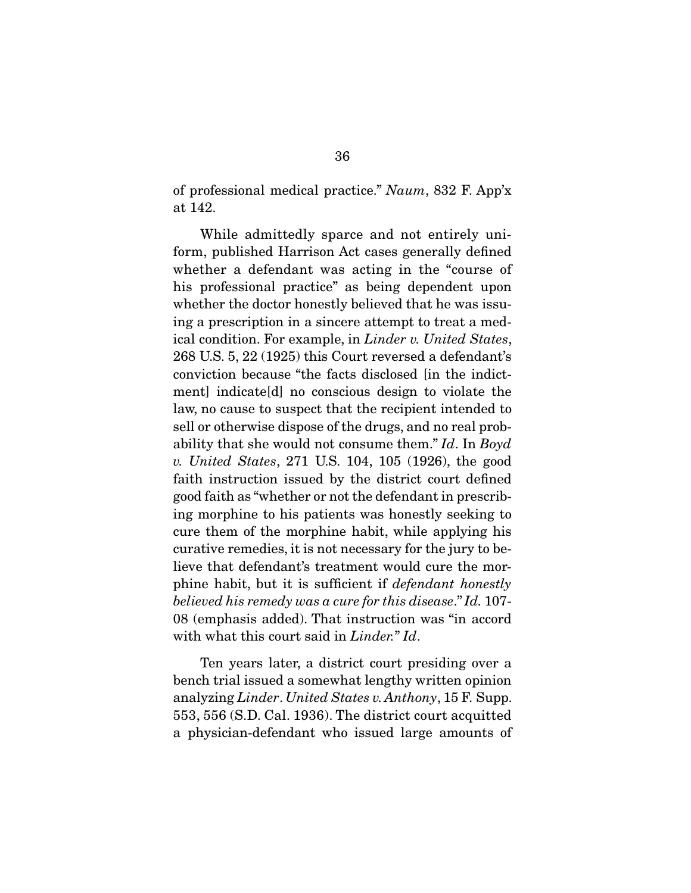of professional medical practice." *Naum*, 832 F. App'x at 142.

While admittedly sparce and not entirely uniform, published Harrison Act cases generally defined whether a defendant was acting in the "course of his professional practice" as being dependent upon whether the doctor honestly believed that he was issuing a prescription in a sincere attempt to treat a medical condition. For example, in *Linder v. United States*, 268 U.S. 5, 22 (1925) this Court reversed a defendant's conviction because "the facts disclosed [in the indictment] indicate[d] no conscious design to violate the law, no cause to suspect that the recipient intended to sell or otherwise dispose of the drugs, and no real probability that she would not consume them." *Id*. In *Boyd v. United States*, 271 U.S. 104, 105 (1926), the good faith instruction issued by the district court defined good faith as "whether or not the defendant in prescribing morphine to his patients was honestly seeking to cure them of the morphine habit, while applying his curative remedies, it is not necessary for the jury to believe that defendant's treatment would cure the morphine habit, but it is sufficient if *defendant honestly believed his remedy was a cure for this disease*." *Id.* 107-08 (emphasis added). That instruction was "in accord with what this court said in *Linder.*" *Id*.

Ten years later, a district court presiding over a bench trial issued a somewhat lengthy written opinion analyzing *Linder*. *United States v. Anthony*, 15 F. Supp. 553, 556 (S.D. Cal. 1936). The district court acquitted a physician-defendant who issued large amounts of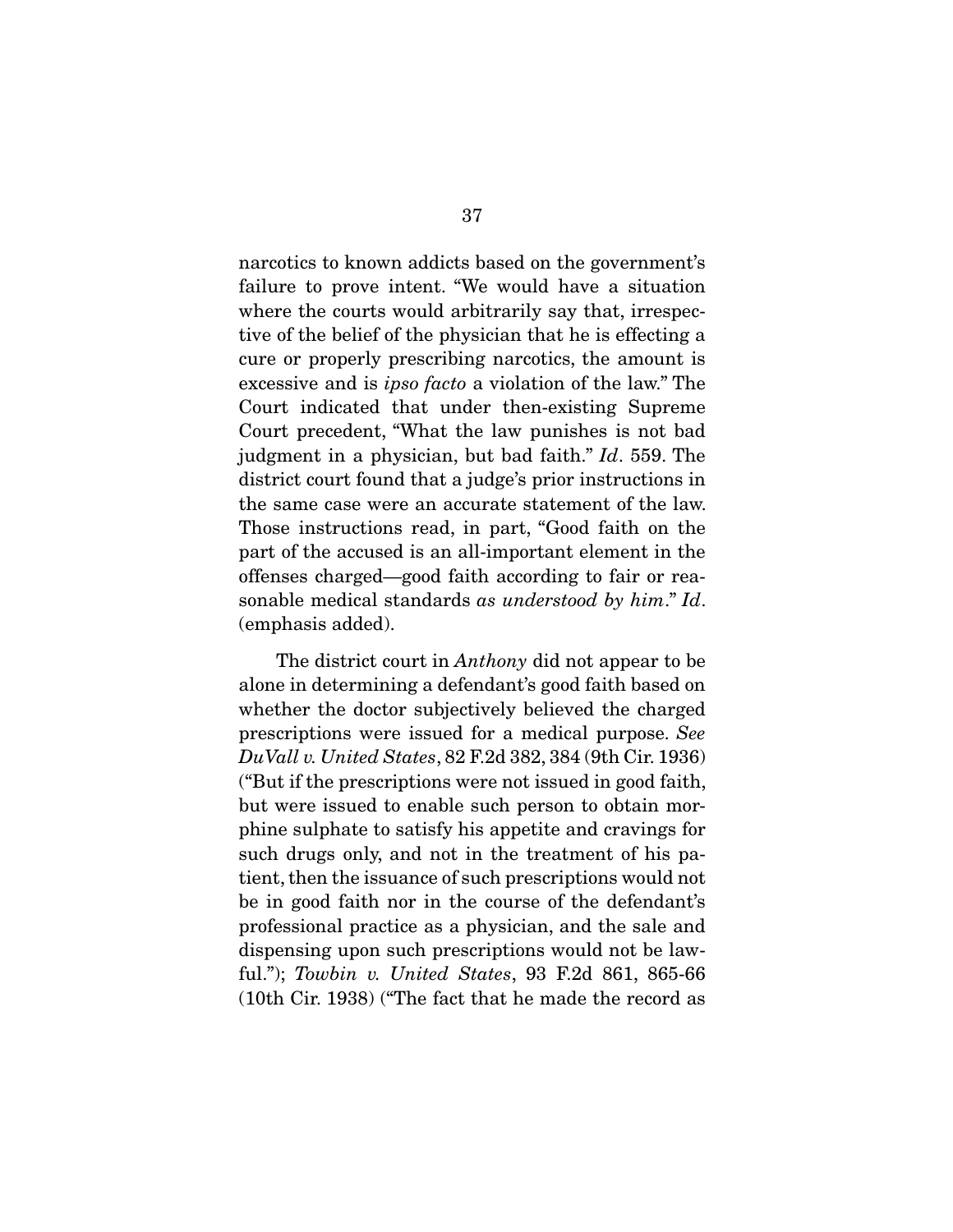narcotics to known addicts based on the government's failure to prove intent. "We would have a situation where the courts would arbitrarily say that, irrespective of the belief of the physician that he is effecting a cure or properly prescribing narcotics, the amount is excessive and is *ipso facto* a violation of the law." The Court indicated that under then-existing Supreme Court precedent, "What the law punishes is not bad judgment in a physician, but bad faith." *Id*. 559. The district court found that a judge's prior instructions in the same case were an accurate statement of the law. Those instructions read, in part, "Good faith on the part of the accused is an all-important element in the offenses charged—good faith according to fair or reasonable medical standards *as understood by him*." *Id*. (emphasis added).

The district court in *Anthony* did not appear to be alone in determining a defendant's good faith based on whether the doctor subjectively believed the charged prescriptions were issued for a medical purpose. *See DuVall v. United States*, 82 F.2d 382, 384 (9th Cir. 1936) ("But if the prescriptions were not issued in good faith, but were issued to enable such person to obtain morphine sulphate to satisfy his appetite and cravings for such drugs only, and not in the treatment of his patient, then the issuance of such prescriptions would not be in good faith nor in the course of the defendant's professional practice as a physician, and the sale and dispensing upon such prescriptions would not be lawful."); *Towbin v. United States*, 93 F.2d 861, 865-66 (10th Cir. 1938) ("The fact that he made the record as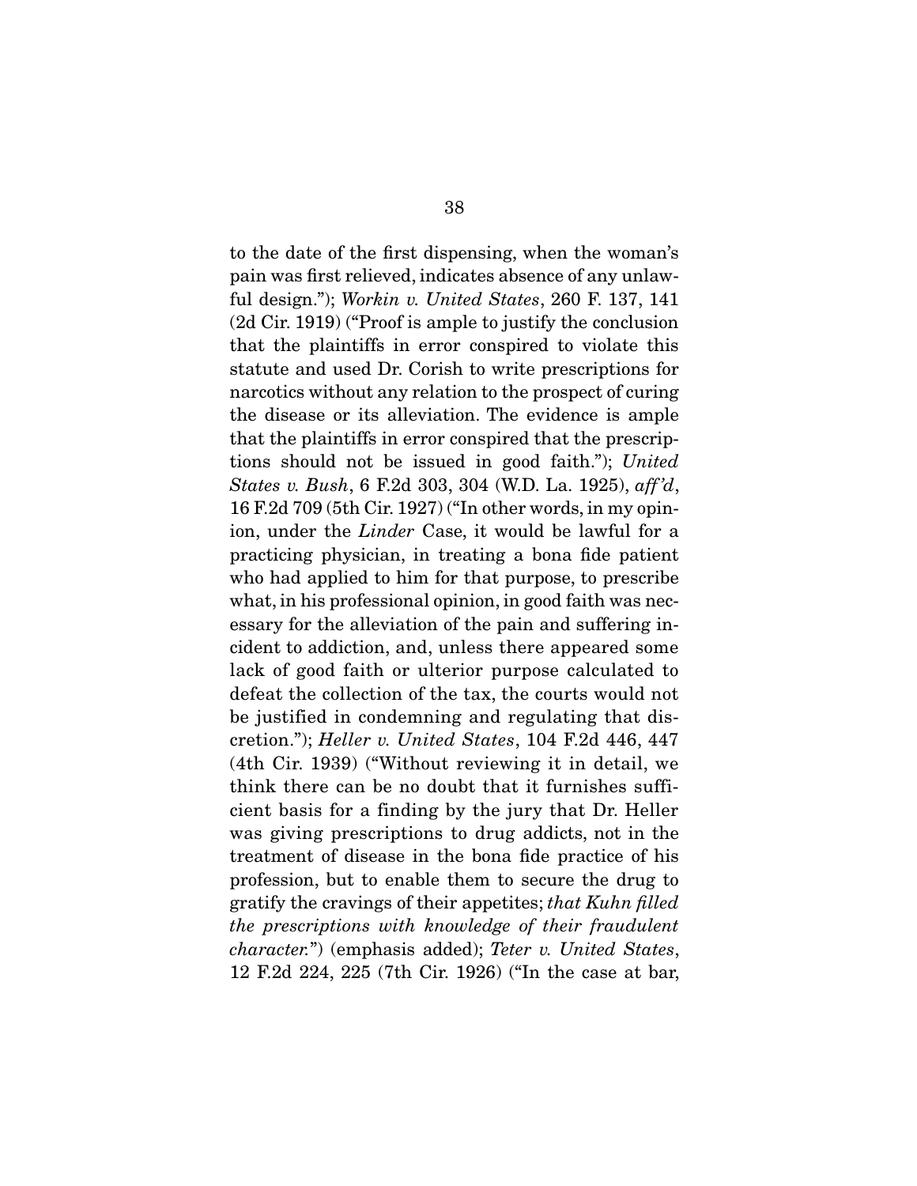to the date of the first dispensing, when the woman's pain was first relieved, indicates absence of any unlawful design."); *Workin v. United States*, 260 F. 137, 141 (2d Cir. 1919) ("Proof is ample to justify the conclusion that the plaintiffs in error conspired to violate this statute and used Dr. Corish to write prescriptions for narcotics without any relation to the prospect of curing the disease or its alleviation. The evidence is ample that the plaintiffs in error conspired that the prescriptions should not be issued in good faith."); *United States v. Bush*, 6 F.2d 303, 304 (W.D. La. 1925), *aff'd*, 16 F.2d 709 (5th Cir. 1927) ("In other words, in my opinion, under the *Linder* Case, it would be lawful for a practicing physician, in treating a bona fide patient who had applied to him for that purpose, to prescribe what, in his professional opinion, in good faith was necessary for the alleviation of the pain and suffering incident to addiction, and, unless there appeared some lack of good faith or ulterior purpose calculated to defeat the collection of the tax, the courts would not be justified in condemning and regulating that discretion."); *Heller v. United States*, 104 F.2d 446, 447 (4th Cir. 1939) ("Without reviewing it in detail, we think there can be no doubt that it furnishes sufficient basis for a finding by the jury that Dr. Heller was giving prescriptions to drug addicts, not in the treatment of disease in the bona fide practice of his profession, but to enable them to secure the drug to gratify the cravings of their appetites; *that Kuhn filled the prescriptions with knowledge of their fraudulent character.*") (emphasis added); *Teter v. United States*, 12 F.2d 224, 225 (7th Cir. 1926) ("In the case at bar,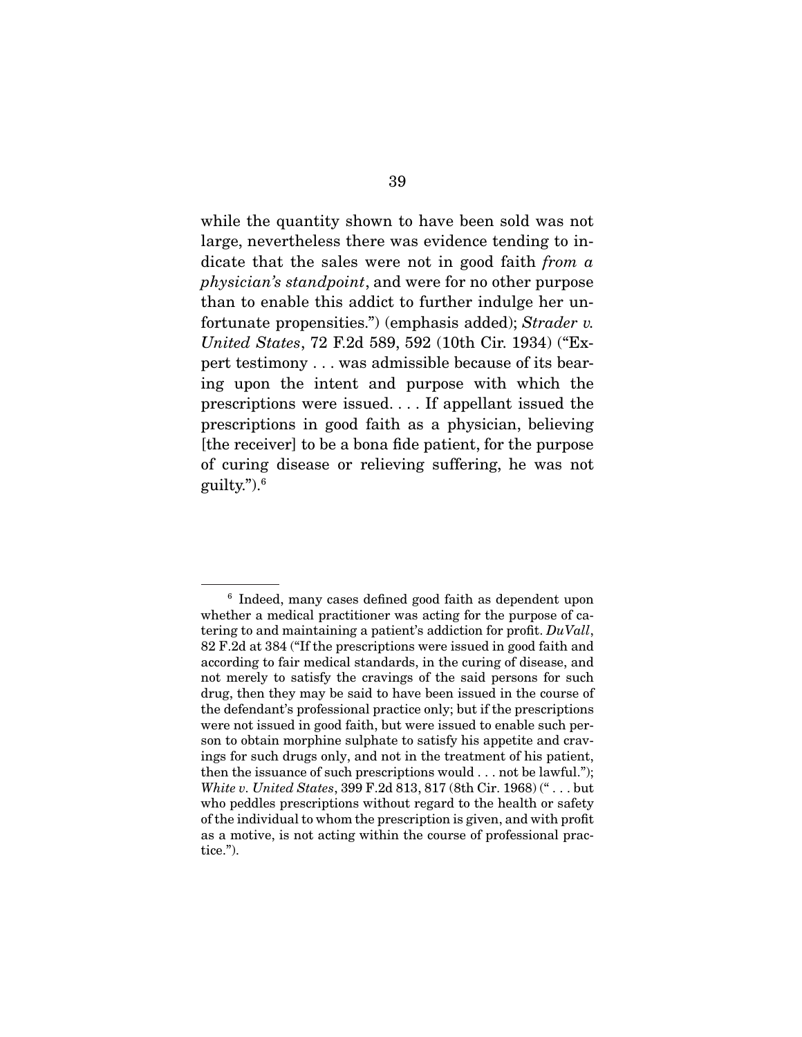while the quantity shown to have been sold was not large, nevertheless there was evidence tending to indicate that the sales were not in good faith *from a physician's standpoint*, and were for no other purpose than to enable this addict to further indulge her unfortunate propensities.") (emphasis added); *Strader v. United States*, 72 F.2d 589, 592 (10th Cir. 1934) ("Expert testimony . . . was admissible because of its bearing upon the intent and purpose with which the prescriptions were issued. . . . If appellant issued the prescriptions in good faith as a physician, believing [the receiver] to be a bona fide patient, for the purpose of curing disease or relieving suffering, he was not guilty.").[6]

---

[6] Indeed, many cases defined good faith as dependent upon whether a medical practitioner was acting for the purpose of catering to and maintaining a patient's addiction for profit. *DuVall*, 82 F.2d at 384 ("If the prescriptions were issued in good faith and according to fair medical standards, in the curing of disease, and not merely to satisfy the cravings of the said persons for such drug, then they may be said to have been issued in the course of the defendant's professional practice only; but if the prescriptions were not issued in good faith, but were issued to enable such person to obtain morphine sulphate to satisfy his appetite and cravings for such drugs only, and not in the treatment of his patient, then the issuance of such prescriptions would . . . not be lawful."); *White v. United States*, 399 F.2d 813, 817 (8th Cir. 1968) (" . . . but who peddles prescriptions without regard to the health or safety of the individual to whom the prescription is given, and with profit as a motive, is not acting within the course of professional practice.").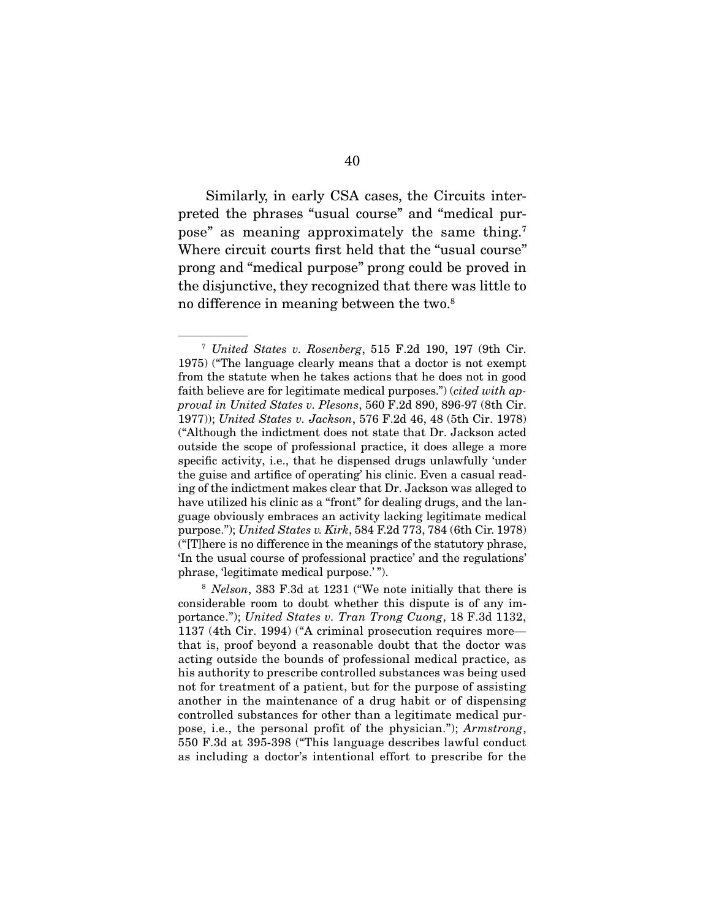Similarly, in early CSA cases, the Circuits interpreted the phrases "usual course" and "medical purpose" as meaning approximately the same thing.[7] Where circuit courts first held that the "usual course" prong and "medical purpose" prong could be proved in the disjunctive, they recognized that there was little to no difference in meaning between the two.[8]

---

[7] *United States v. Rosenberg*, 515 F.2d 190, 197 (9th Cir. 1975) ("The language clearly means that a doctor is not exempt from the statute when he takes actions that he does not in good faith believe are for legitimate medical purposes.") (*cited with approval in United States v. Plesons*, 560 F.2d 890, 896-97 (8th Cir. 1977)); *United States v. Jackson*, 576 F.2d 46, 48 (5th Cir. 1978) ("Although the indictment does not state that Dr. Jackson acted outside the scope of professional practice, it does allege a more specific activity, i.e., that he dispensed drugs unlawfully 'under the guise and artifice of operating' his clinic. Even a casual reading of the indictment makes clear that Dr. Jackson was alleged to have utilized his clinic as a "front" for dealing drugs, and the language obviously embraces an activity lacking legitimate medical purpose."); *United States v. Kirk*, 584 F.2d 773, 784 (6th Cir. 1978) ("[T]here is no difference in the meanings of the statutory phrase, 'In the usual course of professional practice' and the regulations' phrase, 'legitimate medical purpose.' ").

[8] *Nelson*, 383 F.3d at 1231 ("We note initially that there is considerable room to doubt whether this dispute is of any importance."); *United States v. Tran Trong Cuong*, 18 F.3d 1132, 1137 (4th Cir. 1994) ("A criminal prosecution requires more—that is, proof beyond a reasonable doubt that the doctor was acting outside the bounds of professional medical practice, as his authority to prescribe controlled substances was being used not for treatment of a patient, but for the purpose of assisting another in the maintenance of a drug habit or of dispensing controlled substances for other than a legitimate medical purpose, i.e., the personal profit of the physician."); *Armstrong*, 550 F.3d at 395-398 ("This language describes lawful conduct as including a doctor's intentional effort to prescribe for the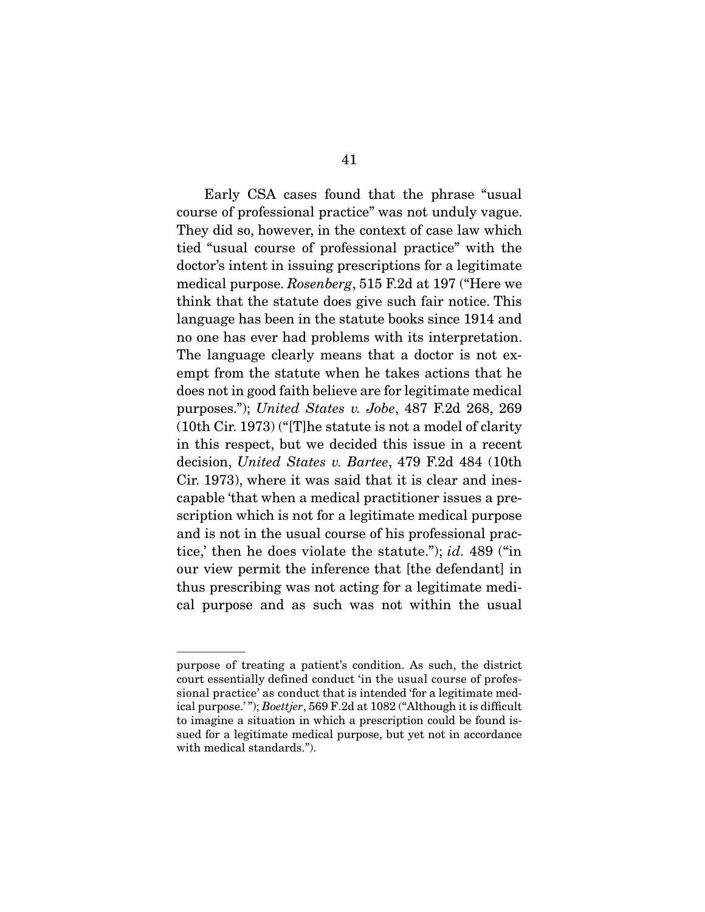Early CSA cases found that the phrase "usual course of professional practice" was not unduly vague. They did so, however, in the context of case law which tied "usual course of professional practice" with the doctor's intent in issuing prescriptions for a legitimate medical purpose. *Rosenberg*, 515 F.2d at 197 ("Here we think that the statute does give such fair notice. This language has been in the statute books since 1914 and no one has ever had problems with its interpretation. The language clearly means that a doctor is not exempt from the statute when he takes actions that he does not in good faith believe are for legitimate medical purposes."); *United States v. Jobe*, 487 F.2d 268, 269 (10th Cir. 1973) ("[T]he statute is not a model of clarity in this respect, but we decided this issue in a recent decision, *United States v. Bartee*, 479 F.2d 484 (10th Cir. 1973), where it was said that it is clear and inescapable 'that when a medical practitioner issues a prescription which is not for a legitimate medical purpose and is not in the usual course of his professional practice,' then he does violate the statute."); *id*. 489 ("in our view permit the inference that [the defendant] in thus prescribing was not acting for a legitimate medical purpose and as such was not within the usual

---

purpose of treating a patient's condition. As such, the district court essentially defined conduct 'in the usual course of professional practice' as conduct that is intended 'for a legitimate medical purpose.'"); *Boettjer*, 569 F.2d at 1082 ("Although it is difficult to imagine a situation in which a prescription could be found issued for a legitimate medical purpose, but yet not in accordance with medical standards.").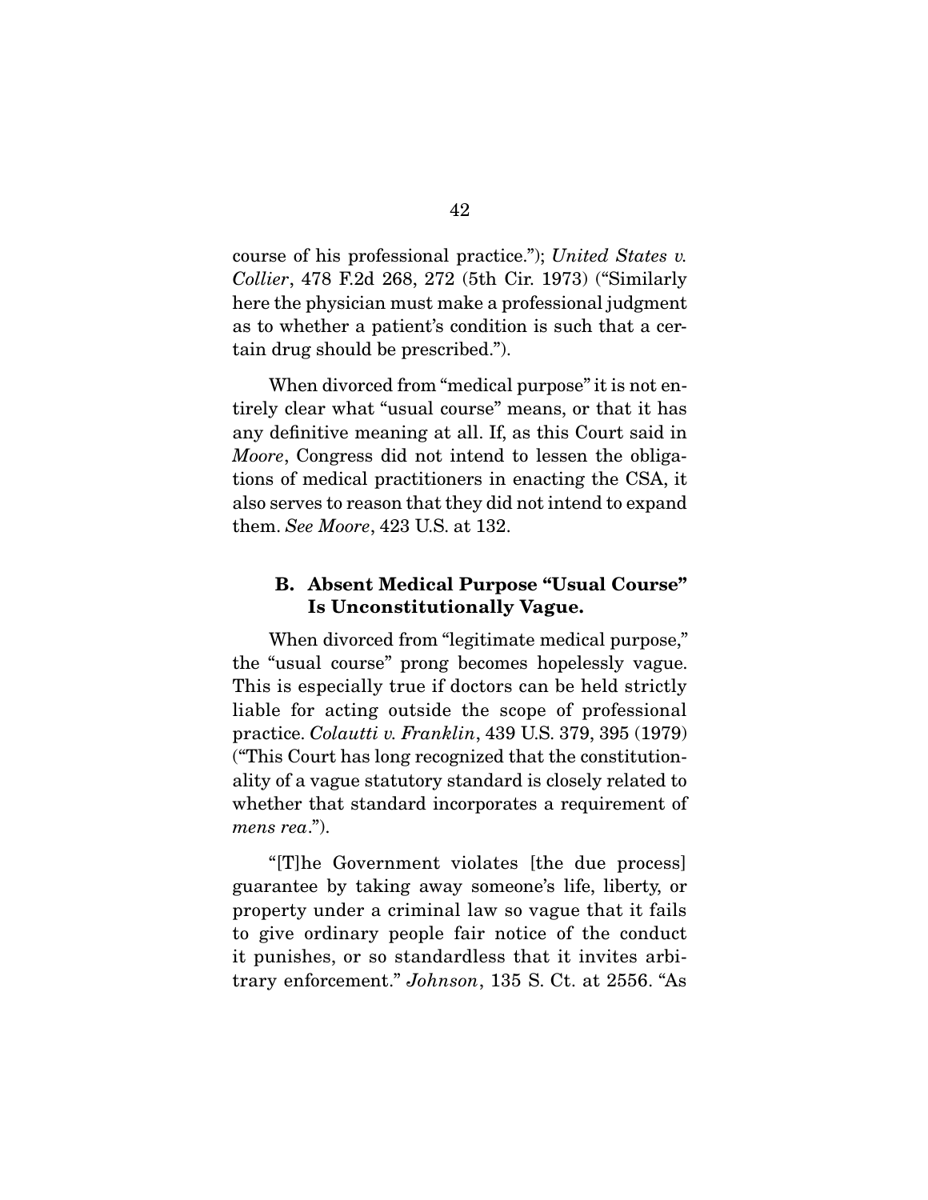course of his professional practice."); *United States v. Collier*, 478 F.2d 268, 272 (5th Cir. 1973) ("Similarly here the physician must make a professional judgment as to whether a patient's condition is such that a certain drug should be prescribed.").

When divorced from "medical purpose" it is not entirely clear what "usual course" means, or that it has any definitive meaning at all. If, as this Court said in *Moore*, Congress did not intend to lessen the obligations of medical practitioners in enacting the CSA, it also serves to reason that they did not intend to expand them. *See Moore*, 423 U.S. at 132.

### B. Absent Medical Purpose "Usual Course" Is Unconstitutionally Vague.

When divorced from "legitimate medical purpose," the "usual course" prong becomes hopelessly vague. This is especially true if doctors can be held strictly liable for acting outside the scope of professional practice. *Colautti v. Franklin*, 439 U.S. 379, 395 (1979) ("This Court has long recognized that the constitutionality of a vague statutory standard is closely related to whether that standard incorporates a requirement of *mens rea*.").

"[T]he Government violates [the due process] guarantee by taking away someone's life, liberty, or property under a criminal law so vague that it fails to give ordinary people fair notice of the conduct it punishes, or so standardless that it invites arbitrary enforcement." *Johnson*, 135 S. Ct. at 2556. "As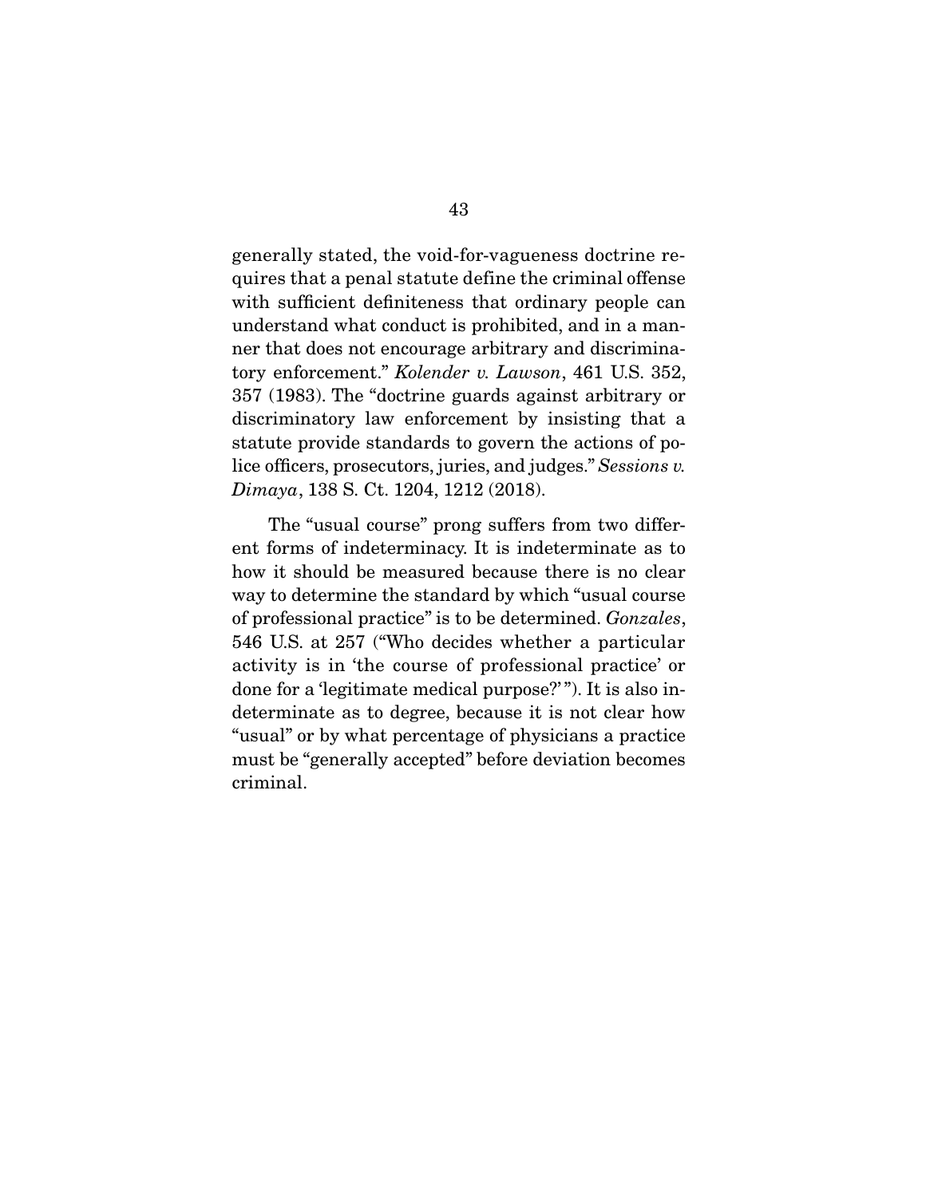generally stated, the void-for-vagueness doctrine requires that a penal statute define the criminal offense with sufficient definiteness that ordinary people can understand what conduct is prohibited, and in a manner that does not encourage arbitrary and discriminatory enforcement." *Kolender v. Lawson*, 461 U.S. 352, 357 (1983). The "doctrine guards against arbitrary or discriminatory law enforcement by insisting that a statute provide standards to govern the actions of police officers, prosecutors, juries, and judges." *Sessions v. Dimaya*, 138 S. Ct. 1204, 1212 (2018).

The "usual course" prong suffers from two different forms of indeterminacy. It is indeterminate as to how it should be measured because there is no clear way to determine the standard by which "usual course of professional practice" is to be determined. *Gonzales*, 546 U.S. at 257 ("Who decides whether a particular activity is in 'the course of professional practice' or done for a 'legitimate medical purpose?' "). It is also indeterminate as to degree, because it is not clear how "usual" or by what percentage of physicians a practice must be "generally accepted" before deviation becomes criminal.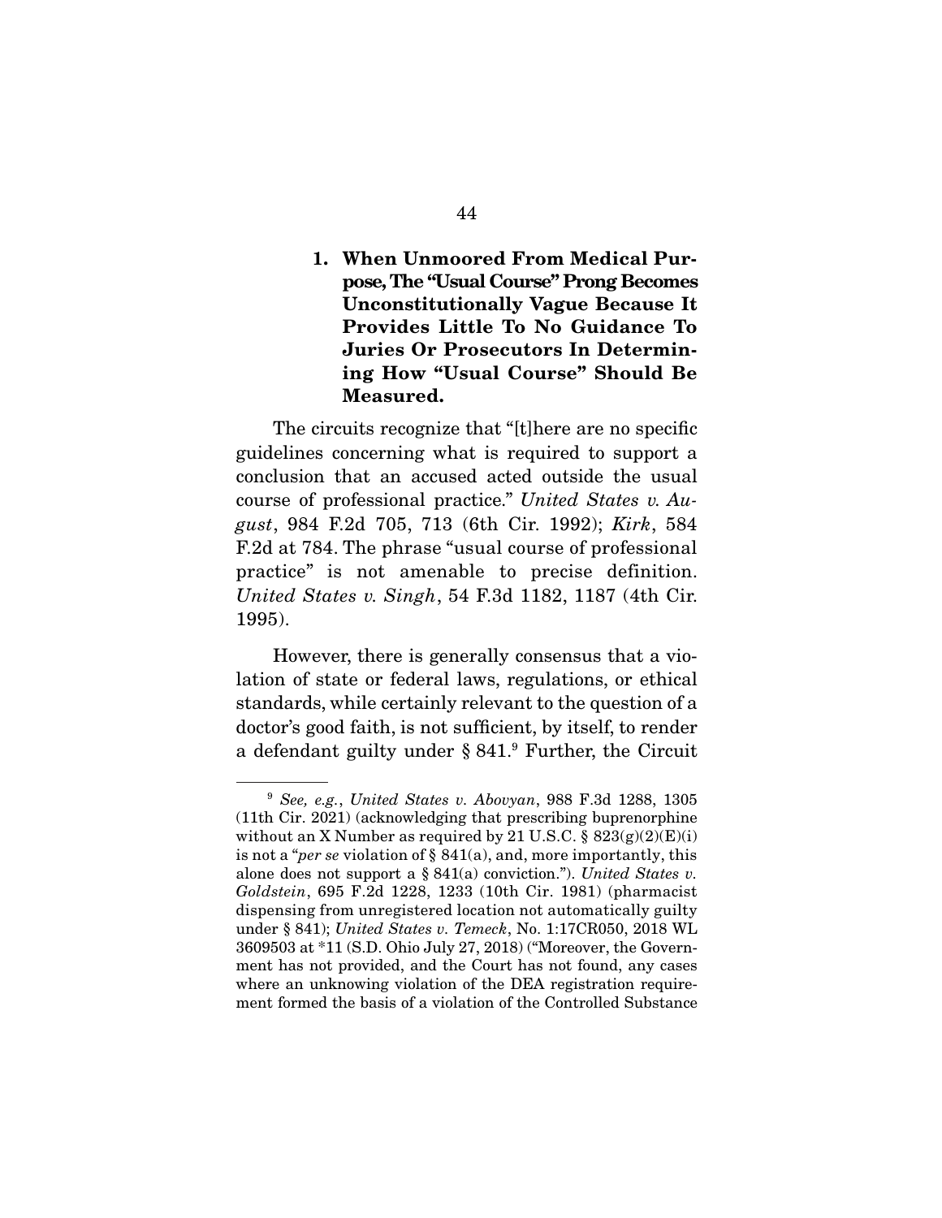### 1. When Unmoored From Medical Purpose, The "Usual Course" Prong Becomes Unconstitutionally Vague Because It Provides Little To No Guidance To Juries Or Prosecutors In Determining How "Usual Course" Should Be Measured.

The circuits recognize that "[t]here are no specific guidelines concerning what is required to support a conclusion that an accused acted outside the usual course of professional practice." *United States v. August*, 984 F.2d 705, 713 (6th Cir. 1992); *Kirk*, 584 F.2d at 784. The phrase "usual course of professional practice" is not amenable to precise definition. *United States v. Singh*, 54 F.3d 1182, 1187 (4th Cir. 1995).

However, there is generally consensus that a violation of state or federal laws, regulations, or ethical standards, while certainly relevant to the question of a doctor's good faith, is not sufficient, by itself, to render a defendant guilty under § 841.[9] Further, the Circuit

---

[9] *See, e.g.*, *United States v. Abovyan*, 988 F.3d 1288, 1305 (11th Cir. 2021) (acknowledging that prescribing buprenorphine without an X Number as required by 21 U.S.C. § 823(g)(2)(E)(i) is not a "*per se* violation of § 841(a), and, more importantly, this alone does not support a § 841(a) conviction."). *United States v. Goldstein*, 695 F.2d 1228, 1233 (10th Cir. 1981) (pharmacist dispensing from unregistered location not automatically guilty under § 841); *United States v. Temeck*, No. 1:17CR050, 2018 WL 3609503 at *11 (S.D. Ohio July 27, 2018) ("Moreover, the Government has not provided, and the Court has not found, any cases where an unknowing violation of the DEA registration requirement formed the basis of a violation of the Controlled Substance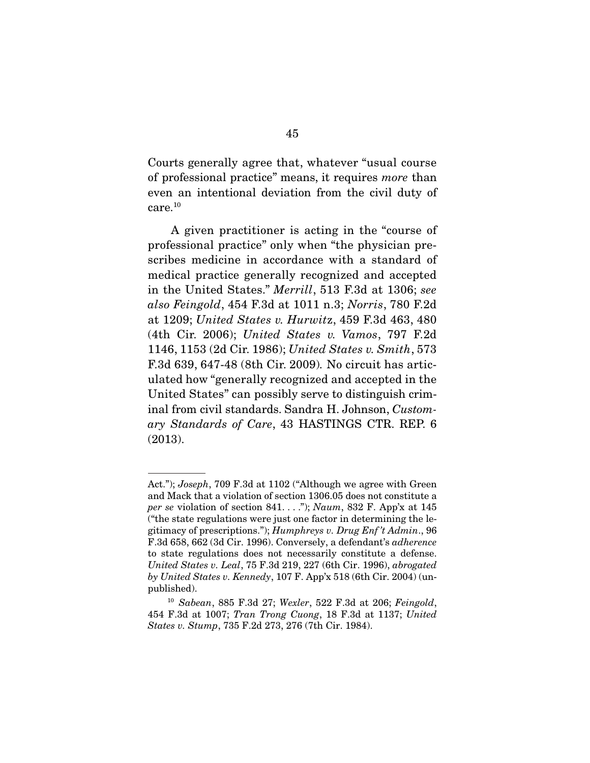Courts generally agree that, whatever "usual course of professional practice" means, it requires *more* than even an intentional deviation from the civil duty of care.[10]

A given practitioner is acting in the "course of professional practice" only when "the physician prescribes medicine in accordance with a standard of medical practice generally recognized and accepted in the United States." *Merrill*, 513 F.3d at 1306; *see also Feingold*, 454 F.3d at 1011 n.3; *Norris*, 780 F.2d at 1209; *United States v. Hurwitz*, 459 F.3d 463, 480 (4th Cir. 2006); *United States v. Vamos*, 797 F.2d 1146, 1153 (2d Cir. 1986); *United States v. Smith*, 573 F.3d 639, 647-48 (8th Cir. 2009). No circuit has articulated how "generally recognized and accepted in the United States" can possibly serve to distinguish criminal from civil standards. Sandra H. Johnson, *Customary Standards of Care*, 43 HASTINGS CTR. REP. 6 (2013).

---

Act."); *Joseph*, 709 F.3d at 1102 ("Although we agree with Green and Mack that a violation of section 1306.05 does not constitute a *per se* violation of section 841. . . ."); *Naum*, 832 F. App'x at 145 ("the state regulations were just one factor in determining the legitimacy of prescriptions."); *Humphreys v. Drug Enf't Admin*., 96 F.3d 658, 662 (3d Cir. 1996). Conversely, a defendant's *adherence* to state regulations does not necessarily constitute a defense. *United States v. Leal*, 75 F.3d 219, 227 (6th Cir. 1996), *abrogated by United States v. Kennedy*, 107 F. App'x 518 (6th Cir. 2004) (unpublished).

[10] *Sabean*, 885 F.3d 27; *Wexler*, 522 F.3d at 206; *Feingold*, 454 F.3d at 1007; *Tran Trong Cuong*, 18 F.3d at 1137; *United States v. Stump*, 735 F.2d 273, 276 (7th Cir. 1984).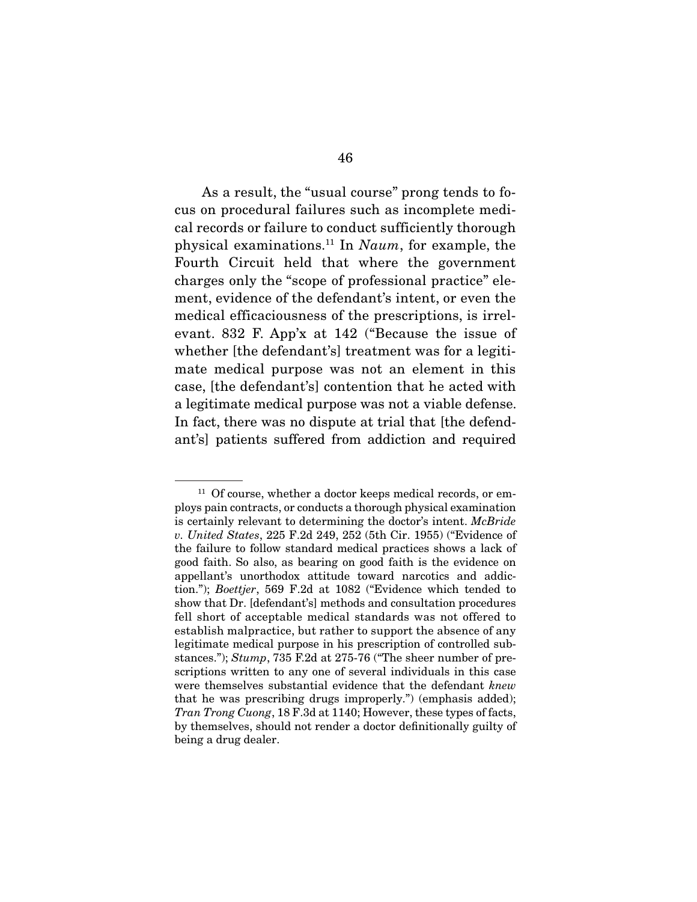As a result, the "usual course" prong tends to focus on procedural failures such as incomplete medical records or failure to conduct sufficiently thorough physical examinations.[11] In *Naum*, for example, the Fourth Circuit held that where the government charges only the "scope of professional practice" element, evidence of the defendant's intent, or even the medical efficaciousness of the prescriptions, is irrelevant. 832 F. App'x at 142 ("Because the issue of whether [the defendant's] treatment was for a legitimate medical purpose was not an element in this case, [the defendant's] contention that he acted with a legitimate medical purpose was not a viable defense. In fact, there was no dispute at trial that [the defendant's] patients suffered from addiction and required

---

[11] Of course, whether a doctor keeps medical records, or employs pain contracts, or conducts a thorough physical examination is certainly relevant to determining the doctor's intent. *McBride v. United States*, 225 F.2d 249, 252 (5th Cir. 1955) ("Evidence of the failure to follow standard medical practices shows a lack of good faith. So also, as bearing on good faith is the evidence on appellant's unorthodox attitude toward narcotics and addiction."); *Boettjer*, 569 F.2d at 1082 ("Evidence which tended to show that Dr. [defendant's] methods and consultation procedures fell short of acceptable medical standards was not offered to establish malpractice, but rather to support the absence of any legitimate medical purpose in his prescription of controlled substances."); *Stump*, 735 F.2d at 275-76 ("The sheer number of prescriptions written to any one of several individuals in this case were themselves substantial evidence that the defendant *knew* that he was prescribing drugs improperly.") (emphasis added); *Tran Trong Cuong*, 18 F.3d at 1140; However, these types of facts, by themselves, should not render a doctor definitionally guilty of being a drug dealer.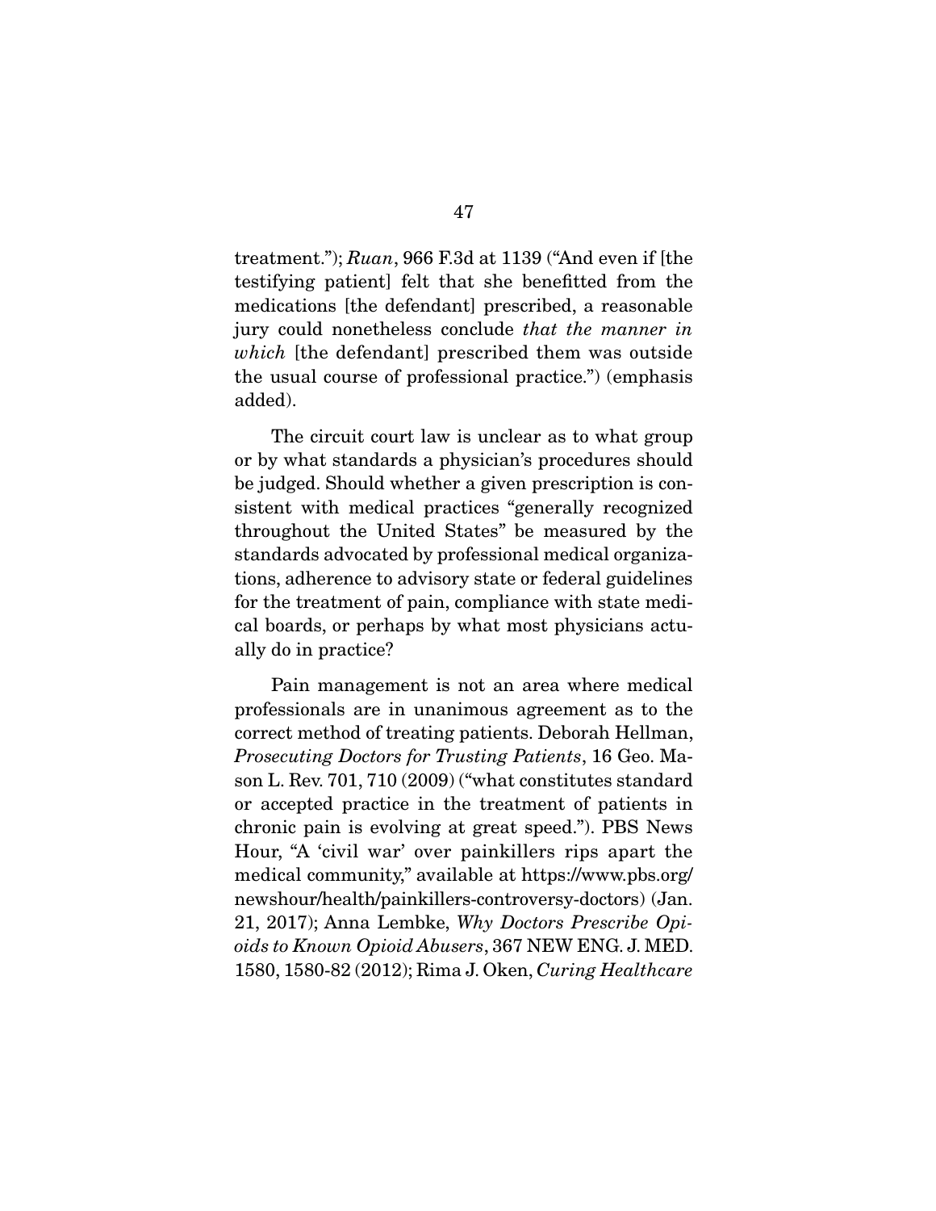treatment."); *Ruan*, 966 F.3d at 1139 ("And even if [the testifying patient] felt that she benefitted from the medications [the defendant] prescribed, a reasonable jury could nonetheless conclude *that the manner in which* [the defendant] prescribed them was outside the usual course of professional practice.") (emphasis added).

The circuit court law is unclear as to what group or by what standards a physician's procedures should be judged. Should whether a given prescription is consistent with medical practices "generally recognized throughout the United States" be measured by the standards advocated by professional medical organizations, adherence to advisory state or federal guidelines for the treatment of pain, compliance with state medical boards, or perhaps by what most physicians actually do in practice?

Pain management is not an area where medical professionals are in unanimous agreement as to the correct method of treating patients. Deborah Hellman, *Prosecuting Doctors for Trusting Patients*, 16 Geo. Mason L. Rev. 701, 710 (2009) ("what constitutes standard or accepted practice in the treatment of patients in chronic pain is evolving at great speed."). PBS News Hour, "A 'civil war' over painkillers rips apart the medical community," available at https://www.pbs.org/newshour/health/painkillers-controversy-doctors) (Jan. 21, 2017); Anna Lembke, *Why Doctors Prescribe Opioids to Known Opioid Abusers*, 367 NEW ENG. J. MED. 1580, 1580-82 (2012); Rima J. Oken, *Curing Healthcare*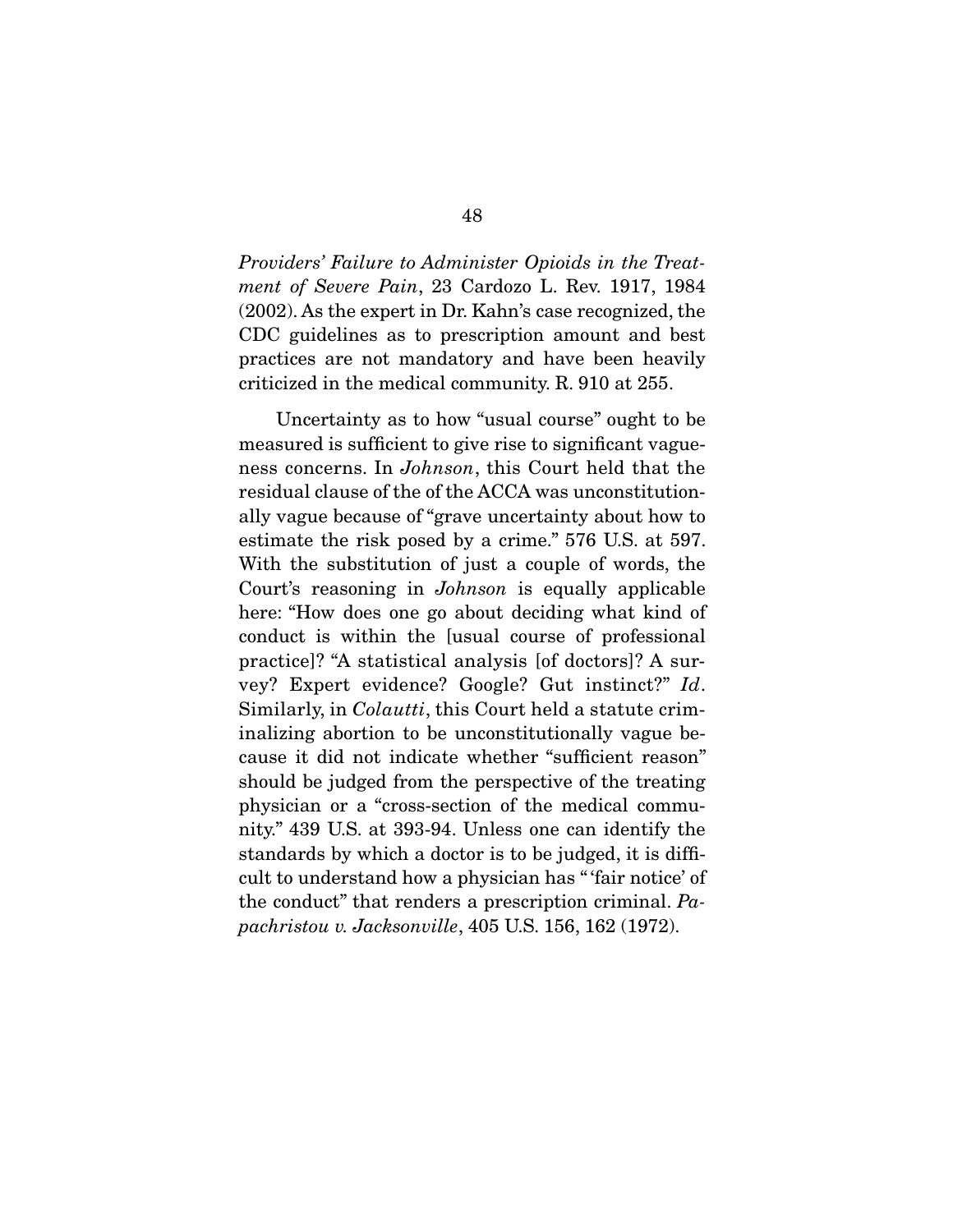*Providers' Failure to Administer Opioids in the Treatment of Severe Pain*, 23 Cardozo L. Rev. 1917, 1984 (2002). As the expert in Dr. Kahn's case recognized, the CDC guidelines as to prescription amount and best practices are not mandatory and have been heavily criticized in the medical community. R. 910 at 255.

Uncertainty as to how "usual course" ought to be measured is sufficient to give rise to significant vagueness concerns. In *Johnson*, this Court held that the residual clause of the of the ACCA was unconstitutionally vague because of "grave uncertainty about how to estimate the risk posed by a crime." 576 U.S. at 597. With the substitution of just a couple of words, the Court's reasoning in *Johnson* is equally applicable here: "How does one go about deciding what kind of conduct is within the [usual course of professional practice]? "A statistical analysis [of doctors]? A survey? Expert evidence? Google? Gut instinct?" *Id*. Similarly, in *Colautti*, this Court held a statute criminalizing abortion to be unconstitutionally vague because it did not indicate whether "sufficient reason" should be judged from the perspective of the treating physician or a "cross-section of the medical community." 439 U.S. at 393-94. Unless one can identify the standards by which a doctor is to be judged, it is difficult to understand how a physician has " 'fair notice' of the conduct" that renders a prescription criminal. *Papachristou v. Jacksonville*, 405 U.S. 156, 162 (1972).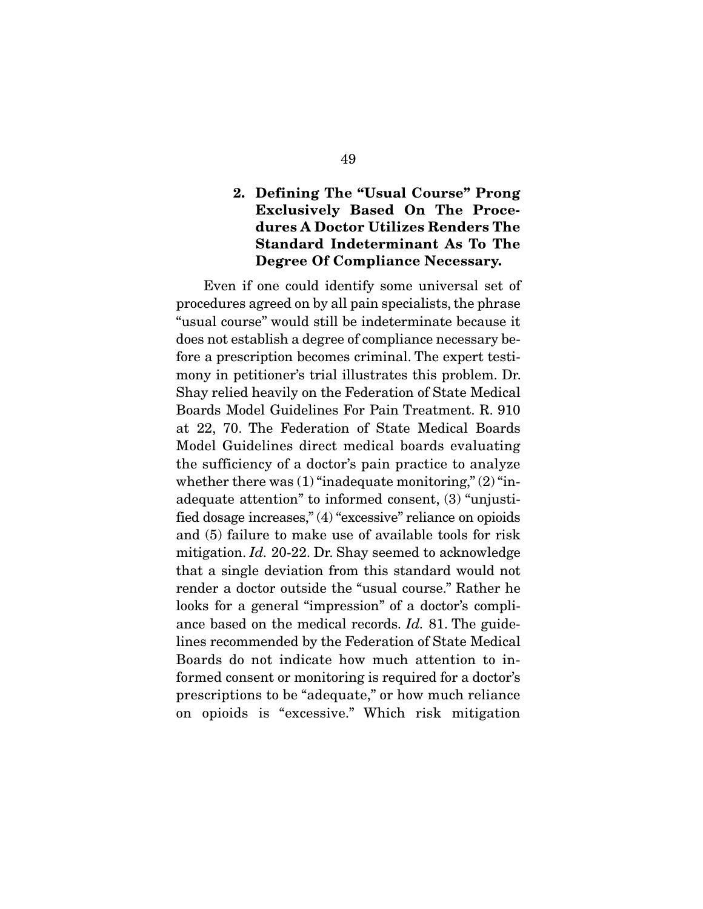### 2. Defining The "Usual Course" Prong Exclusively Based On The Procedures A Doctor Utilizes Renders The Standard Indeterminant As To The Degree Of Compliance Necessary.

Even if one could identify some universal set of procedures agreed on by all pain specialists, the phrase "usual course" would still be indeterminate because it does not establish a degree of compliance necessary before a prescription becomes criminal. The expert testimony in petitioner's trial illustrates this problem. Dr. Shay relied heavily on the Federation of State Medical Boards Model Guidelines For Pain Treatment. R. 910 at 22, 70. The Federation of State Medical Boards Model Guidelines direct medical boards evaluating the sufficiency of a doctor's pain practice to analyze whether there was (1) "inadequate monitoring," (2) "inadequate attention" to informed consent, (3) "unjustified dosage increases," (4) "excessive" reliance on opioids and (5) failure to make use of available tools for risk mitigation. *Id.* 20-22. Dr. Shay seemed to acknowledge that a single deviation from this standard would not render a doctor outside the "usual course." Rather he looks for a general "impression" of a doctor's compliance based on the medical records. *Id.* 81. The guidelines recommended by the Federation of State Medical Boards do not indicate how much attention to informed consent or monitoring is required for a doctor's prescriptions to be "adequate," or how much reliance on opioids is "excessive." Which risk mitigation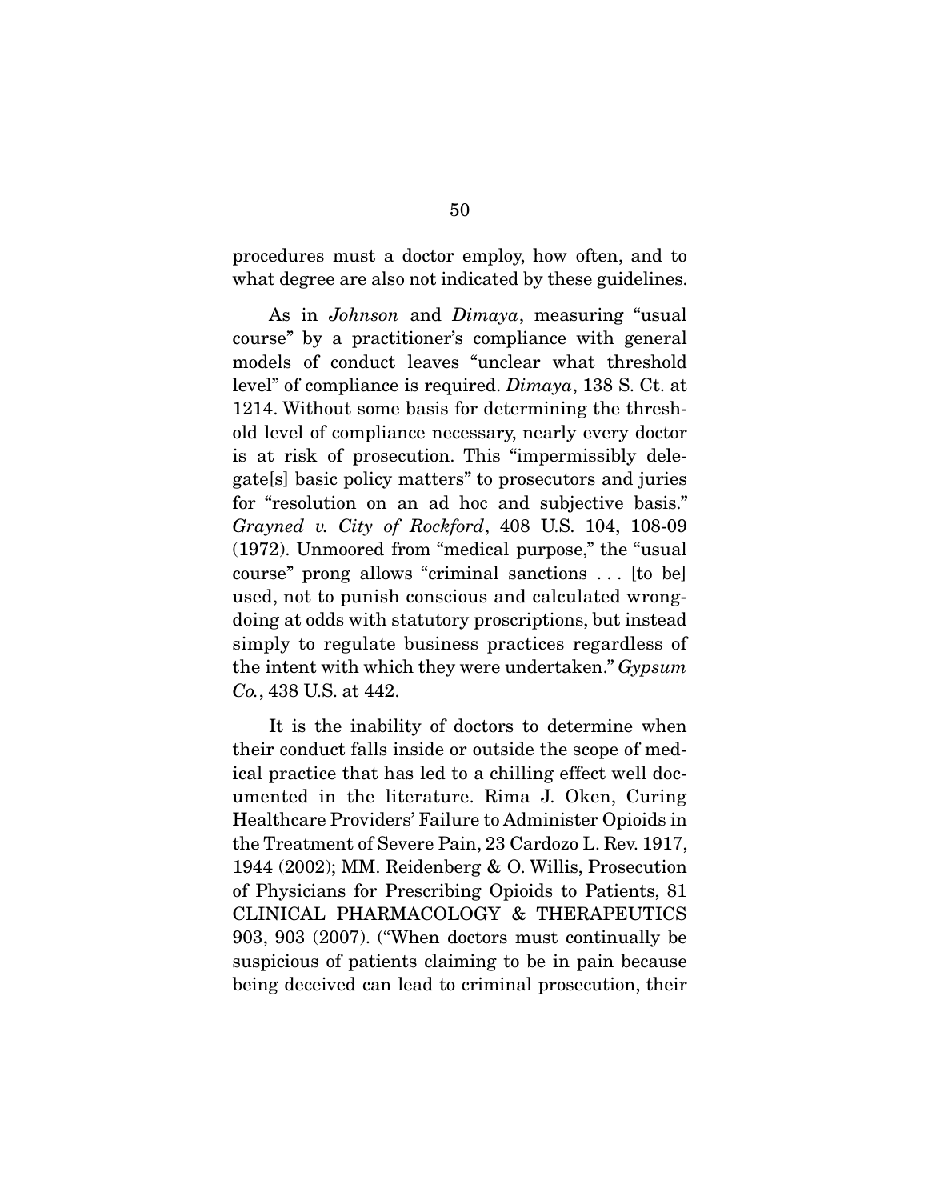procedures must a doctor employ, how often, and to what degree are also not indicated by these guidelines.

As in *Johnson* and *Dimaya*, measuring "usual course" by a practitioner's compliance with general models of conduct leaves "unclear what threshold level" of compliance is required. *Dimaya*, 138 S. Ct. at 1214. Without some basis for determining the threshold level of compliance necessary, nearly every doctor is at risk of prosecution. This "impermissibly delegate[s] basic policy matters" to prosecutors and juries for "resolution on an ad hoc and subjective basis." *Grayned v. City of Rockford*, 408 U.S. 104, 108-09 (1972). Unmoored from "medical purpose," the "usual course" prong allows "criminal sanctions . . . [to be] used, not to punish conscious and calculated wrongdoing at odds with statutory proscriptions, but instead simply to regulate business practices regardless of the intent with which they were undertaken." *Gypsum Co.*, 438 U.S. at 442.

It is the inability of doctors to determine when their conduct falls inside or outside the scope of medical practice that has led to a chilling effect well documented in the literature. Rima J. Oken, Curing Healthcare Providers' Failure to Administer Opioids in the Treatment of Severe Pain, 23 Cardozo L. Rev. 1917, 1944 (2002); MM. Reidenberg & O. Willis, Prosecution of Physicians for Prescribing Opioids to Patients, 81 CLINICAL PHARMACOLOGY & THERAPEUTICS 903, 903 (2007). ("When doctors must continually be suspicious of patients claiming to be in pain because being deceived can lead to criminal prosecution, their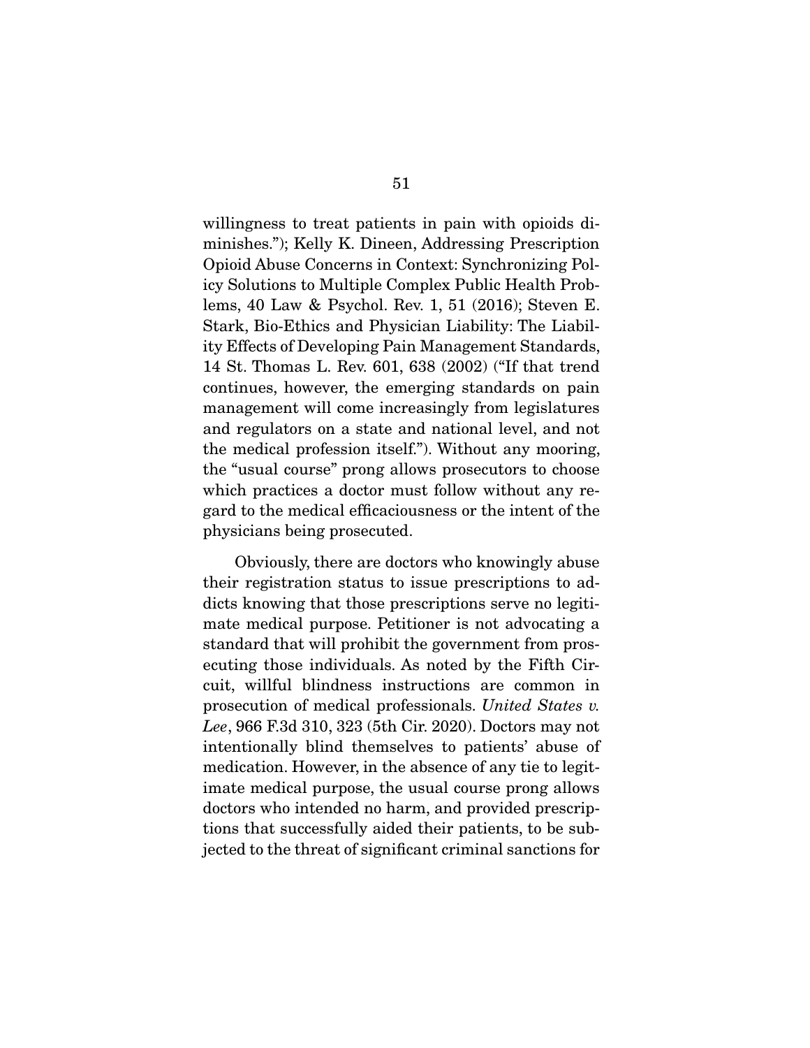willingness to treat patients in pain with opioids diminishes."); Kelly K. Dineen, Addressing Prescription Opioid Abuse Concerns in Context: Synchronizing Policy Solutions to Multiple Complex Public Health Problems, 40 Law & Psychol. Rev. 1, 51 (2016); Steven E. Stark, Bio-Ethics and Physician Liability: The Liability Effects of Developing Pain Management Standards, 14 St. Thomas L. Rev. 601, 638 (2002) ("If that trend continues, however, the emerging standards on pain management will come increasingly from legislatures and regulators on a state and national level, and not the medical profession itself."). Without any mooring, the "usual course" prong allows prosecutors to choose which practices a doctor must follow without any regard to the medical efficaciousness or the intent of the physicians being prosecuted.

Obviously, there are doctors who knowingly abuse their registration status to issue prescriptions to addicts knowing that those prescriptions serve no legitimate medical purpose. Petitioner is not advocating a standard that will prohibit the government from prosecuting those individuals. As noted by the Fifth Circuit, willful blindness instructions are common in prosecution of medical professionals. *United States v. Lee*, 966 F.3d 310, 323 (5th Cir. 2020). Doctors may not intentionally blind themselves to patients' abuse of medication. However, in the absence of any tie to legitimate medical purpose, the usual course prong allows doctors who intended no harm, and provided prescriptions that successfully aided their patients, to be subjected to the threat of significant criminal sanctions for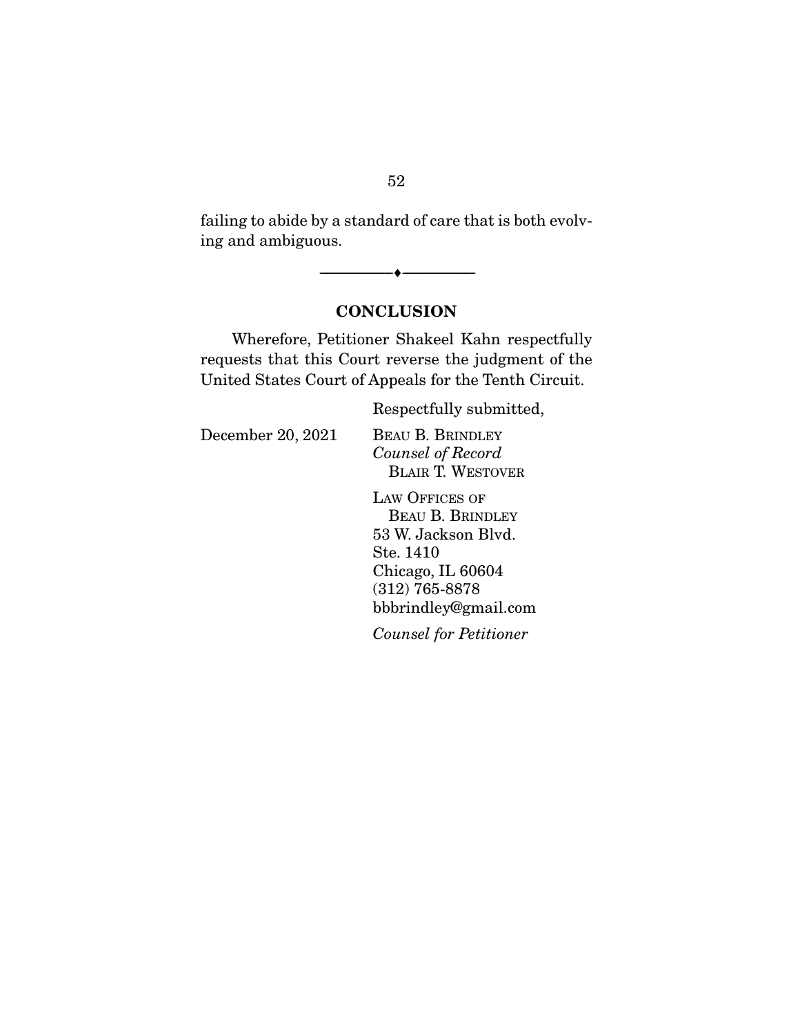failing to abide by a standard of care that is both evolving and ambiguous.

---

## CONCLUSION

Wherefore, Petitioner Shakeel Kahn respectfully requests that this Court reverse the judgment of the United States Court of Appeals for the Tenth Circuit.

Respectfully submitted,

December 20, 2021

BEAU B. BRINDLEY
*Counsel of Record*
BLAIR T. WESTOVER

LAW OFFICES OF
BEAU B. BRINDLEY
53 W. Jackson Blvd.
Ste. 1410
Chicago, IL 60604
(312) 765-8878
bbbrindley@gmail.com

*Counsel for Petitioner*